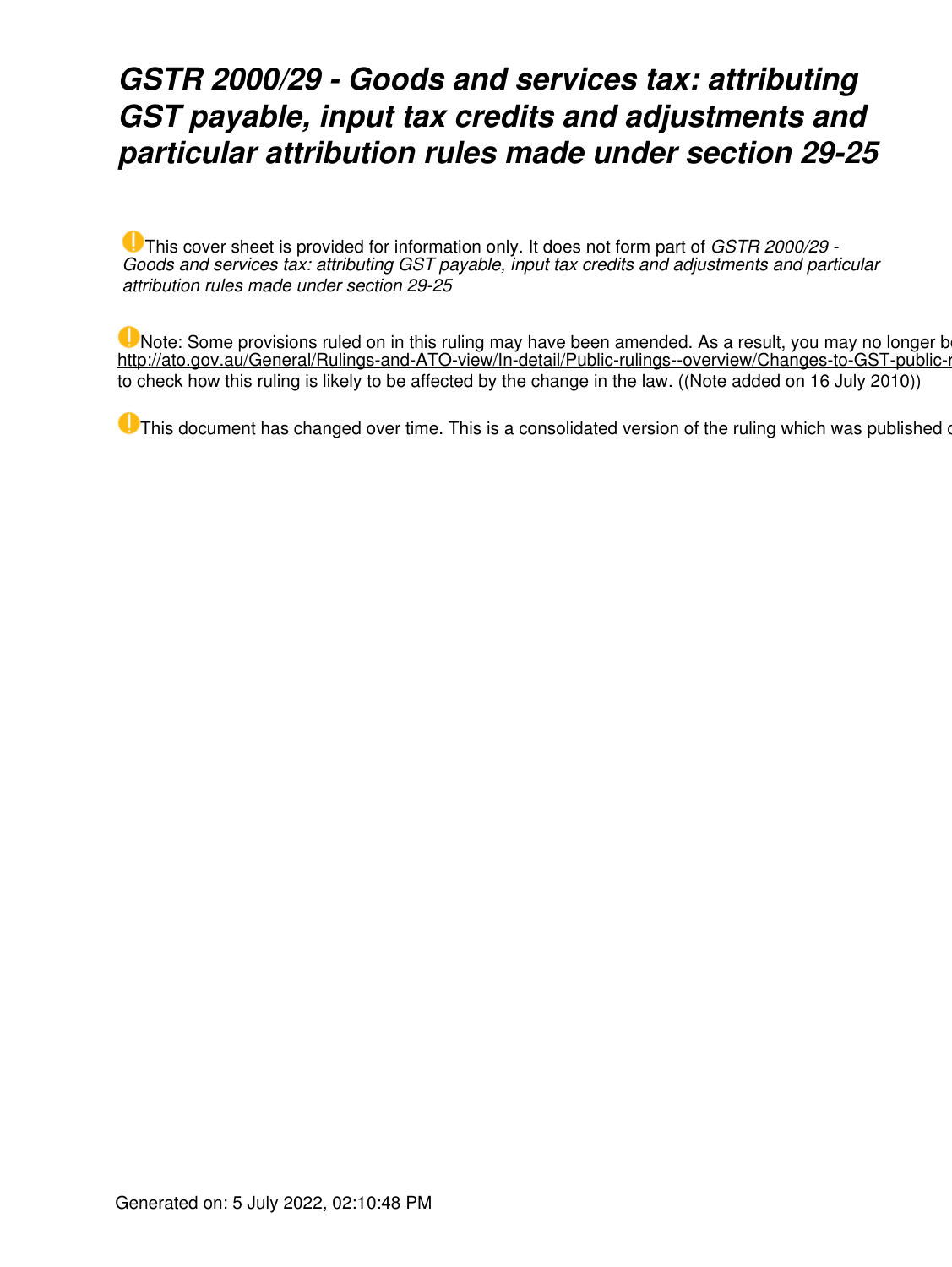# *GSTR 2000/29 - Goods and services tax: attributing GST payable, input tax credits and adjustments and particular attribution rules made under section 29-25*

This cover sheet is provided for information only. It does not form part of *GSTR 2000/29 - Goods and services tax: attributing GST payable, input tax credits and adjustments and particular attribution rules made under section 29-25*

Note: Some provisions ruled on in this ruling may have been amended. As a result, you may no longer be
http://ato.gov.au/General/Rulings-and-ATO-view/In-detail/Public-rulings--overview/Changes-to-GST-public-r
to check how this ruling is likely to be affected by the change in the law. ((Note added on 16 July 2010))

This document has changed over time. This is a consolidated version of the ruling which was published c

Generated on: 5 July 2022, 02:10:48 PM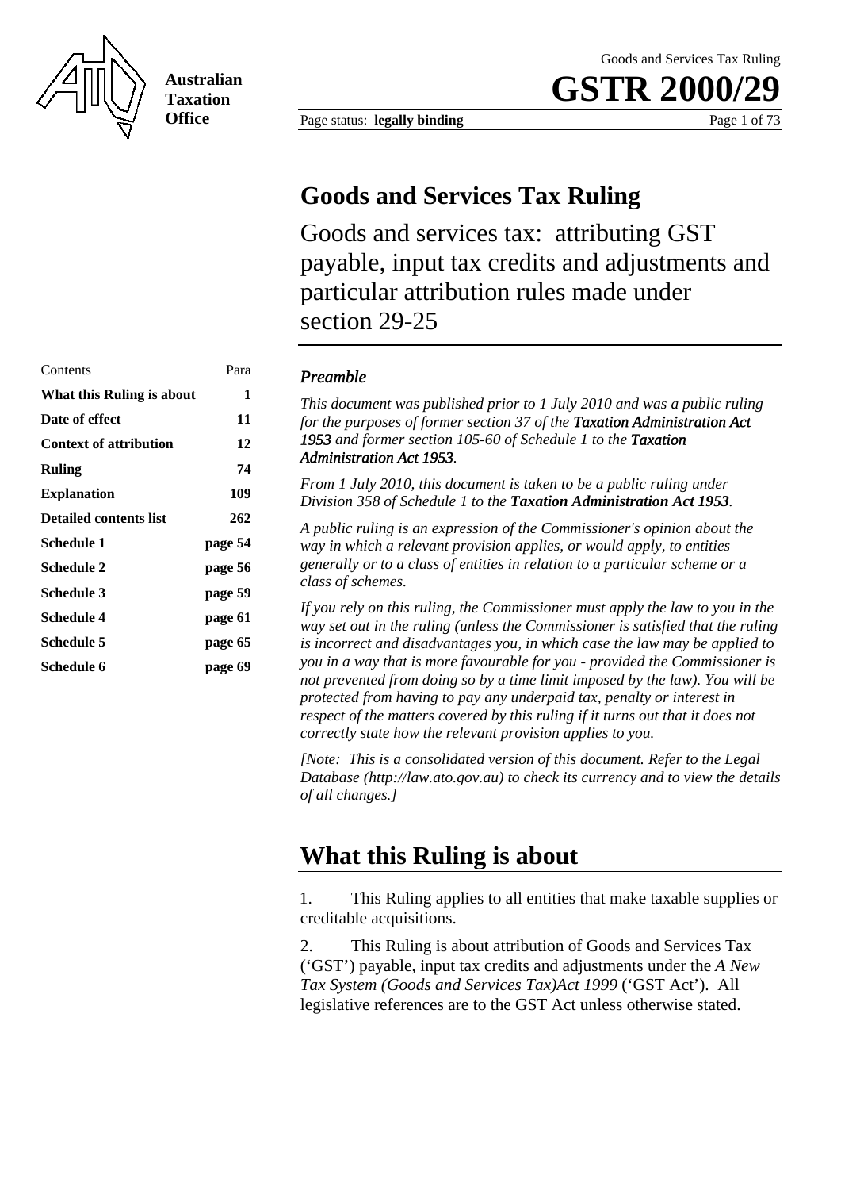# Goods and Services Tax Ruling

Goods and services tax: attributing GST payable, input tax credits and adjustments and particular attribution rules made under section 29-25

| Contents | Para |
| --- | --- |
| **What this Ruling is about** | **1** |
| **Date of effect** | **11** |
| **Context of attribution** | **12** |
| **Ruling** | **74** |
| **Explanation** | **109** |
| **Detailed contents list** | **262** |
| **Schedule 1** | **page 54** |
| **Schedule 2** | **page 56** |
| **Schedule 3** | **page 59** |
| **Schedule 4** | **page 61** |
| **Schedule 5** | **page 65** |
| **Schedule 6** | **page 69** |

### *Preamble*

*This document was published prior to 1 July 2010 and was a public ruling for the purposes of former section 37 of the* ***Taxation Administration Act 1953*** *and former section 105-60 of Schedule 1 to the* ***Taxation Administration Act 1953****.*

*From 1 July 2010, this document is taken to be a public ruling under Division 358 of Schedule 1 to the* ***Taxation Administration Act 1953****.*

*A public ruling is an expression of the Commissioner's opinion about the way in which a relevant provision applies, or would apply, to entities generally or to a class of entities in relation to a particular scheme or a class of schemes.*

*If you rely on this ruling, the Commissioner must apply the law to you in the way set out in the ruling (unless the Commissioner is satisfied that the ruling is incorrect and disadvantages you, in which case the law may be applied to you in a way that is more favourable for you - provided the Commissioner is not prevented from doing so by a time limit imposed by the law). You will be protected from having to pay any underpaid tax, penalty or interest in respect of the matters covered by this ruling if it turns out that it does not correctly state how the relevant provision applies to you.*

*[Note: This is a consolidated version of this document. Refer to the Legal Database (http://law.ato.gov.au) to check its currency and to view the details of all changes.]*

## What this Ruling is about

1. This Ruling applies to all entities that make taxable supplies or creditable acquisitions.

2. This Ruling is about attribution of Goods and Services Tax ('GST') payable, input tax credits and adjustments under the *A New Tax System (Goods and Services Tax)Act 1999* ('GST Act'). All legislative references are to the GST Act unless otherwise stated.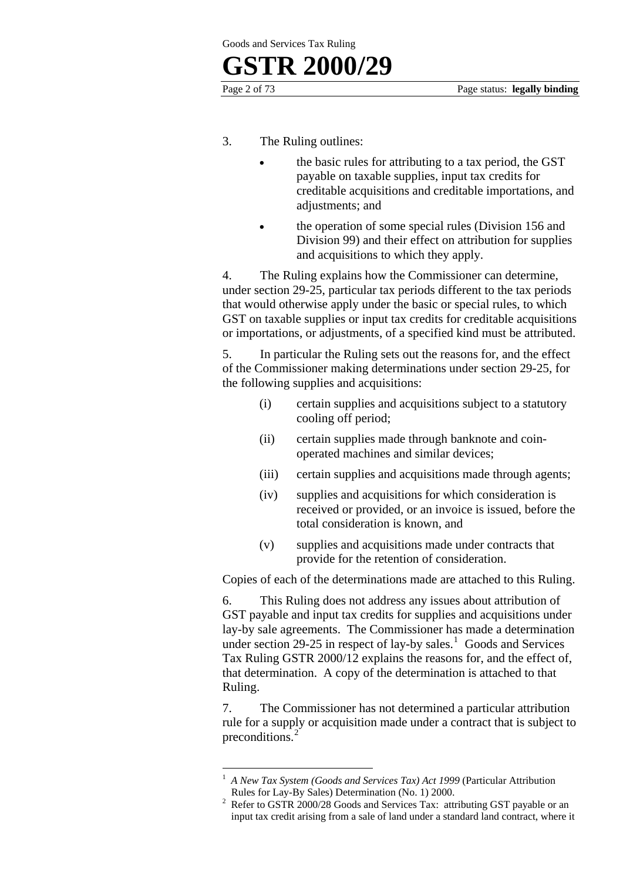3. The Ruling outlines:

- the basic rules for attributing to a tax period, the GST payable on taxable supplies, input tax credits for creditable acquisitions and creditable importations, and adjustments; and
- the operation of some special rules (Division 156 and Division 99) and their effect on attribution for supplies and acquisitions to which they apply.

4. The Ruling explains how the Commissioner can determine, under section 29-25, particular tax periods different to the tax periods that would otherwise apply under the basic or special rules, to which GST on taxable supplies or input tax credits for creditable acquisitions or importations, or adjustments, of a specified kind must be attributed.

5. In particular the Ruling sets out the reasons for, and the effect of the Commissioner making determinations under section 29-25, for the following supplies and acquisitions:

(i) certain supplies and acquisitions subject to a statutory cooling off period;

(ii) certain supplies made through banknote and coin-operated machines and similar devices;

(iii) certain supplies and acquisitions made through agents;

(iv) supplies and acquisitions for which consideration is received or provided, or an invoice is issued, before the total consideration is known, and

(v) supplies and acquisitions made under contracts that provide for the retention of consideration.

Copies of each of the determinations made are attached to this Ruling.

6. This Ruling does not address any issues about attribution of GST payable and input tax credits for supplies and acquisitions under lay-by sale agreements. The Commissioner has made a determination under section 29-25 in respect of lay-by sales.[1] Goods and Services Tax Ruling GSTR 2000/12 explains the reasons for, and the effect of, that determination. A copy of the determination is attached to that Ruling.

7. The Commissioner has not determined a particular attribution rule for a supply or acquisition made under a contract that is subject to preconditions.[2]

---

[1] *A New Tax System (Goods and Services Tax) Act 1999* (Particular Attribution Rules for Lay-By Sales) Determination (No. 1) 2000.

[2] Refer to GSTR 2000/28 Goods and Services Tax: attributing GST payable or an input tax credit arising from a sale of land under a standard land contract, where it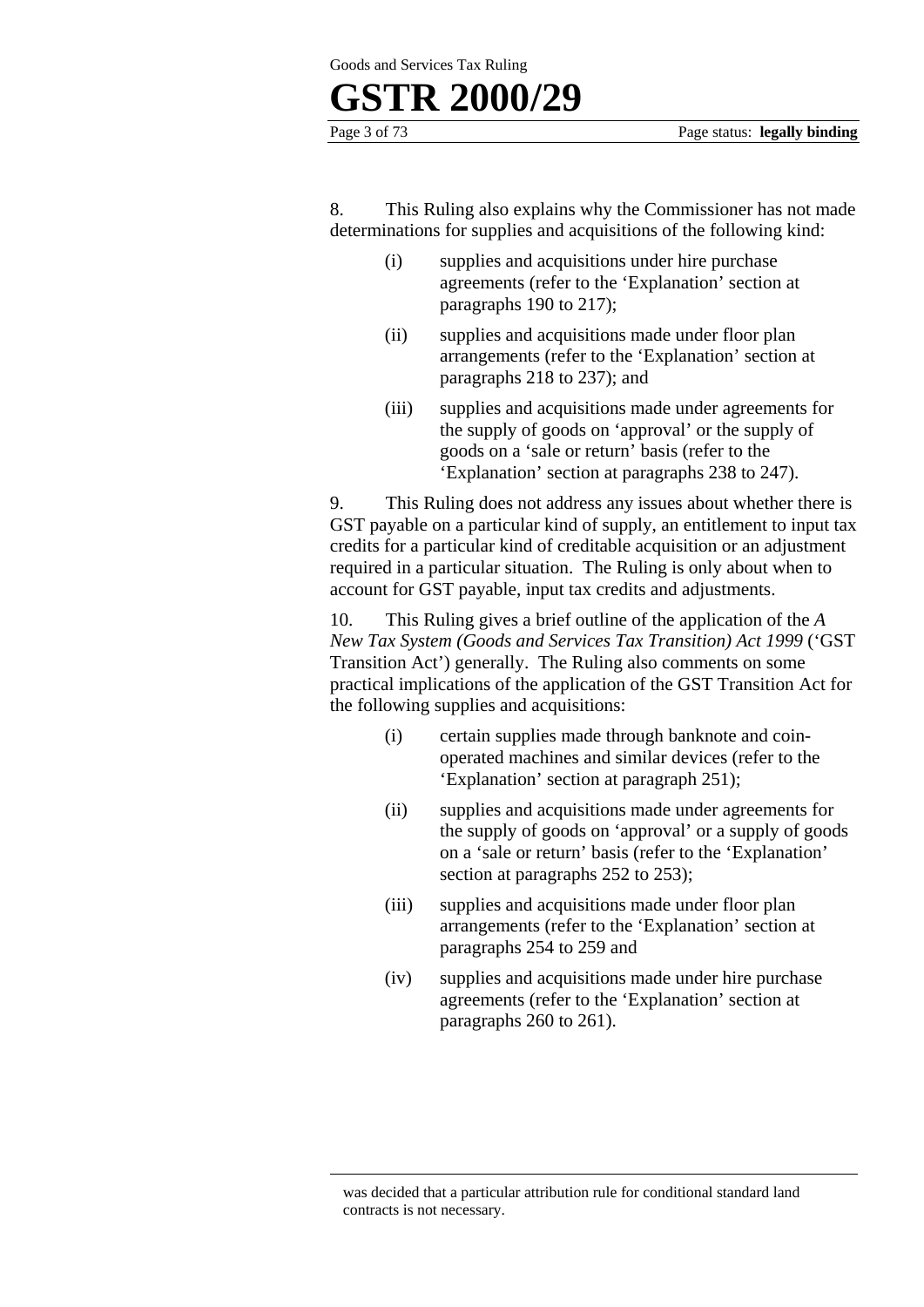8. This Ruling also explains why the Commissioner has not made determinations for supplies and acquisitions of the following kind:

(i) supplies and acquisitions under hire purchase agreements (refer to the 'Explanation' section at paragraphs 190 to 217);

(ii) supplies and acquisitions made under floor plan arrangements (refer to the 'Explanation' section at paragraphs 218 to 237); and

(iii) supplies and acquisitions made under agreements for the supply of goods on 'approval' or the supply of goods on a 'sale or return' basis (refer to the 'Explanation' section at paragraphs 238 to 247).

9. This Ruling does not address any issues about whether there is GST payable on a particular kind of supply, an entitlement to input tax credits for a particular kind of creditable acquisition or an adjustment required in a particular situation. The Ruling is only about when to account for GST payable, input tax credits and adjustments.

10. This Ruling gives a brief outline of the application of the *A New Tax System (Goods and Services Tax Transition) Act 1999* ('GST Transition Act') generally. The Ruling also comments on some practical implications of the application of the GST Transition Act for the following supplies and acquisitions:

(i) certain supplies made through banknote and coin-operated machines and similar devices (refer to the 'Explanation' section at paragraph 251);

(ii) supplies and acquisitions made under agreements for the supply of goods on 'approval' or a supply of goods on a 'sale or return' basis (refer to the 'Explanation' section at paragraphs 252 to 253);

(iii) supplies and acquisitions made under floor plan arrangements (refer to the 'Explanation' section at paragraphs 254 to 259 and

(iv) supplies and acquisitions made under hire purchase agreements (refer to the 'Explanation' section at paragraphs 260 to 261).

---

was decided that a particular attribution rule for conditional standard land contracts is not necessary.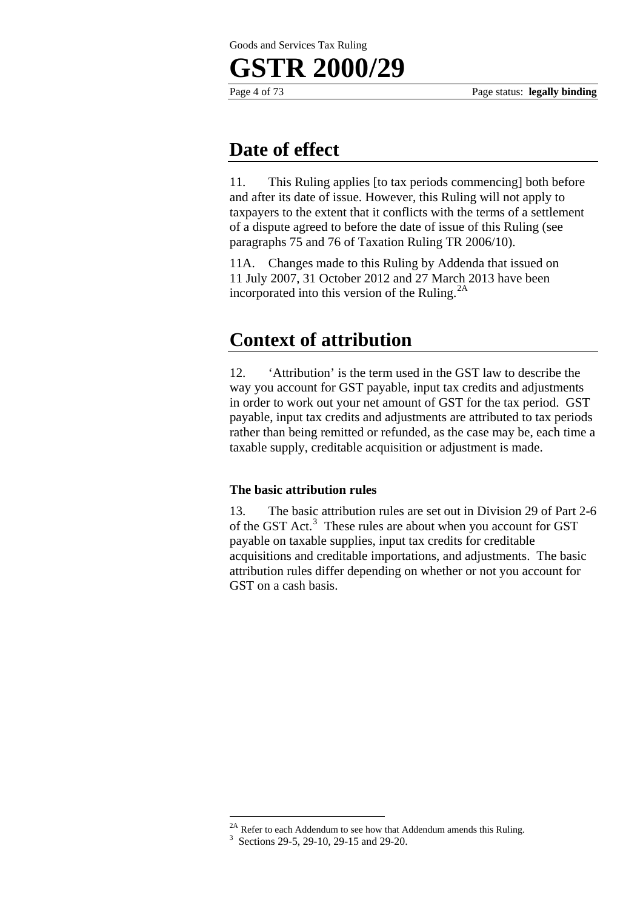## Date of effect

11. This Ruling applies [to tax periods commencing] both before and after its date of issue. However, this Ruling will not apply to taxpayers to the extent that it conflicts with the terms of a settlement of a dispute agreed to before the date of issue of this Ruling (see paragraphs 75 and 76 of Taxation Ruling TR 2006/10).

11A. Changes made to this Ruling by Addenda that issued on 11 July 2007, 31 October 2012 and 27 March 2013 have been incorporated into this version of the Ruling.[2A]

## Context of attribution

12. 'Attribution' is the term used in the GST law to describe the way you account for GST payable, input tax credits and adjustments in order to work out your net amount of GST for the tax period. GST payable, input tax credits and adjustments are attributed to tax periods rather than being remitted or refunded, as the case may be, each time a taxable supply, creditable acquisition or adjustment is made.

### The basic attribution rules

13. The basic attribution rules are set out in Division 29 of Part 2-6 of the GST Act.[3] These rules are about when you account for GST payable on taxable supplies, input tax credits for creditable acquisitions and creditable importations, and adjustments. The basic attribution rules differ depending on whether or not you account for GST on a cash basis.

---

[2A] Refer to each Addendum to see how that Addendum amends this Ruling.

[3] Sections 29-5, 29-10, 29-15 and 29-20.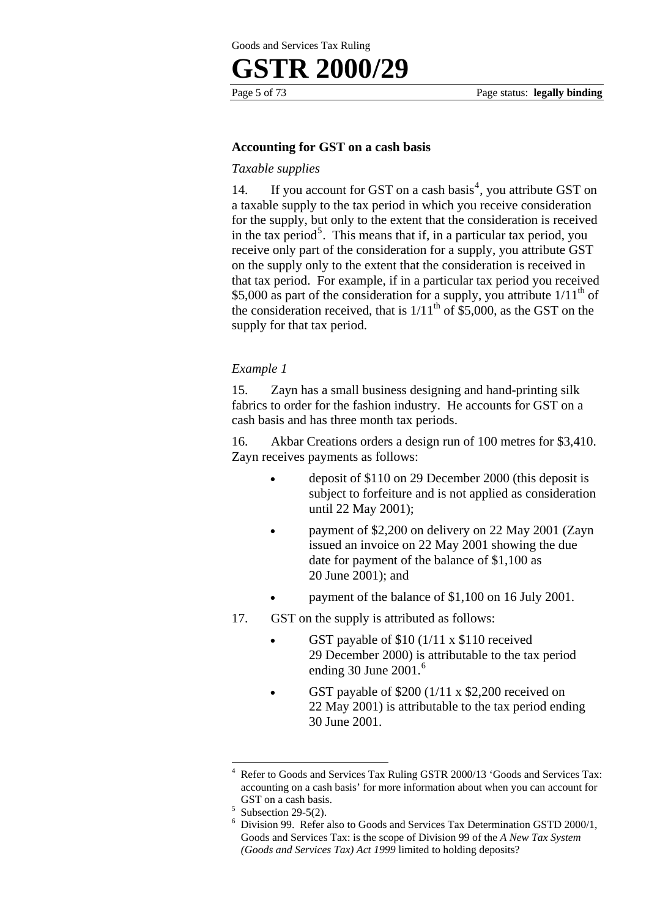## Accounting for GST on a cash basis

*Taxable supplies*

14. If you account for GST on a cash basis[4], you attribute GST on a taxable supply to the tax period in which you receive consideration for the supply, but only to the extent that the consideration is received in the tax period[5]. This means that if, in a particular tax period, you receive only part of the consideration for a supply, you attribute GST on the supply only to the extent that the consideration is received in that tax period. For example, if in a particular tax period you received \$5,000 as part of the consideration for a supply, you attribute 1/11th of the consideration received, that is 1/11th of \$5,000, as the GST on the supply for that tax period.

*Example 1*

15. Zayn has a small business designing and hand-printing silk fabrics to order for the fashion industry. He accounts for GST on a cash basis and has three month tax periods.

16. Akbar Creations orders a design run of 100 metres for \$3,410. Zayn receives payments as follows:

- deposit of \$110 on 29 December 2000 (this deposit is subject to forfeiture and is not applied as consideration until 22 May 2001);
- payment of \$2,200 on delivery on 22 May 2001 (Zayn issued an invoice on 22 May 2001 showing the due date for payment of the balance of \$1,100 as 20 June 2001); and
- payment of the balance of \$1,100 on 16 July 2001.

17. GST on the supply is attributed as follows:

- GST payable of \$10 (1/11 x \$110 received 29 December 2000) is attributable to the tax period ending 30 June 2001.[6]
- GST payable of \$200 (1/11 x \$2,200 received on 22 May 2001) is attributable to the tax period ending 30 June 2001.

---

[4] Refer to Goods and Services Tax Ruling GSTR 2000/13 'Goods and Services Tax: accounting on a cash basis' for more information about when you can account for GST on a cash basis.

[5] Subsection 29-5(2).

[6] Division 99. Refer also to Goods and Services Tax Determination GSTD 2000/1, Goods and Services Tax: is the scope of Division 99 of the *A New Tax System (Goods and Services Tax) Act 1999* limited to holding deposits?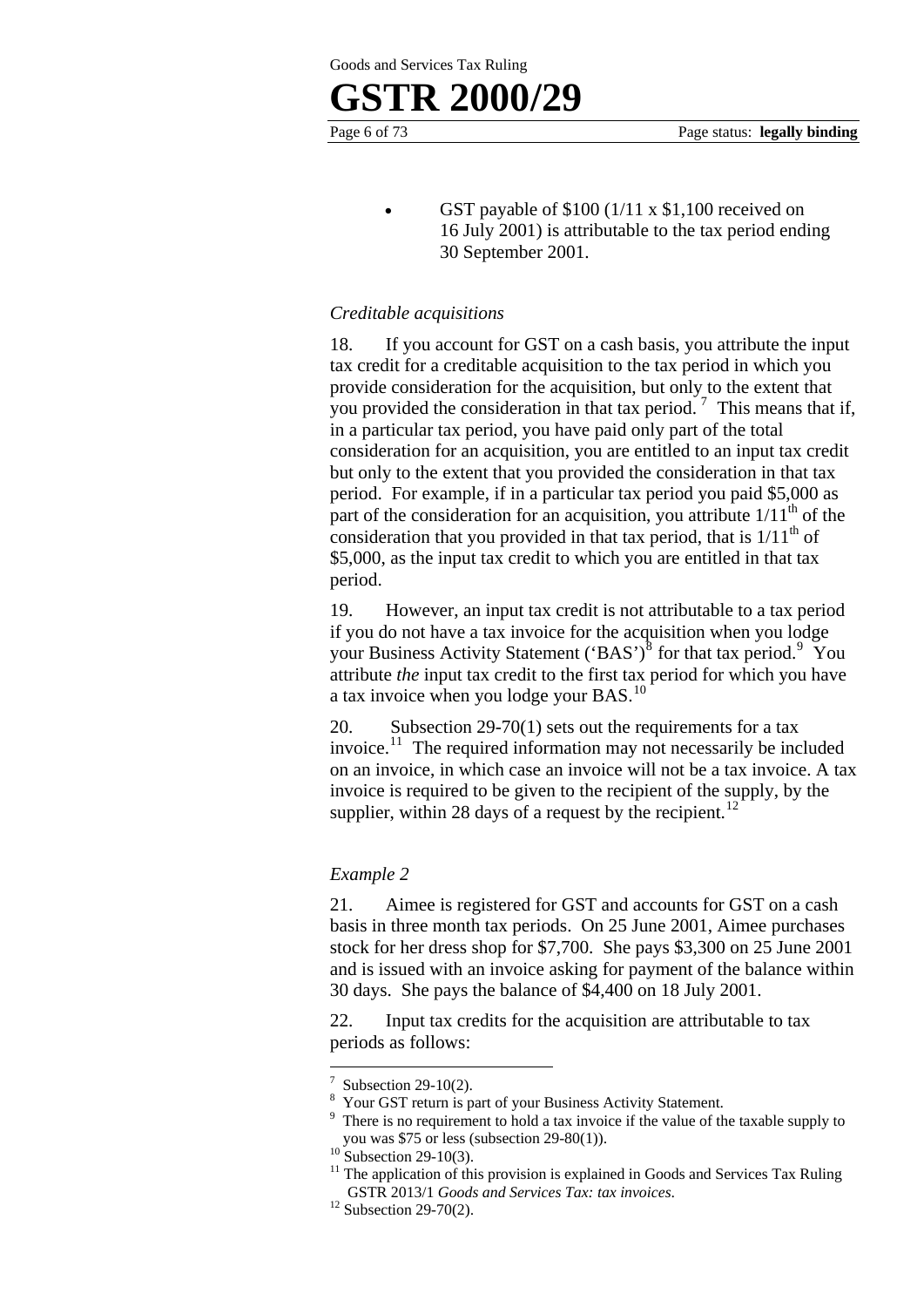- GST payable of $100 (1/11 x $1,100 received on 16 July 2001) is attributable to the tax period ending 30 September 2001.

### *Creditable acquisitions*

18. If you account for GST on a cash basis, you attribute the input tax credit for a creditable acquisition to the tax period in which you provide consideration for the acquisition, but only to the extent that you provided the consideration in that tax period.[7] This means that if, in a particular tax period, you have paid only part of the total consideration for an acquisition, you are entitled to an input tax credit but only to the extent that you provided the consideration in that tax period. For example, if in a particular tax period you paid $5,000 as part of the consideration for an acquisition, you attribute $1/11^{th}$ of the consideration that you provided in that tax period, that is $1/11^{th}$ of $5,000, as the input tax credit to which you are entitled in that tax period.

19. However, an input tax credit is not attributable to a tax period if you do not have a tax invoice for the acquisition when you lodge your Business Activity Statement ('BAS')[8] for that tax period.[9] You attribute *the* input tax credit to the first tax period for which you have a tax invoice when you lodge your BAS.[10]

20. Subsection 29-70(1) sets out the requirements for a tax invoice.[11] The required information may not necessarily be included on an invoice, in which case an invoice will not be a tax invoice. A tax invoice is required to be given to the recipient of the supply, by the supplier, within 28 days of a request by the recipient.[12]

### *Example 2*

21. Aimee is registered for GST and accounts for GST on a cash basis in three month tax periods. On 25 June 2001, Aimee purchases stock for her dress shop for $7,700. She pays $3,300 on 25 June 2001 and is issued with an invoice asking for payment of the balance within 30 days. She pays the balance of $4,400 on 18 July 2001.

22. Input tax credits for the acquisition are attributable to tax periods as follows:

---

[7] Subsection 29-10(2).

[8] Your GST return is part of your Business Activity Statement.

[9] There is no requirement to hold a tax invoice if the value of the taxable supply to you was $75 or less (subsection 29-80(1)).

[10] Subsection 29-10(3).

[11] The application of this provision is explained in Goods and Services Tax Ruling GSTR 2013/1 *Goods and Services Tax: tax invoices*.

[12] Subsection 29-70(2).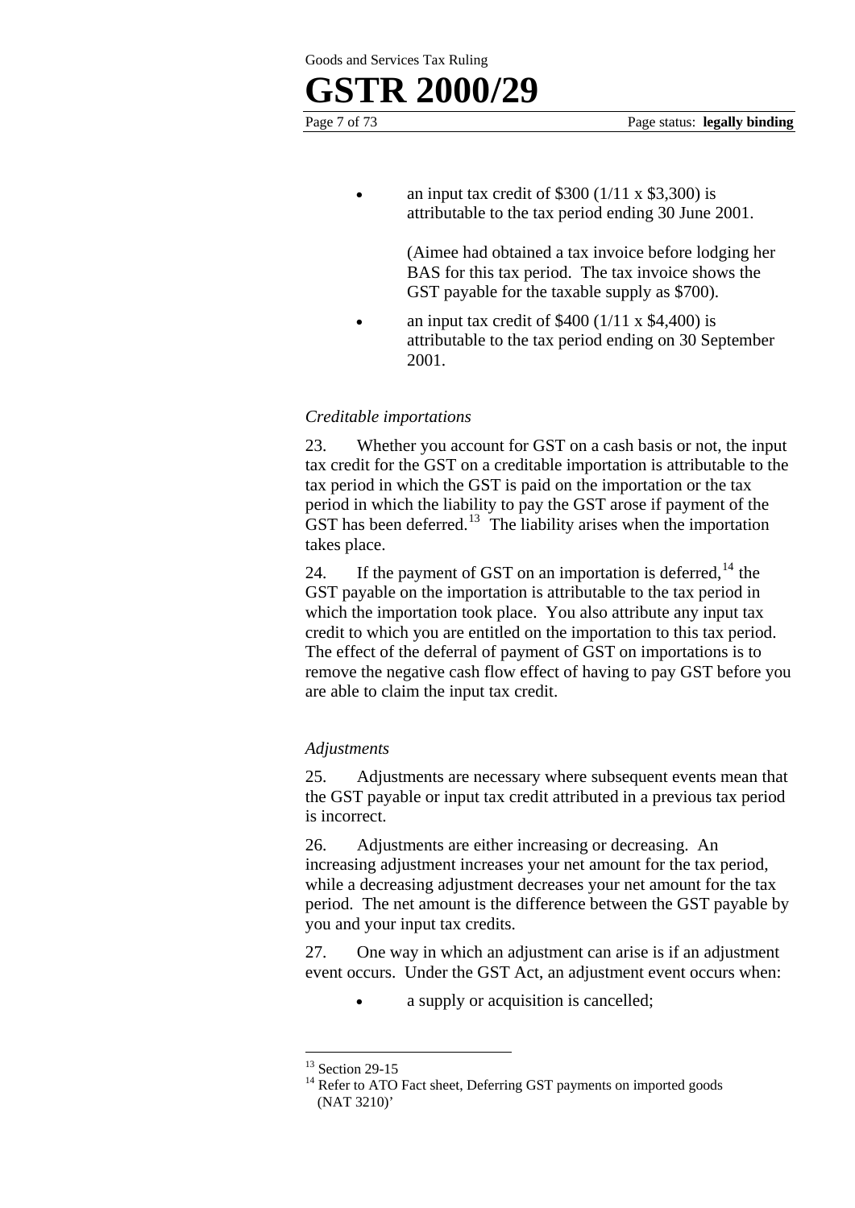- an input tax credit of $300 (1/11 x $3,300) is attributable to the tax period ending 30 June 2001.

  (Aimee had obtained a tax invoice before lodging her BAS for this tax period. The tax invoice shows the GST payable for the taxable supply as $700).

- an input tax credit of $400 (1/11 x $4,400) is attributable to the tax period ending on 30 September 2001.

*Creditable importations*

23. Whether you account for GST on a cash basis or not, the input tax credit for the GST on a creditable importation is attributable to the tax period in which the GST is paid on the importation or the tax period in which the liability to pay the GST arose if payment of the GST has been deferred.[13] The liability arises when the importation takes place.

24. If the payment of GST on an importation is deferred,[14] the GST payable on the importation is attributable to the tax period in which the importation took place. You also attribute any input tax credit to which you are entitled on the importation to this tax period. The effect of the deferral of payment of GST on importations is to remove the negative cash flow effect of having to pay GST before you are able to claim the input tax credit.

*Adjustments*

25. Adjustments are necessary where subsequent events mean that the GST payable or input tax credit attributed in a previous tax period is incorrect.

26. Adjustments are either increasing or decreasing. An increasing adjustment increases your net amount for the tax period, while a decreasing adjustment decreases your net amount for the tax period. The net amount is the difference between the GST payable by you and your input tax credits.

27. One way in which an adjustment can arise is if an adjustment event occurs. Under the GST Act, an adjustment event occurs when:

- a supply or acquisition is cancelled;

---

[13] Section 29-15

[14] Refer to ATO Fact sheet, Deferring GST payments on imported goods (NAT 3210)'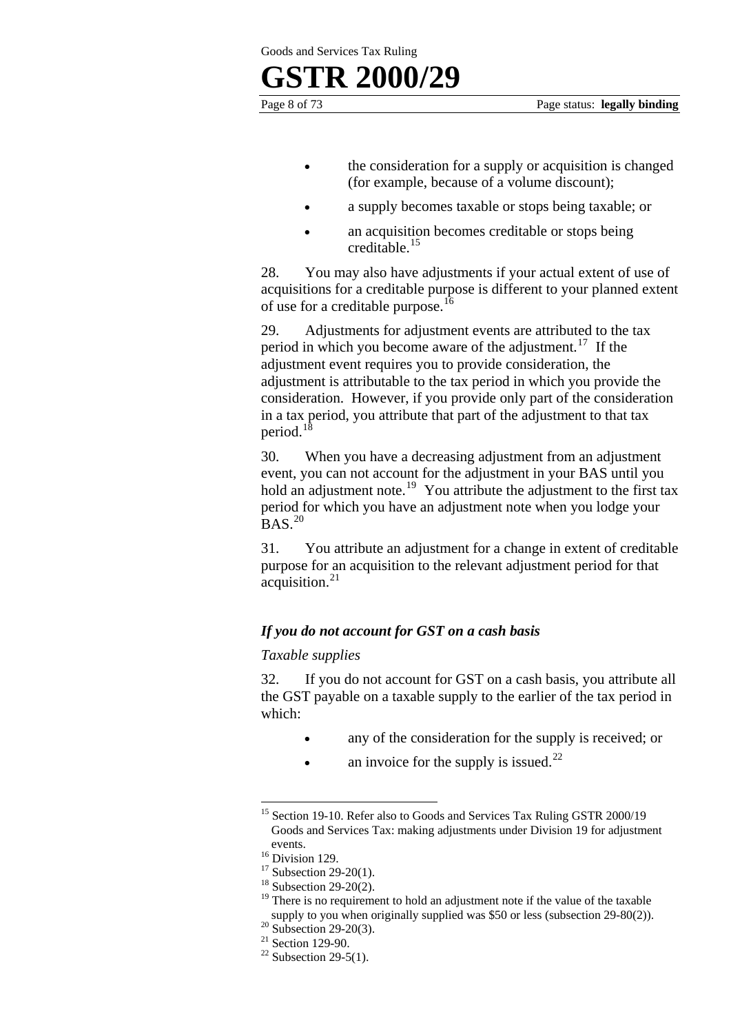- the consideration for a supply or acquisition is changed (for example, because of a volume discount);
- a supply becomes taxable or stops being taxable; or
- an acquisition becomes creditable or stops being creditable.[15]

28. You may also have adjustments if your actual extent of use of acquisitions for a creditable purpose is different to your planned extent of use for a creditable purpose.[16]

29. Adjustments for adjustment events are attributed to the tax period in which you become aware of the adjustment.[17] If the adjustment event requires you to provide consideration, the adjustment is attributable to the tax period in which you provide the consideration. However, if you provide only part of the consideration in a tax period, you attribute that part of the adjustment to that tax period.[18]

30. When you have a decreasing adjustment from an adjustment event, you can not account for the adjustment in your BAS until you hold an adjustment note.[19] You attribute the adjustment to the first tax period for which you have an adjustment note when you lodge your BAS.[20]

31. You attribute an adjustment for a change in extent of creditable purpose for an acquisition to the relevant adjustment period for that acquisition.[21]

### *If you do not account for GST on a cash basis*

*Taxable supplies*

32. If you do not account for GST on a cash basis, you attribute all the GST payable on a taxable supply to the earlier of the tax period in which:

- any of the consideration for the supply is received; or
- an invoice for the supply is issued.[22]

---

[15] Section 19-10. Refer also to Goods and Services Tax Ruling GSTR 2000/19 Goods and Services Tax: making adjustments under Division 19 for adjustment events.

[16] Division 129.

[17] Subsection 29-20(1).

[18] Subsection 29-20(2).

[19] There is no requirement to hold an adjustment note if the value of the taxable supply to you when originally supplied was $50 or less (subsection 29-80(2)).

[20] Subsection 29-20(3).

[21] Section 129-90.

[22] Subsection 29-5(1).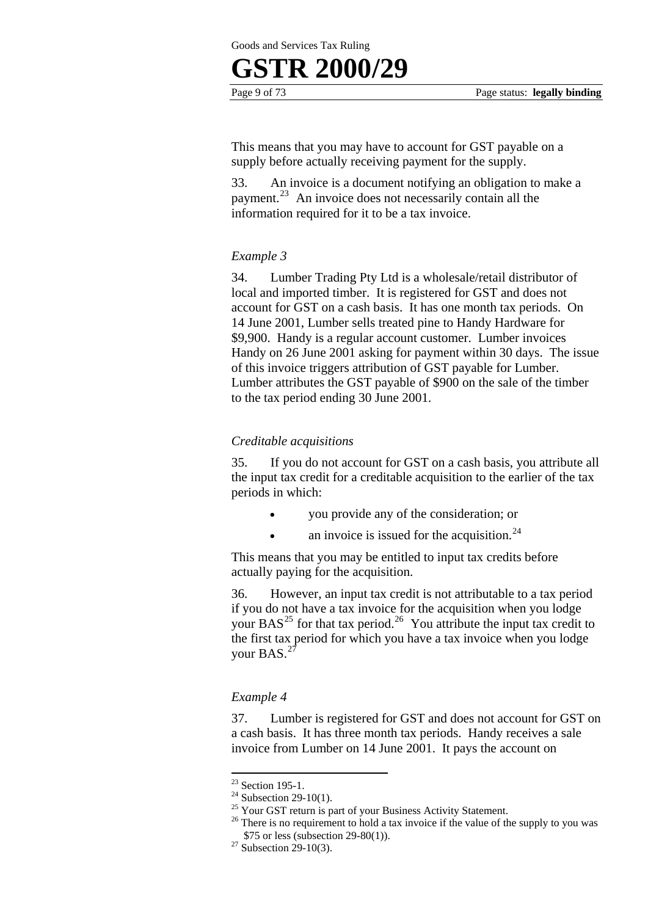This means that you may have to account for GST payable on a supply before actually receiving payment for the supply.

33. An invoice is a document notifying an obligation to make a payment.[23] An invoice does not necessarily contain all the information required for it to be a tax invoice.

*Example 3*

34. Lumber Trading Pty Ltd is a wholesale/retail distributor of local and imported timber. It is registered for GST and does not account for GST on a cash basis. It has one month tax periods. On 14 June 2001, Lumber sells treated pine to Handy Hardware for $9,900. Handy is a regular account customer. Lumber invoices Handy on 26 June 2001 asking for payment within 30 days. The issue of this invoice triggers attribution of GST payable for Lumber. Lumber attributes the GST payable of $900 on the sale of the timber to the tax period ending 30 June 2001.

*Creditable acquisitions*

35. If you do not account for GST on a cash basis, you attribute all the input tax credit for a creditable acquisition to the earlier of the tax periods in which:

- you provide any of the consideration; or
- an invoice is issued for the acquisition.[24]

This means that you may be entitled to input tax credits before actually paying for the acquisition.

36. However, an input tax credit is not attributable to a tax period if you do not have a tax invoice for the acquisition when you lodge your BAS[25] for that tax period.[26] You attribute the input tax credit to the first tax period for which you have a tax invoice when you lodge your BAS.[27]

*Example 4*

37. Lumber is registered for GST and does not account for GST on a cash basis. It has three month tax periods. Handy receives a sale invoice from Lumber on 14 June 2001. It pays the account on

---

[23] Section 195-1.

[24] Subsection 29-10(1).

[25] Your GST return is part of your Business Activity Statement.

[26] There is no requirement to hold a tax invoice if the value of the supply to you was $75 or less (subsection 29-80(1)).

[27] Subsection 29-10(3).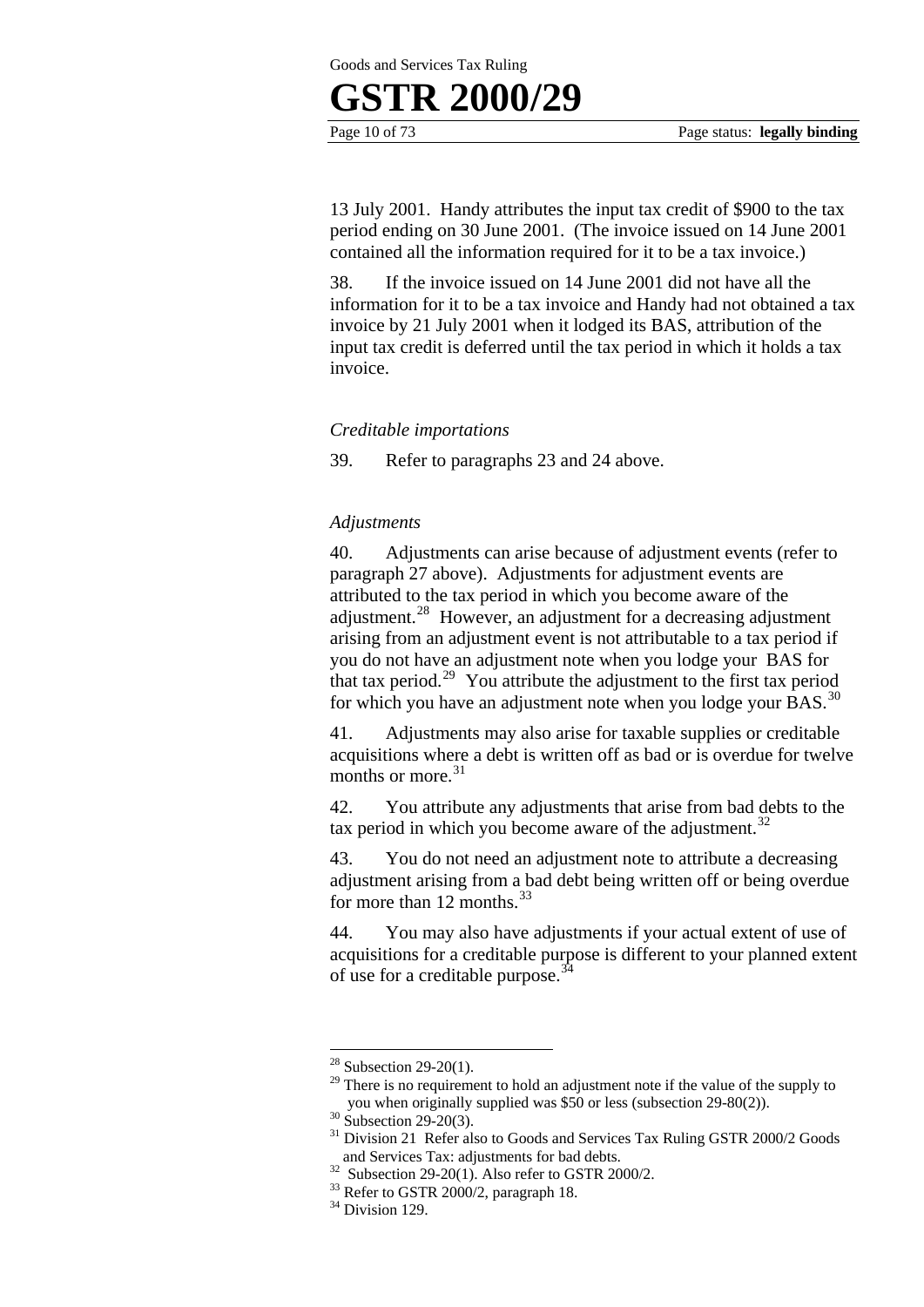13 July 2001. Handy attributes the input tax credit of $900 to the tax period ending on 30 June 2001. (The invoice issued on 14 June 2001 contained all the information required for it to be a tax invoice.)

38. If the invoice issued on 14 June 2001 did not have all the information for it to be a tax invoice and Handy had not obtained a tax invoice by 21 July 2001 when it lodged its BAS, attribution of the input tax credit is deferred until the tax period in which it holds a tax invoice.

*Creditable importations*

39. Refer to paragraphs 23 and 24 above.

*Adjustments*

40. Adjustments can arise because of adjustment events (refer to paragraph 27 above). Adjustments for adjustment events are attributed to the tax period in which you become aware of the adjustment.[28] However, an adjustment for a decreasing adjustment arising from an adjustment event is not attributable to a tax period if you do not have an adjustment note when you lodge your BAS for that tax period.[29] You attribute the adjustment to the first tax period for which you have an adjustment note when you lodge your BAS.[30]

41. Adjustments may also arise for taxable supplies or creditable acquisitions where a debt is written off as bad or is overdue for twelve months or more.[31]

42. You attribute any adjustments that arise from bad debts to the tax period in which you become aware of the adjustment.[32]

43. You do not need an adjustment note to attribute a decreasing adjustment arising from a bad debt being written off or being overdue for more than 12 months.[33]

44. You may also have adjustments if your actual extent of use of acquisitions for a creditable purpose is different to your planned extent of use for a creditable purpose.[34]

---

[28] Subsection 29-20(1).

[29] There is no requirement to hold an adjustment note if the value of the supply to you when originally supplied was $50 or less (subsection 29-80(2)).

[30] Subsection 29-20(3).

[31] Division 21 Refer also to Goods and Services Tax Ruling GSTR 2000/2 Goods and Services Tax: adjustments for bad debts.

[32] Subsection 29-20(1). Also refer to GSTR 2000/2.

[33] Refer to GSTR 2000/2, paragraph 18.

[34] Division 129.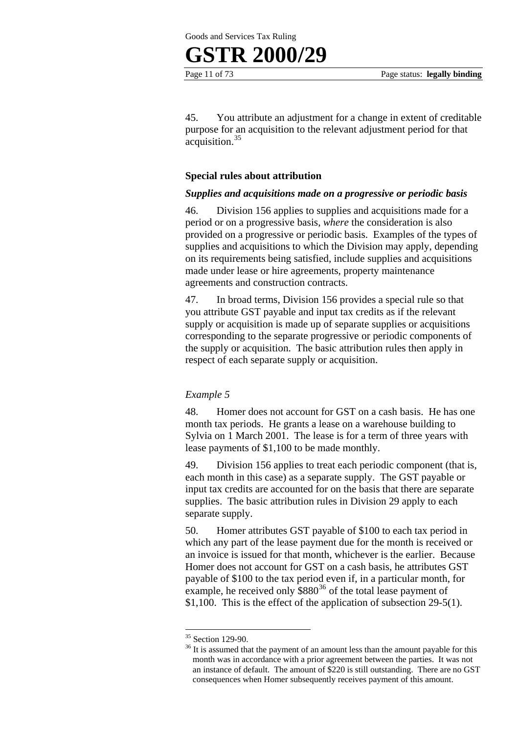45. You attribute an adjustment for a change in extent of creditable purpose for an acquisition to the relevant adjustment period for that acquisition.[35]

### Special rules about attribution

#### *Supplies and acquisitions made on a progressive or periodic basis*

46. Division 156 applies to supplies and acquisitions made for a period or on a progressive basis, *where* the consideration is also provided on a progressive or periodic basis. Examples of the types of supplies and acquisitions to which the Division may apply, depending on its requirements being satisfied, include supplies and acquisitions made under lease or hire agreements, property maintenance agreements and construction contracts.

47. In broad terms, Division 156 provides a special rule so that you attribute GST payable and input tax credits as if the relevant supply or acquisition is made up of separate supplies or acquisitions corresponding to the separate progressive or periodic components of the supply or acquisition. The basic attribution rules then apply in respect of each separate supply or acquisition.

*Example 5*

48. Homer does not account for GST on a cash basis. He has one month tax periods. He grants a lease on a warehouse building to Sylvia on 1 March 2001. The lease is for a term of three years with lease payments of $1,100 to be made monthly.

49. Division 156 applies to treat each periodic component (that is, each month in this case) as a separate supply. The GST payable or input tax credits are accounted for on the basis that there are separate supplies. The basic attribution rules in Division 29 apply to each separate supply.

50. Homer attributes GST payable of $100 to each tax period in which any part of the lease payment due for the month is received or an invoice is issued for that month, whichever is the earlier. Because Homer does not account for GST on a cash basis, he attributes GST payable of $100 to the tax period even if, in a particular month, for example, he received only $880[36] of the total lease payment of $1,100. This is the effect of the application of subsection 29-5(1).

---

[35] Section 129-90.

[36] It is assumed that the payment of an amount less than the amount payable for this month was in accordance with a prior agreement between the parties. It was not an instance of default. The amount of $220 is still outstanding. There are no GST consequences when Homer subsequently receives payment of this amount.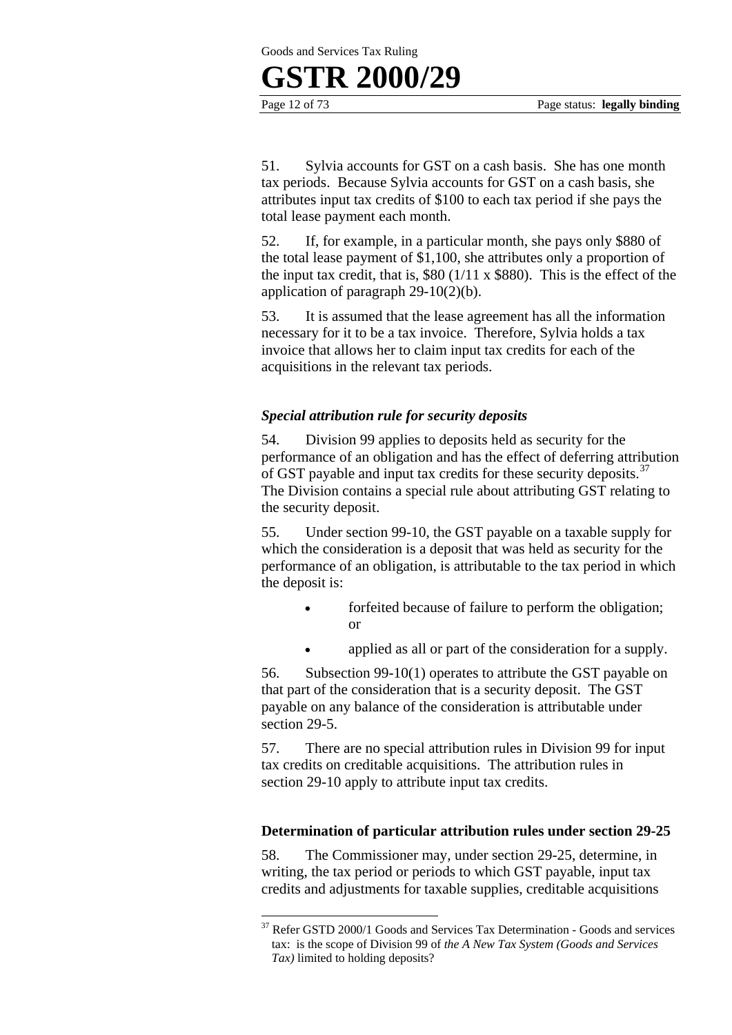51. Sylvia accounts for GST on a cash basis. She has one month tax periods. Because Sylvia accounts for GST on a cash basis, she attributes input tax credits of $100 to each tax period if she pays the total lease payment each month.

52. If, for example, in a particular month, she pays only $880 of the total lease payment of $1,100, she attributes only a proportion of the input tax credit, that is, $80 (1/11 x $880). This is the effect of the application of paragraph 29-10(2)(b).

53. It is assumed that the lease agreement has all the information necessary for it to be a tax invoice. Therefore, Sylvia holds a tax invoice that allows her to claim input tax credits for each of the acquisitions in the relevant tax periods.

### *Special attribution rule for security deposits*

54. Division 99 applies to deposits held as security for the performance of an obligation and has the effect of deferring attribution of GST payable and input tax credits for these security deposits.[37] The Division contains a special rule about attributing GST relating to the security deposit.

55. Under section 99-10, the GST payable on a taxable supply for which the consideration is a deposit that was held as security for the performance of an obligation, is attributable to the tax period in which the deposit is:

- forfeited because of failure to perform the obligation; or
- applied as all or part of the consideration for a supply.

56. Subsection 99-10(1) operates to attribute the GST payable on that part of the consideration that is a security deposit. The GST payable on any balance of the consideration is attributable under section 29-5.

57. There are no special attribution rules in Division 99 for input tax credits on creditable acquisitions. The attribution rules in section 29-10 apply to attribute input tax credits.

### **Determination of particular attribution rules under section 29-25**

58. The Commissioner may, under section 29-25, determine, in writing, the tax period or periods to which GST payable, input tax credits and adjustments for taxable supplies, creditable acquisitions

---

[37] Refer GSTD 2000/1 Goods and Services Tax Determination - Goods and services tax: is the scope of Division 99 of *the A New Tax System (Goods and Services Tax)* limited to holding deposits?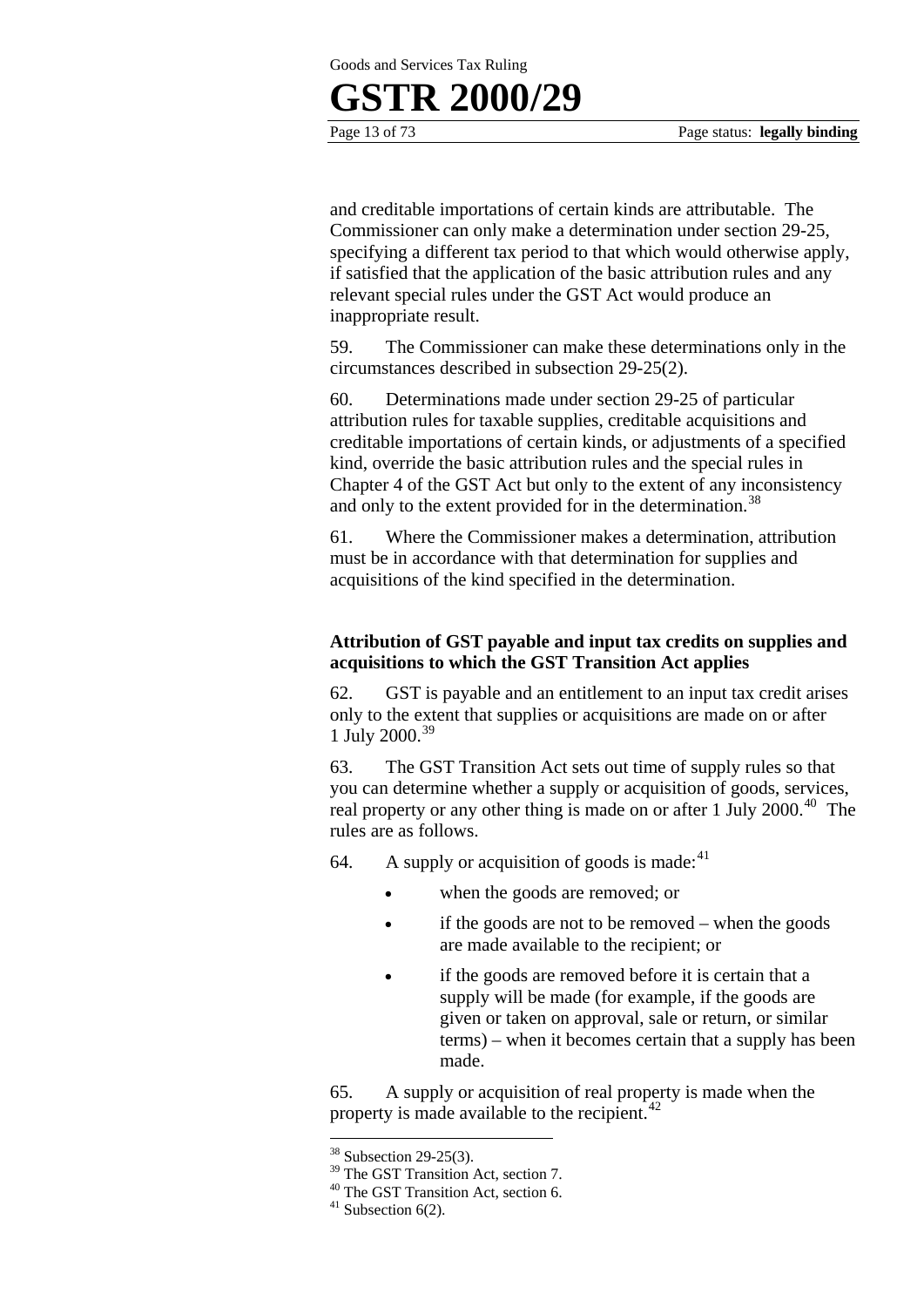and creditable importations of certain kinds are attributable. The Commissioner can only make a determination under section 29-25, specifying a different tax period to that which would otherwise apply, if satisfied that the application of the basic attribution rules and any relevant special rules under the GST Act would produce an inappropriate result.

59. The Commissioner can make these determinations only in the circumstances described in subsection 29-25(2).

60. Determinations made under section 29-25 of particular attribution rules for taxable supplies, creditable acquisitions and creditable importations of certain kinds, or adjustments of a specified kind, override the basic attribution rules and the special rules in Chapter 4 of the GST Act but only to the extent of any inconsistency and only to the extent provided for in the determination.[38]

61. Where the Commissioner makes a determination, attribution must be in accordance with that determination for supplies and acquisitions of the kind specified in the determination.

### Attribution of GST payable and input tax credits on supplies and acquisitions to which the GST Transition Act applies

62. GST is payable and an entitlement to an input tax credit arises only to the extent that supplies or acquisitions are made on or after 1 July 2000.[39]

63. The GST Transition Act sets out time of supply rules so that you can determine whether a supply or acquisition of goods, services, real property or any other thing is made on or after 1 July 2000.[40] The rules are as follows.

64. A supply or acquisition of goods is made:[41]

- when the goods are removed; or
- if the goods are not to be removed – when the goods are made available to the recipient; or
- if the goods are removed before it is certain that a supply will be made (for example, if the goods are given or taken on approval, sale or return, or similar terms) – when it becomes certain that a supply has been made.

65. A supply or acquisition of real property is made when the property is made available to the recipient.[42]

---

[38] Subsection 29-25(3).

[39] The GST Transition Act, section 7.

[40] The GST Transition Act, section 6.

[41] Subsection 6(2).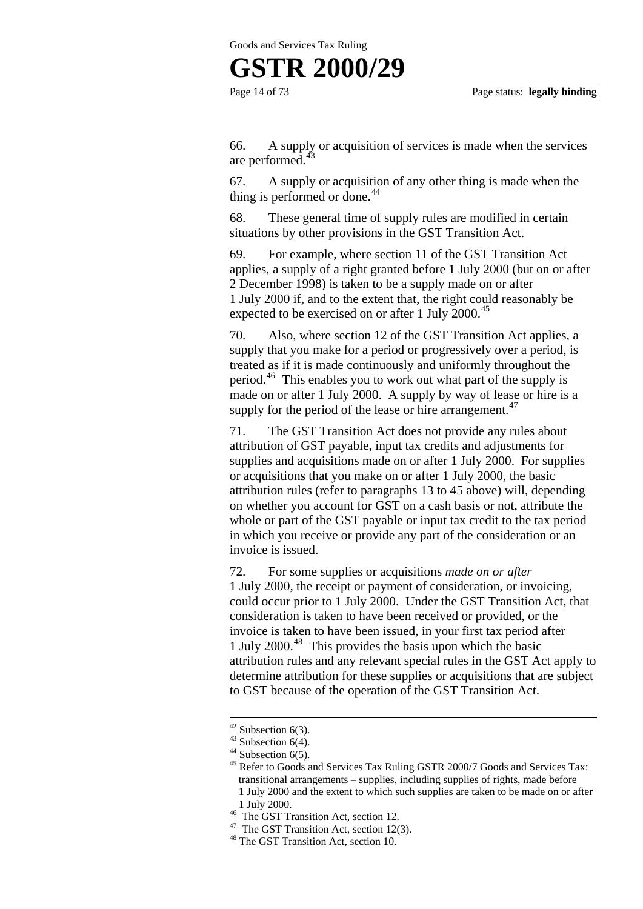66. A supply or acquisition of services is made when the services are performed.[43]

67. A supply or acquisition of any other thing is made when the thing is performed or done.[44]

68. These general time of supply rules are modified in certain situations by other provisions in the GST Transition Act.

69. For example, where section 11 of the GST Transition Act applies, a supply of a right granted before 1 July 2000 (but on or after 2 December 1998) is taken to be a supply made on or after 1 July 2000 if, and to the extent that, the right could reasonably be expected to be exercised on or after 1 July 2000.[45]

70. Also, where section 12 of the GST Transition Act applies, a supply that you make for a period or progressively over a period, is treated as if it is made continuously and uniformly throughout the period.[46] This enables you to work out what part of the supply is made on or after 1 July 2000. A supply by way of lease or hire is a supply for the period of the lease or hire arrangement.[47]

71. The GST Transition Act does not provide any rules about attribution of GST payable, input tax credits and adjustments for supplies and acquisitions made on or after 1 July 2000. For supplies or acquisitions that you make on or after 1 July 2000, the basic attribution rules (refer to paragraphs 13 to 45 above) will, depending on whether you account for GST on a cash basis or not, attribute the whole or part of the GST payable or input tax credit to the tax period in which you receive or provide any part of the consideration or an invoice is issued.

72. For some supplies or acquisitions *made on or after* 1 July 2000, the receipt or payment of consideration, or invoicing, could occur prior to 1 July 2000. Under the GST Transition Act, that consideration is taken to have been received or provided, or the invoice is taken to have been issued, in your first tax period after 1 July 2000.[48] This provides the basis upon which the basic attribution rules and any relevant special rules in the GST Act apply to determine attribution for these supplies or acquisitions that are subject to GST because of the operation of the GST Transition Act.

---

[42] Subsection 6(3).

[43] Subsection 6(4).

[44] Subsection 6(5).

[45] Refer to Goods and Services Tax Ruling GSTR 2000/7 Goods and Services Tax: transitional arrangements – supplies, including supplies of rights, made before 1 July 2000 and the extent to which such supplies are taken to be made on or after 1 July 2000.

[46] The GST Transition Act, section 12.

[47] The GST Transition Act, section 12(3).

[48] The GST Transition Act, section 10.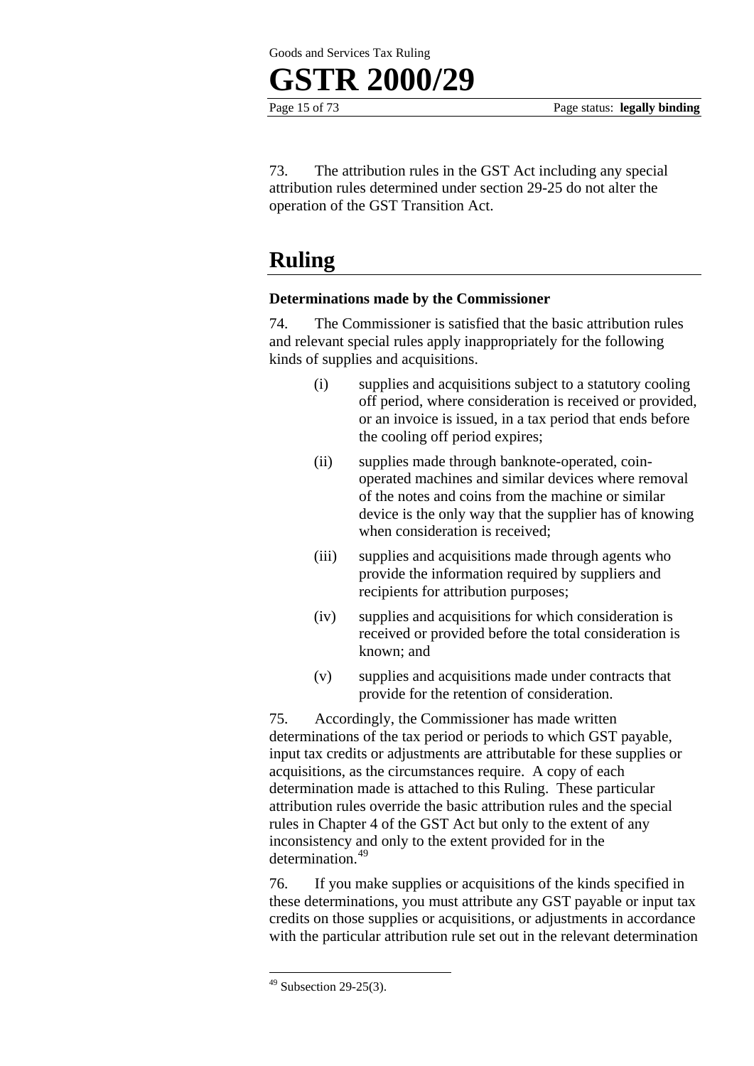73. The attribution rules in the GST Act including any special attribution rules determined under section 29-25 do not alter the operation of the GST Transition Act.

## Ruling

### Determinations made by the Commissioner

74. The Commissioner is satisfied that the basic attribution rules and relevant special rules apply inappropriately for the following kinds of supplies and acquisitions.

(i) supplies and acquisitions subject to a statutory cooling off period, where consideration is received or provided, or an invoice is issued, in a tax period that ends before the cooling off period expires;

(ii) supplies made through banknote-operated, coin-operated machines and similar devices where removal of the notes and coins from the machine or similar device is the only way that the supplier has of knowing when consideration is received;

(iii) supplies and acquisitions made through agents who provide the information required by suppliers and recipients for attribution purposes;

(iv) supplies and acquisitions for which consideration is received or provided before the total consideration is known; and

(v) supplies and acquisitions made under contracts that provide for the retention of consideration.

75. Accordingly, the Commissioner has made written determinations of the tax period or periods to which GST payable, input tax credits or adjustments are attributable for these supplies or acquisitions, as the circumstances require. A copy of each determination made is attached to this Ruling. These particular attribution rules override the basic attribution rules and the special rules in Chapter 4 of the GST Act but only to the extent of any inconsistency and only to the extent provided for in the determination.[49]

76. If you make supplies or acquisitions of the kinds specified in these determinations, you must attribute any GST payable or input tax credits on those supplies or acquisitions, or adjustments in accordance with the particular attribution rule set out in the relevant determination

---

[49] Subsection 29-25(3).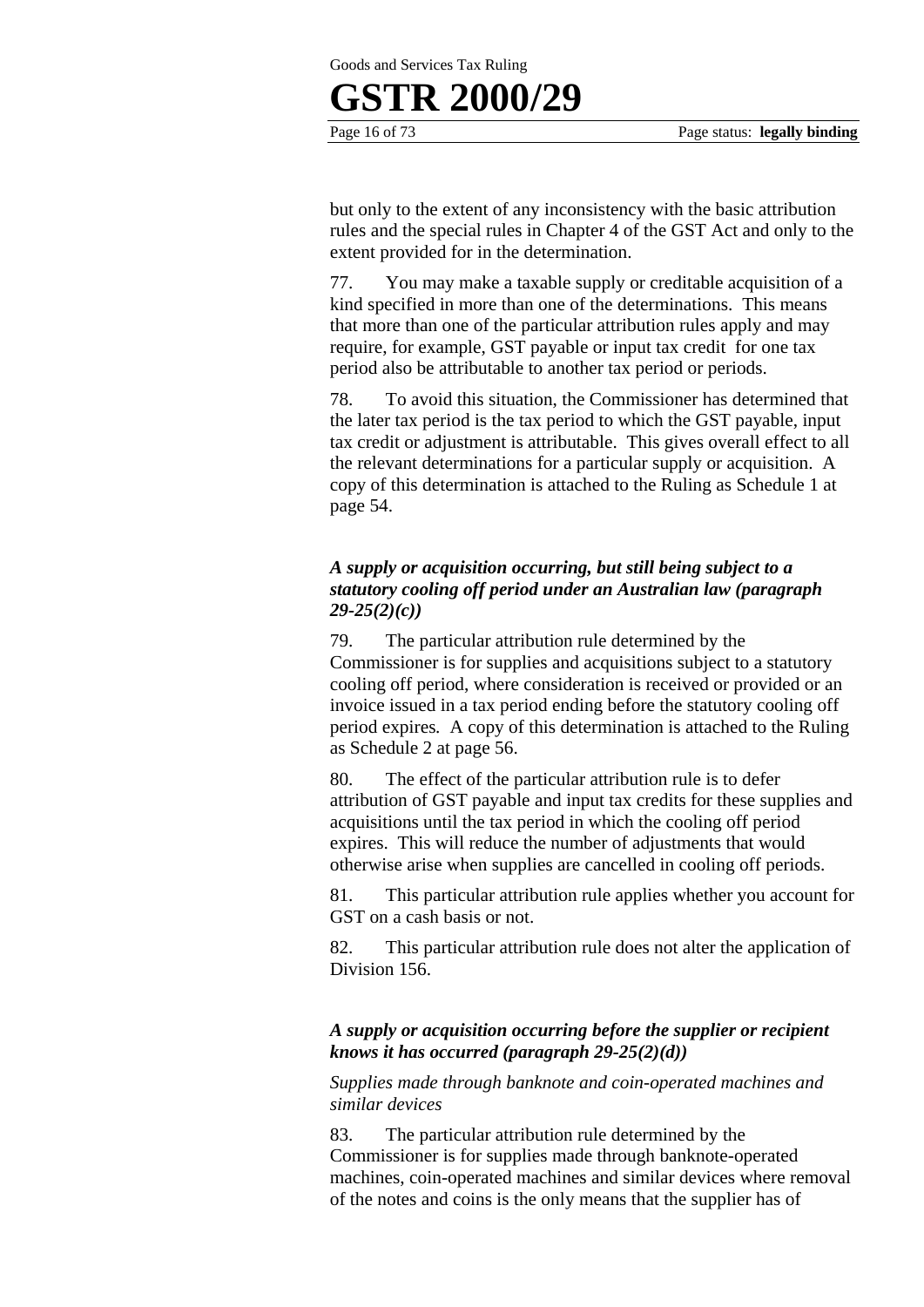but only to the extent of any inconsistency with the basic attribution rules and the special rules in Chapter 4 of the GST Act and only to the extent provided for in the determination.

77. You may make a taxable supply or creditable acquisition of a kind specified in more than one of the determinations. This means that more than one of the particular attribution rules apply and may require, for example, GST payable or input tax credit for one tax period also be attributable to another tax period or periods.

78. To avoid this situation, the Commissioner has determined that the later tax period is the tax period to which the GST payable, input tax credit or adjustment is attributable. This gives overall effect to all the relevant determinations for a particular supply or acquisition. A copy of this determination is attached to the Ruling as Schedule 1 at page 54.

### *A supply or acquisition occurring, but still being subject to a statutory cooling off period under an Australian law (paragraph 29-25(2)(c))*

79. The particular attribution rule determined by the Commissioner is for supplies and acquisitions subject to a statutory cooling off period, where consideration is received or provided or an invoice issued in a tax period ending before the statutory cooling off period expires. A copy of this determination is attached to the Ruling as Schedule 2 at page 56.

80. The effect of the particular attribution rule is to defer attribution of GST payable and input tax credits for these supplies and acquisitions until the tax period in which the cooling off period expires. This will reduce the number of adjustments that would otherwise arise when supplies are cancelled in cooling off periods.

81. This particular attribution rule applies whether you account for GST on a cash basis or not.

82. This particular attribution rule does not alter the application of Division 156.

### *A supply or acquisition occurring before the supplier or recipient knows it has occurred (paragraph 29-25(2)(d))*

*Supplies made through banknote and coin-operated machines and similar devices*

83. The particular attribution rule determined by the Commissioner is for supplies made through banknote-operated machines, coin-operated machines and similar devices where removal of the notes and coins is the only means that the supplier has of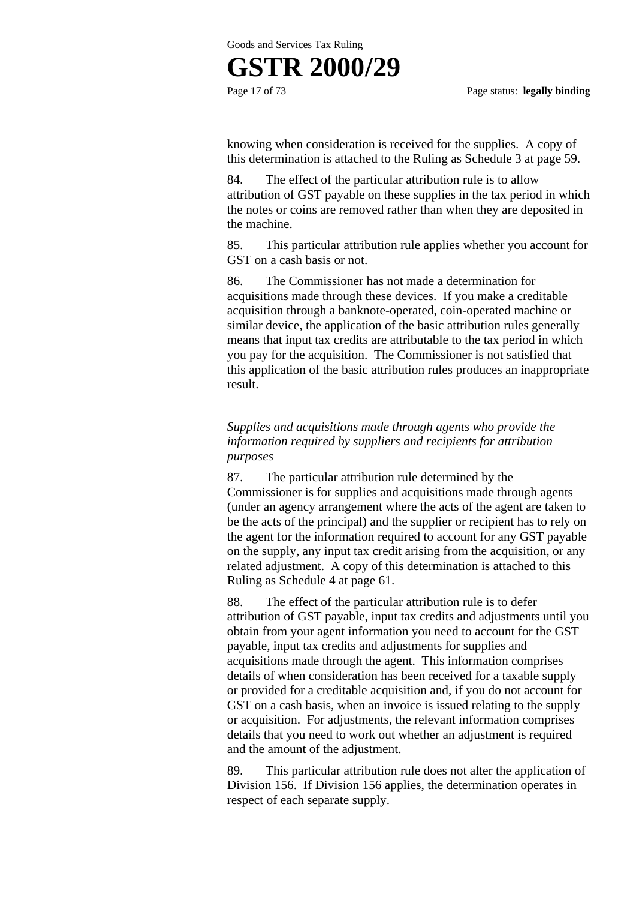knowing when consideration is received for the supplies. A copy of this determination is attached to the Ruling as Schedule 3 at page 59.

84. The effect of the particular attribution rule is to allow attribution of GST payable on these supplies in the tax period in which the notes or coins are removed rather than when they are deposited in the machine.

85. This particular attribution rule applies whether you account for GST on a cash basis or not.

86. The Commissioner has not made a determination for acquisitions made through these devices. If you make a creditable acquisition through a banknote-operated, coin-operated machine or similar device, the application of the basic attribution rules generally means that input tax credits are attributable to the tax period in which you pay for the acquisition. The Commissioner is not satisfied that this application of the basic attribution rules produces an inappropriate result.

*Supplies and acquisitions made through agents who provide the information required by suppliers and recipients for attribution purposes*

87. The particular attribution rule determined by the Commissioner is for supplies and acquisitions made through agents (under an agency arrangement where the acts of the agent are taken to be the acts of the principal) and the supplier or recipient has to rely on the agent for the information required to account for any GST payable on the supply, any input tax credit arising from the acquisition, or any related adjustment. A copy of this determination is attached to this Ruling as Schedule 4 at page 61.

88. The effect of the particular attribution rule is to defer attribution of GST payable, input tax credits and adjustments until you obtain from your agent information you need to account for the GST payable, input tax credits and adjustments for supplies and acquisitions made through the agent. This information comprises details of when consideration has been received for a taxable supply or provided for a creditable acquisition and, if you do not account for GST on a cash basis, when an invoice is issued relating to the supply or acquisition. For adjustments, the relevant information comprises details that you need to work out whether an adjustment is required and the amount of the adjustment.

89. This particular attribution rule does not alter the application of Division 156. If Division 156 applies, the determination operates in respect of each separate supply.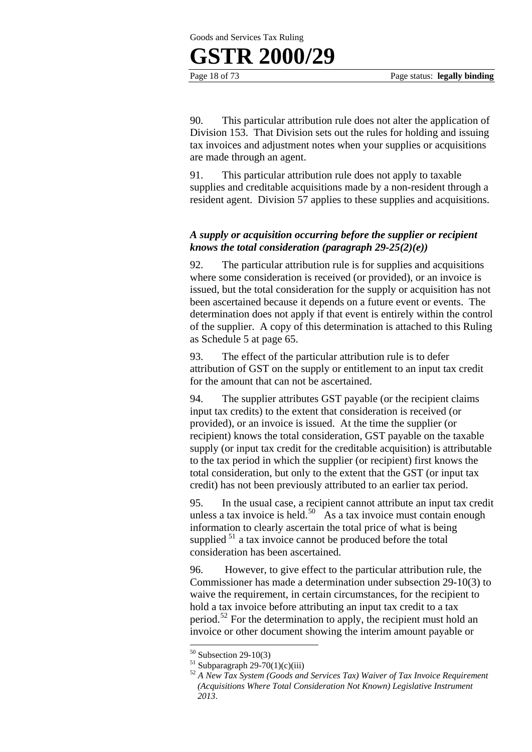90. This particular attribution rule does not alter the application of Division 153. That Division sets out the rules for holding and issuing tax invoices and adjustment notes when your supplies or acquisitions are made through an agent.

91. This particular attribution rule does not apply to taxable supplies and creditable acquisitions made by a non-resident through a resident agent. Division 57 applies to these supplies and acquisitions.

### *A supply or acquisition occurring before the supplier or recipient knows the total consideration (paragraph 29-25(2)(e))*

92. The particular attribution rule is for supplies and acquisitions where some consideration is received (or provided), or an invoice is issued, but the total consideration for the supply or acquisition has not been ascertained because it depends on a future event or events. The determination does not apply if that event is entirely within the control of the supplier. A copy of this determination is attached to this Ruling as Schedule 5 at page 65.

93. The effect of the particular attribution rule is to defer attribution of GST on the supply or entitlement to an input tax credit for the amount that can not be ascertained.

94. The supplier attributes GST payable (or the recipient claims input tax credits) to the extent that consideration is received (or provided), or an invoice is issued. At the time the supplier (or recipient) knows the total consideration, GST payable on the taxable supply (or input tax credit for the creditable acquisition) is attributable to the tax period in which the supplier (or recipient) first knows the total consideration, but only to the extent that the GST (or input tax credit) has not been previously attributed to an earlier tax period.

95. In the usual case, a recipient cannot attribute an input tax credit unless a tax invoice is held.[50] As a tax invoice must contain enough information to clearly ascertain the total price of what is being supplied [51] a tax invoice cannot be produced before the total consideration has been ascertained.

96. However, to give effect to the particular attribution rule, the Commissioner has made a determination under subsection 29-10(3) to waive the requirement, in certain circumstances, for the recipient to hold a tax invoice before attributing an input tax credit to a tax period.[52] For the determination to apply, the recipient must hold an invoice or other document showing the interim amount payable or

---

[50] Subsection 29-10(3)

[51] Subparagraph 29-70(1)(c)(iii)

[52] *A New Tax System (Goods and Services Tax) Waiver of Tax Invoice Requirement (Acquisitions Where Total Consideration Not Known) Legislative Instrument 2013*.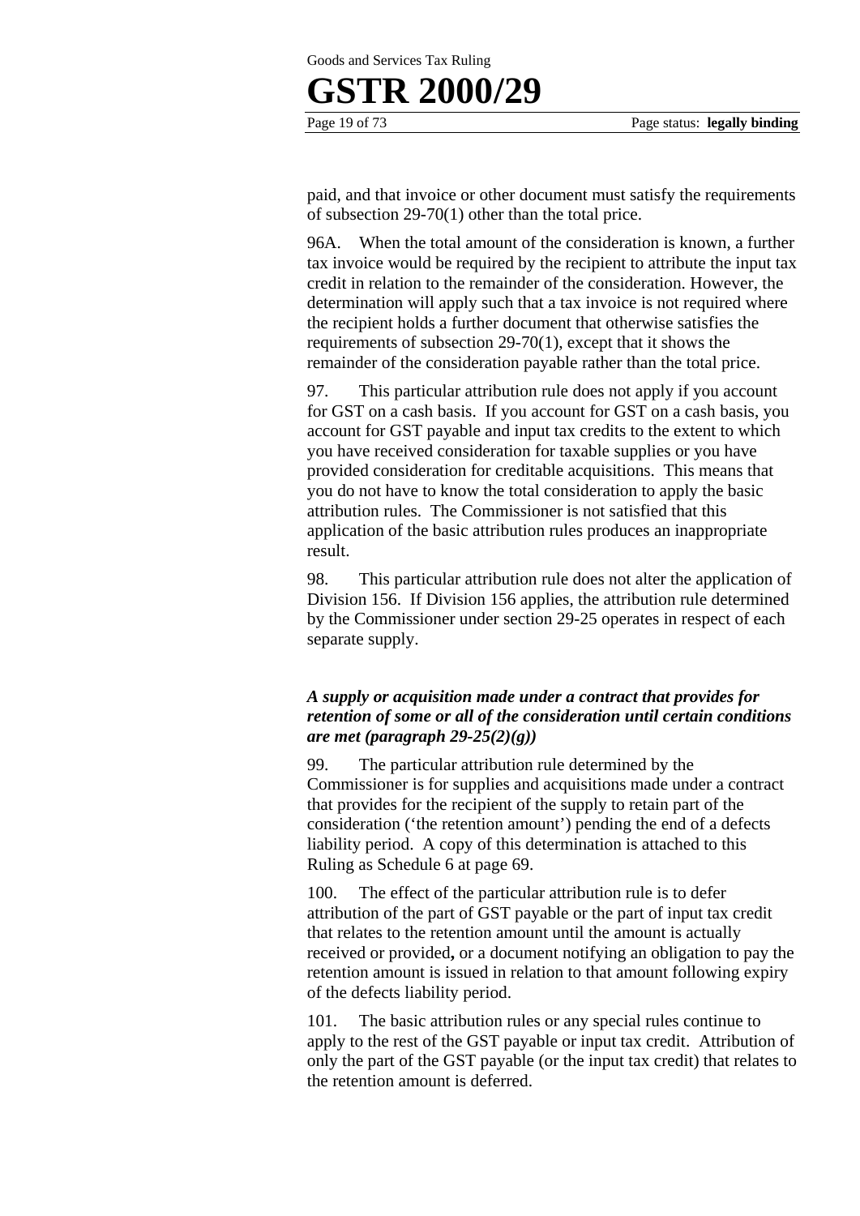paid, and that invoice or other document must satisfy the requirements of subsection 29-70(1) other than the total price.

96A. When the total amount of the consideration is known, a further tax invoice would be required by the recipient to attribute the input tax credit in relation to the remainder of the consideration. However, the determination will apply such that a tax invoice is not required where the recipient holds a further document that otherwise satisfies the requirements of subsection 29-70(1), except that it shows the remainder of the consideration payable rather than the total price.

97. This particular attribution rule does not apply if you account for GST on a cash basis. If you account for GST on a cash basis, you account for GST payable and input tax credits to the extent to which you have received consideration for taxable supplies or you have provided consideration for creditable acquisitions. This means that you do not have to know the total consideration to apply the basic attribution rules. The Commissioner is not satisfied that this application of the basic attribution rules produces an inappropriate result.

98. This particular attribution rule does not alter the application of Division 156. If Division 156 applies, the attribution rule determined by the Commissioner under section 29-25 operates in respect of each separate supply.

### *A supply or acquisition made under a contract that provides for retention of some or all of the consideration until certain conditions are met (paragraph 29-25(2)(g))*

99. The particular attribution rule determined by the Commissioner is for supplies and acquisitions made under a contract that provides for the recipient of the supply to retain part of the consideration ('the retention amount') pending the end of a defects liability period. A copy of this determination is attached to this Ruling as Schedule 6 at page 69.

100. The effect of the particular attribution rule is to defer attribution of the part of GST payable or the part of input tax credit that relates to the retention amount until the amount is actually received or provided**,** or a document notifying an obligation to pay the retention amount is issued in relation to that amount following expiry of the defects liability period.

101. The basic attribution rules or any special rules continue to apply to the rest of the GST payable or input tax credit. Attribution of only the part of the GST payable (or the input tax credit) that relates to the retention amount is deferred.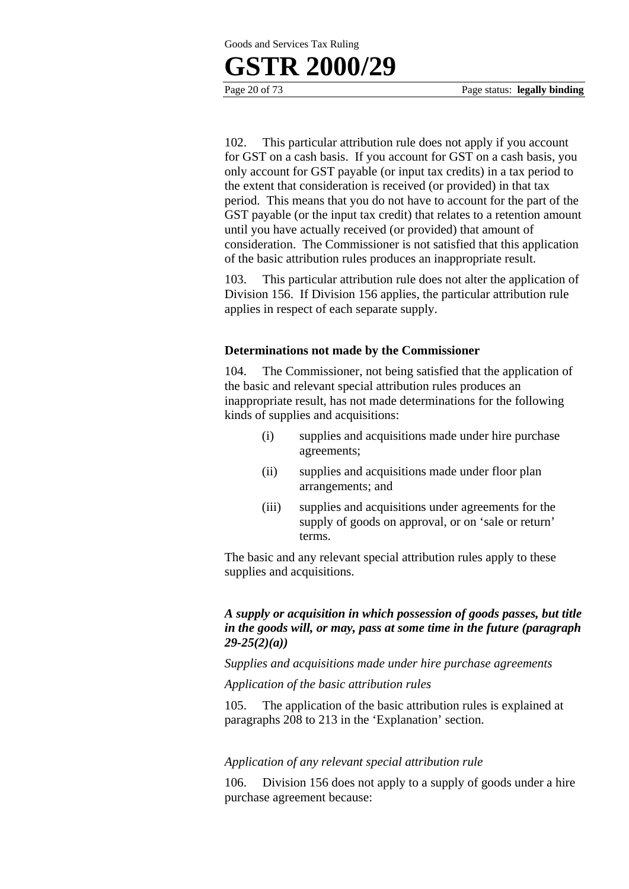102. This particular attribution rule does not apply if you account for GST on a cash basis. If you account for GST on a cash basis, you only account for GST payable (or input tax credits) in a tax period to the extent that consideration is received (or provided) in that tax period. This means that you do not have to account for the part of the GST payable (or the input tax credit) that relates to a retention amount until you have actually received (or provided) that amount of consideration. The Commissioner is not satisfied that this application of the basic attribution rules produces an inappropriate result.

103. This particular attribution rule does not alter the application of Division 156. If Division 156 applies, the particular attribution rule applies in respect of each separate supply.

**Determinations not made by the Commissioner**

104. The Commissioner, not being satisfied that the application of the basic and relevant special attribution rules produces an inappropriate result, has not made determinations for the following kinds of supplies and acquisitions:

- (i) supplies and acquisitions made under hire purchase agreements;
- (ii) supplies and acquisitions made under floor plan arrangements; and
- (iii) supplies and acquisitions under agreements for the supply of goods on approval, or on 'sale or return' terms.

The basic and any relevant special attribution rules apply to these supplies and acquisitions.

***A supply or acquisition in which possession of goods passes, but title in the goods will, or may, pass at some time in the future (paragraph 29-25(2)(a))***

*Supplies and acquisitions made under hire purchase agreements*

*Application of the basic attribution rules*

105. The application of the basic attribution rules is explained at paragraphs 208 to 213 in the 'Explanation' section.

*Application of any relevant special attribution rule*

106. Division 156 does not apply to a supply of goods under a hire purchase agreement because: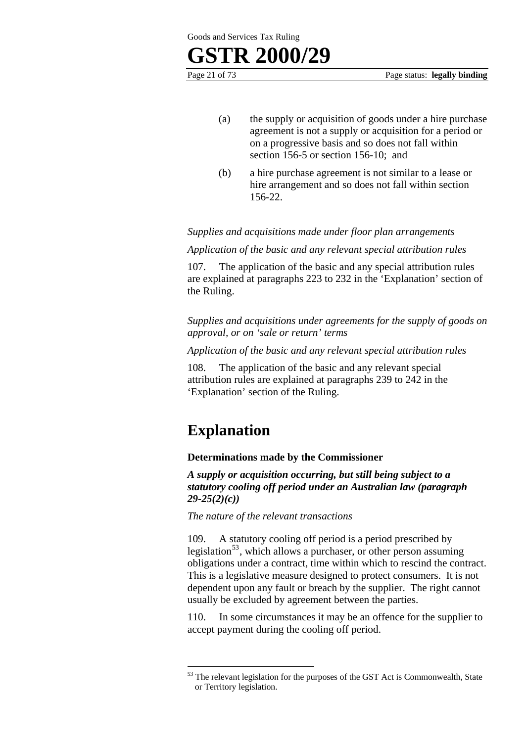(a) the supply or acquisition of goods under a hire purchase agreement is not a supply or acquisition for a period or on a progressive basis and so does not fall within section 156-5 or section 156-10; and

(b) a hire purchase agreement is not similar to a lease or hire arrangement and so does not fall within section 156-22.

*Supplies and acquisitions made under floor plan arrangements*

*Application of the basic and any relevant special attribution rules*

107. The application of the basic and any special attribution rules are explained at paragraphs 223 to 232 in the 'Explanation' section of the Ruling.

*Supplies and acquisitions under agreements for the supply of goods on approval, or on 'sale or return' terms*

*Application of the basic and any relevant special attribution rules*

108. The application of the basic and any relevant special attribution rules are explained at paragraphs 239 to 242 in the 'Explanation' section of the Ruling.

## Explanation

**Determinations made by the Commissioner**

***A supply or acquisition occurring, but still being subject to a statutory cooling off period under an Australian law (paragraph 29-25(2)(c))***

*The nature of the relevant transactions*

109. A statutory cooling off period is a period prescribed by legislation[53], which allows a purchaser, or other person assuming obligations under a contract, time within which to rescind the contract. This is a legislative measure designed to protect consumers. It is not dependent upon any fault or breach by the supplier. The right cannot usually be excluded by agreement between the parties.

110. In some circumstances it may be an offence for the supplier to accept payment during the cooling off period.

---

[53] The relevant legislation for the purposes of the GST Act is Commonwealth, State or Territory legislation.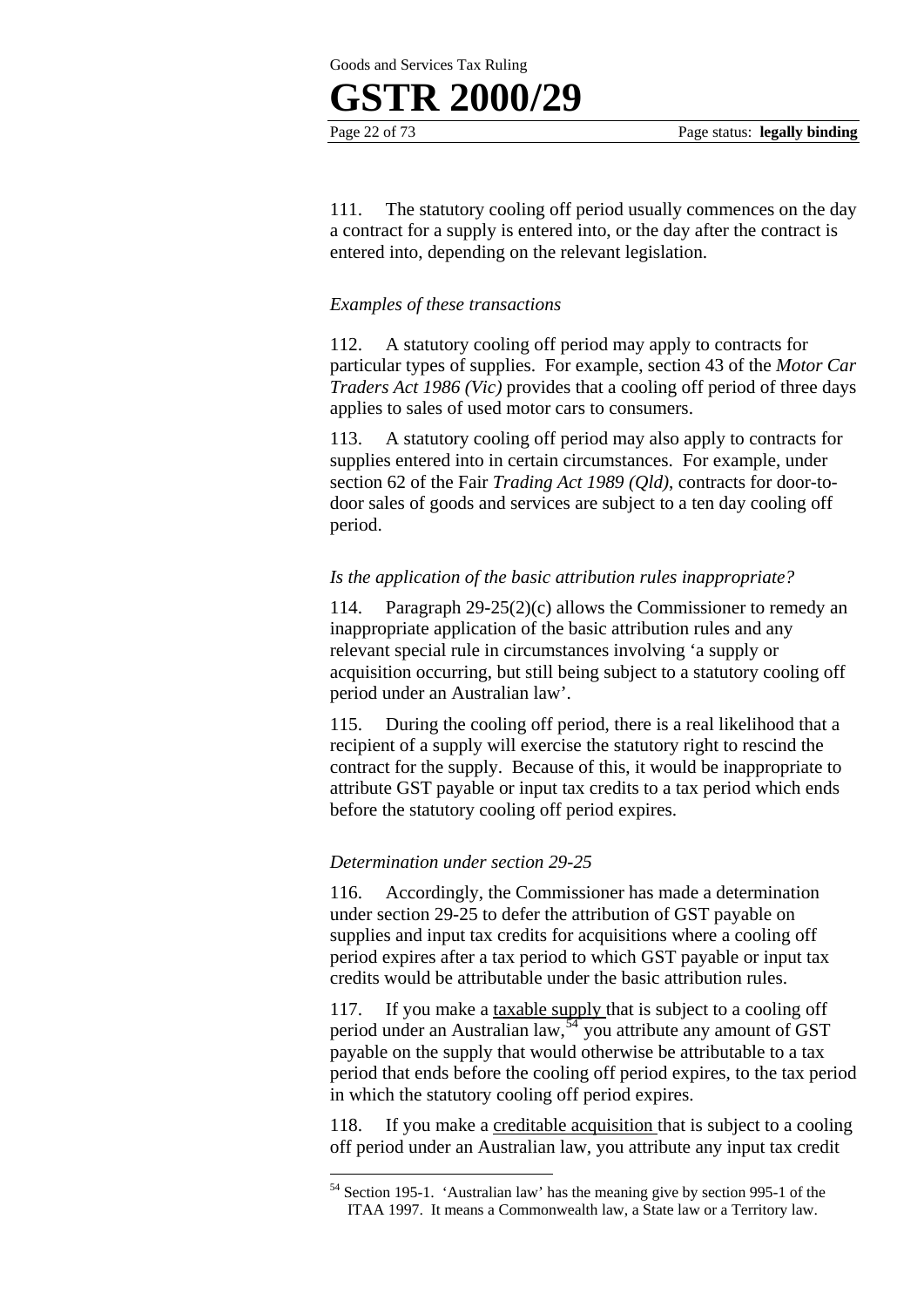111. The statutory cooling off period usually commences on the day a contract for a supply is entered into, or the day after the contract is entered into, depending on the relevant legislation.

*Examples of these transactions*

112. A statutory cooling off period may apply to contracts for particular types of supplies. For example, section 43 of the *Motor Car Traders Act 1986 (Vic)* provides that a cooling off period of three days applies to sales of used motor cars to consumers.

113. A statutory cooling off period may also apply to contracts for supplies entered into in certain circumstances. For example, under section 62 of the Fair *Trading Act 1989 (Qld)*, contracts for door-to-door sales of goods and services are subject to a ten day cooling off period.

*Is the application of the basic attribution rules inappropriate?*

114. Paragraph 29-25(2)(c) allows the Commissioner to remedy an inappropriate application of the basic attribution rules and any relevant special rule in circumstances involving 'a supply or acquisition occurring, but still being subject to a statutory cooling off period under an Australian law'.

115. During the cooling off period, there is a real likelihood that a recipient of a supply will exercise the statutory right to rescind the contract for the supply. Because of this, it would be inappropriate to attribute GST payable or input tax credits to a tax period which ends before the statutory cooling off period expires.

*Determination under section 29-25*

116. Accordingly, the Commissioner has made a determination under section 29-25 to defer the attribution of GST payable on supplies and input tax credits for acquisitions where a cooling off period expires after a tax period to which GST payable or input tax credits would be attributable under the basic attribution rules.

117. If you make a taxable supply that is subject to a cooling off period under an Australian law,[54] you attribute any amount of GST payable on the supply that would otherwise be attributable to a tax period that ends before the cooling off period expires, to the tax period in which the statutory cooling off period expires.

118. If you make a creditable acquisition that is subject to a cooling off period under an Australian law, you attribute any input tax credit

---

[54] Section 195-1. 'Australian law' has the meaning give by section 995-1 of the ITAA 1997. It means a Commonwealth law, a State law or a Territory law.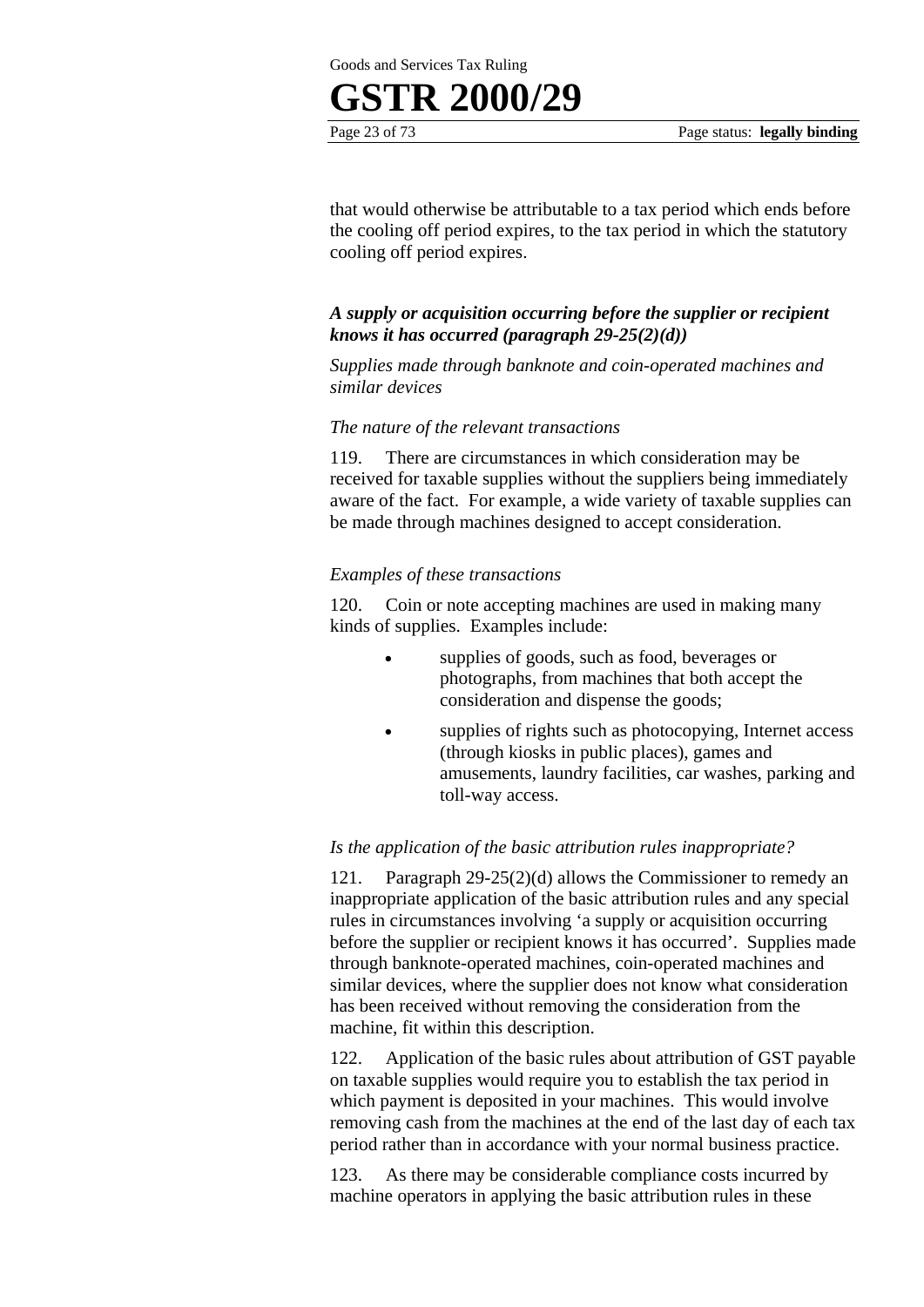that would otherwise be attributable to a tax period which ends before the cooling off period expires, to the tax period in which the statutory cooling off period expires.

### *A supply or acquisition occurring before the supplier or recipient knows it has occurred (paragraph 29-25(2)(d))*

*Supplies made through banknote and coin-operated machines and similar devices*

*The nature of the relevant transactions*

119. There are circumstances in which consideration may be received for taxable supplies without the suppliers being immediately aware of the fact. For example, a wide variety of taxable supplies can be made through machines designed to accept consideration.

*Examples of these transactions*

120. Coin or note accepting machines are used in making many kinds of supplies. Examples include:

- supplies of goods, such as food, beverages or photographs, from machines that both accept the consideration and dispense the goods;
- supplies of rights such as photocopying, Internet access (through kiosks in public places), games and amusements, laundry facilities, car washes, parking and toll-way access.

*Is the application of the basic attribution rules inappropriate?*

121. Paragraph 29-25(2)(d) allows the Commissioner to remedy an inappropriate application of the basic attribution rules and any special rules in circumstances involving 'a supply or acquisition occurring before the supplier or recipient knows it has occurred'. Supplies made through banknote-operated machines, coin-operated machines and similar devices, where the supplier does not know what consideration has been received without removing the consideration from the machine, fit within this description.

122. Application of the basic rules about attribution of GST payable on taxable supplies would require you to establish the tax period in which payment is deposited in your machines. This would involve removing cash from the machines at the end of the last day of each tax period rather than in accordance with your normal business practice.

123. As there may be considerable compliance costs incurred by machine operators in applying the basic attribution rules in these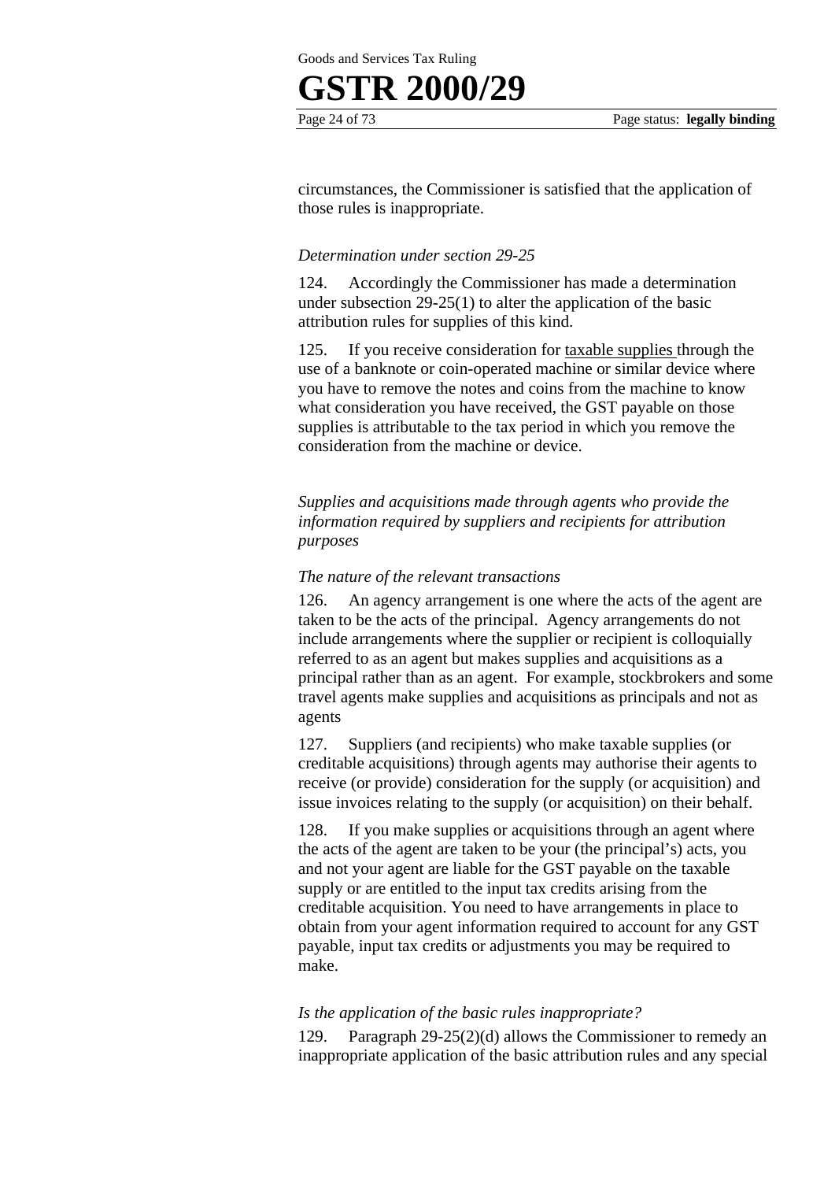circumstances, the Commissioner is satisfied that the application of those rules is inappropriate.

*Determination under section 29-25*

124. Accordingly the Commissioner has made a determination under subsection 29-25(1) to alter the application of the basic attribution rules for supplies of this kind.

125. If you receive consideration for taxable supplies through the use of a banknote or coin-operated machine or similar device where you have to remove the notes and coins from the machine to know what consideration you have received, the GST payable on those supplies is attributable to the tax period in which you remove the consideration from the machine or device.

*Supplies and acquisitions made through agents who provide the information required by suppliers and recipients for attribution purposes*

*The nature of the relevant transactions*

126. An agency arrangement is one where the acts of the agent are taken to be the acts of the principal. Agency arrangements do not include arrangements where the supplier or recipient is colloquially referred to as an agent but makes supplies and acquisitions as a principal rather than as an agent. For example, stockbrokers and some travel agents make supplies and acquisitions as principals and not as agents

127. Suppliers (and recipients) who make taxable supplies (or creditable acquisitions) through agents may authorise their agents to receive (or provide) consideration for the supply (or acquisition) and issue invoices relating to the supply (or acquisition) on their behalf.

128. If you make supplies or acquisitions through an agent where the acts of the agent are taken to be your (the principal's) acts, you and not your agent are liable for the GST payable on the taxable supply or are entitled to the input tax credits arising from the creditable acquisition. You need to have arrangements in place to obtain from your agent information required to account for any GST payable, input tax credits or adjustments you may be required to make.

*Is the application of the basic rules inappropriate?*

129. Paragraph 29-25(2)(d) allows the Commissioner to remedy an inappropriate application of the basic attribution rules and any special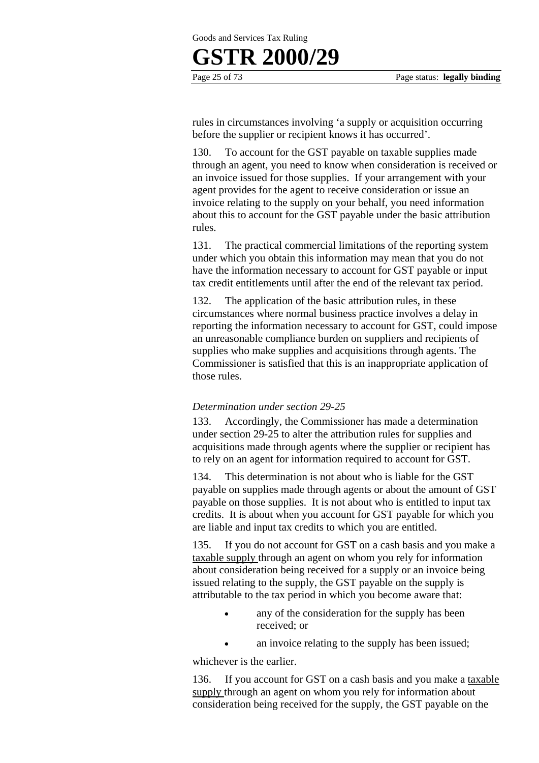rules in circumstances involving 'a supply or acquisition occurring before the supplier or recipient knows it has occurred'.

130. To account for the GST payable on taxable supplies made through an agent, you need to know when consideration is received or an invoice issued for those supplies. If your arrangement with your agent provides for the agent to receive consideration or issue an invoice relating to the supply on your behalf, you need information about this to account for the GST payable under the basic attribution rules.

131. The practical commercial limitations of the reporting system under which you obtain this information may mean that you do not have the information necessary to account for GST payable or input tax credit entitlements until after the end of the relevant tax period.

132. The application of the basic attribution rules, in these circumstances where normal business practice involves a delay in reporting the information necessary to account for GST, could impose an unreasonable compliance burden on suppliers and recipients of supplies who make supplies and acquisitions through agents. The Commissioner is satisfied that this is an inappropriate application of those rules.

*Determination under section 29-25*

133. Accordingly, the Commissioner has made a determination under section 29-25 to alter the attribution rules for supplies and acquisitions made through agents where the supplier or recipient has to rely on an agent for information required to account for GST.

134. This determination is not about who is liable for the GST payable on supplies made through agents or about the amount of GST payable on those supplies. It is not about who is entitled to input tax credits. It is about when you account for GST payable for which you are liable and input tax credits to which you are entitled.

135. If you do not account for GST on a cash basis and you make a taxable supply through an agent on whom you rely for information about consideration being received for a supply or an invoice being issued relating to the supply, the GST payable on the supply is attributable to the tax period in which you become aware that:

- any of the consideration for the supply has been received; or
- an invoice relating to the supply has been issued;

whichever is the earlier.

136. If you account for GST on a cash basis and you make a taxable supply through an agent on whom you rely for information about consideration being received for the supply, the GST payable on the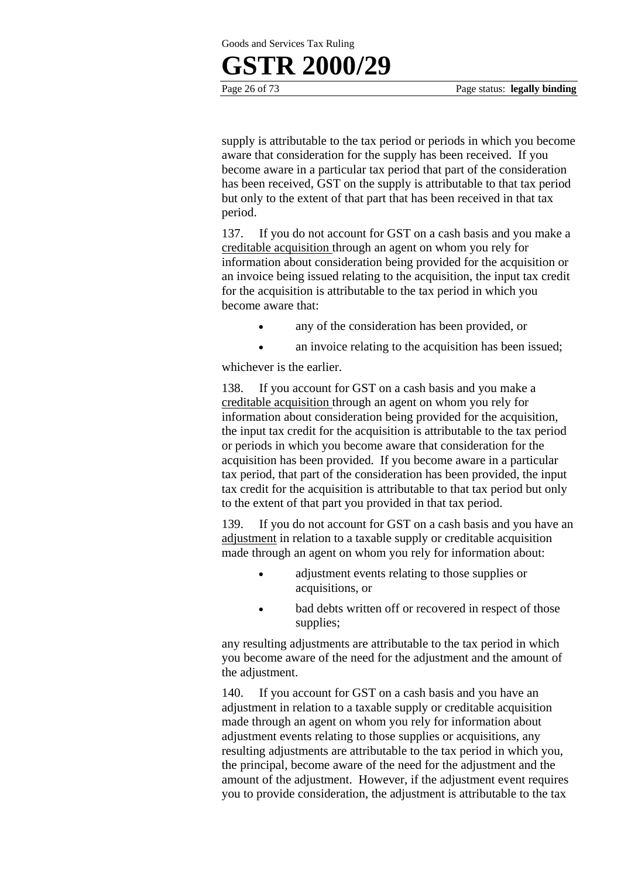supply is attributable to the tax period or periods in which you become aware that consideration for the supply has been received. If you become aware in a particular tax period that part of the consideration has been received, GST on the supply is attributable to that tax period but only to the extent of that part that has been received in that tax period.

137. If you do not account for GST on a cash basis and you make a creditable acquisition through an agent on whom you rely for information about consideration being provided for the acquisition or an invoice being issued relating to the acquisition, the input tax credit for the acquisition is attributable to the tax period in which you become aware that:

- any of the consideration has been provided, or
- an invoice relating to the acquisition has been issued;

whichever is the earlier.

138. If you account for GST on a cash basis and you make a creditable acquisition through an agent on whom you rely for information about consideration being provided for the acquisition, the input tax credit for the acquisition is attributable to the tax period or periods in which you become aware that consideration for the acquisition has been provided. If you become aware in a particular tax period, that part of the consideration has been provided, the input tax credit for the acquisition is attributable to that tax period but only to the extent of that part you provided in that tax period.

139. If you do not account for GST on a cash basis and you have an adjustment in relation to a taxable supply or creditable acquisition made through an agent on whom you rely for information about:

- adjustment events relating to those supplies or acquisitions, or
- bad debts written off or recovered in respect of those supplies;

any resulting adjustments are attributable to the tax period in which you become aware of the need for the adjustment and the amount of the adjustment.

140. If you account for GST on a cash basis and you have an adjustment in relation to a taxable supply or creditable acquisition made through an agent on whom you rely for information about adjustment events relating to those supplies or acquisitions, any resulting adjustments are attributable to the tax period in which you, the principal, become aware of the need for the adjustment and the amount of the adjustment. However, if the adjustment event requires you to provide consideration, the adjustment is attributable to the tax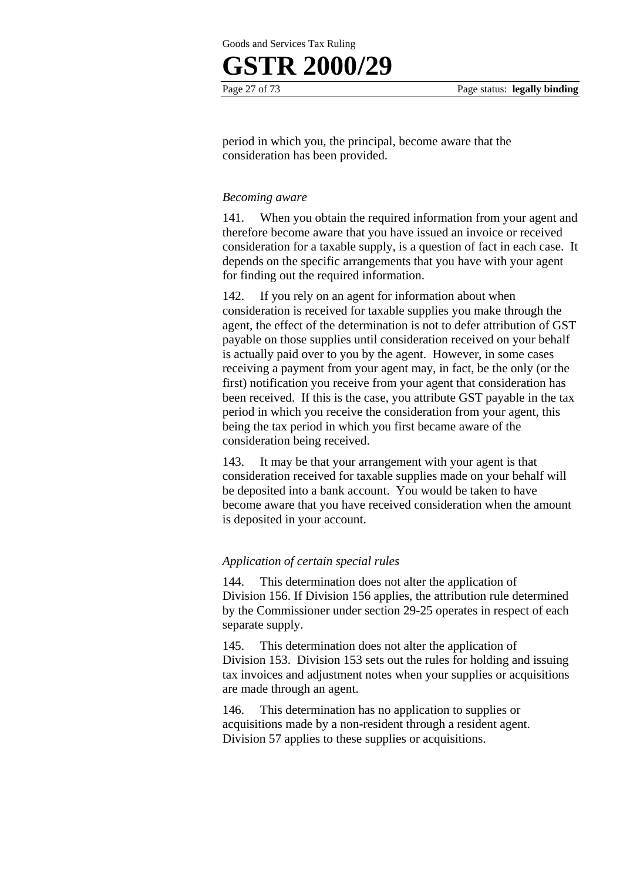period in which you, the principal, become aware that the consideration has been provided.

*Becoming aware*

141. When you obtain the required information from your agent and therefore become aware that you have issued an invoice or received consideration for a taxable supply, is a question of fact in each case. It depends on the specific arrangements that you have with your agent for finding out the required information.

142. If you rely on an agent for information about when consideration is received for taxable supplies you make through the agent, the effect of the determination is not to defer attribution of GST payable on those supplies until consideration received on your behalf is actually paid over to you by the agent. However, in some cases receiving a payment from your agent may, in fact, be the only (or the first) notification you receive from your agent that consideration has been received. If this is the case, you attribute GST payable in the tax period in which you receive the consideration from your agent, this being the tax period in which you first became aware of the consideration being received.

143. It may be that your arrangement with your agent is that consideration received for taxable supplies made on your behalf will be deposited into a bank account. You would be taken to have become aware that you have received consideration when the amount is deposited in your account.

*Application of certain special rules*

144. This determination does not alter the application of Division 156. If Division 156 applies, the attribution rule determined by the Commissioner under section 29-25 operates in respect of each separate supply.

145. This determination does not alter the application of Division 153. Division 153 sets out the rules for holding and issuing tax invoices and adjustment notes when your supplies or acquisitions are made through an agent.

146. This determination has no application to supplies or acquisitions made by a non-resident through a resident agent. Division 57 applies to these supplies or acquisitions.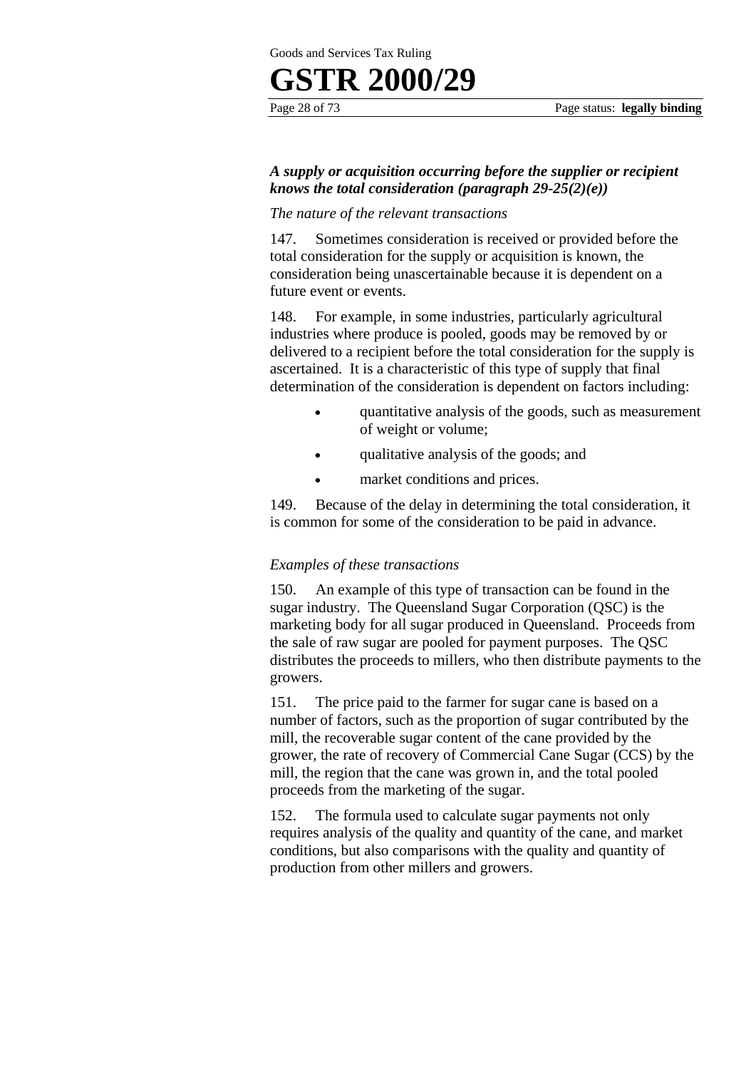### *A supply or acquisition occurring before the supplier or recipient knows the total consideration (paragraph 29-25(2)(e))*

*The nature of the relevant transactions*

147. Sometimes consideration is received or provided before the total consideration for the supply or acquisition is known, the consideration being unascertainable because it is dependent on a future event or events.

148. For example, in some industries, particularly agricultural industries where produce is pooled, goods may be removed by or delivered to a recipient before the total consideration for the supply is ascertained. It is a characteristic of this type of supply that final determination of the consideration is dependent on factors including:

- quantitative analysis of the goods, such as measurement of weight or volume;
- qualitative analysis of the goods; and
- market conditions and prices.

149. Because of the delay in determining the total consideration, it is common for some of the consideration to be paid in advance.

*Examples of these transactions*

150. An example of this type of transaction can be found in the sugar industry. The Queensland Sugar Corporation (QSC) is the marketing body for all sugar produced in Queensland. Proceeds from the sale of raw sugar are pooled for payment purposes. The QSC distributes the proceeds to millers, who then distribute payments to the growers.

151. The price paid to the farmer for sugar cane is based on a number of factors, such as the proportion of sugar contributed by the mill, the recoverable sugar content of the cane provided by the grower, the rate of recovery of Commercial Cane Sugar (CCS) by the mill, the region that the cane was grown in, and the total pooled proceeds from the marketing of the sugar.

152. The formula used to calculate sugar payments not only requires analysis of the quality and quantity of the cane, and market conditions, but also comparisons with the quality and quantity of production from other millers and growers.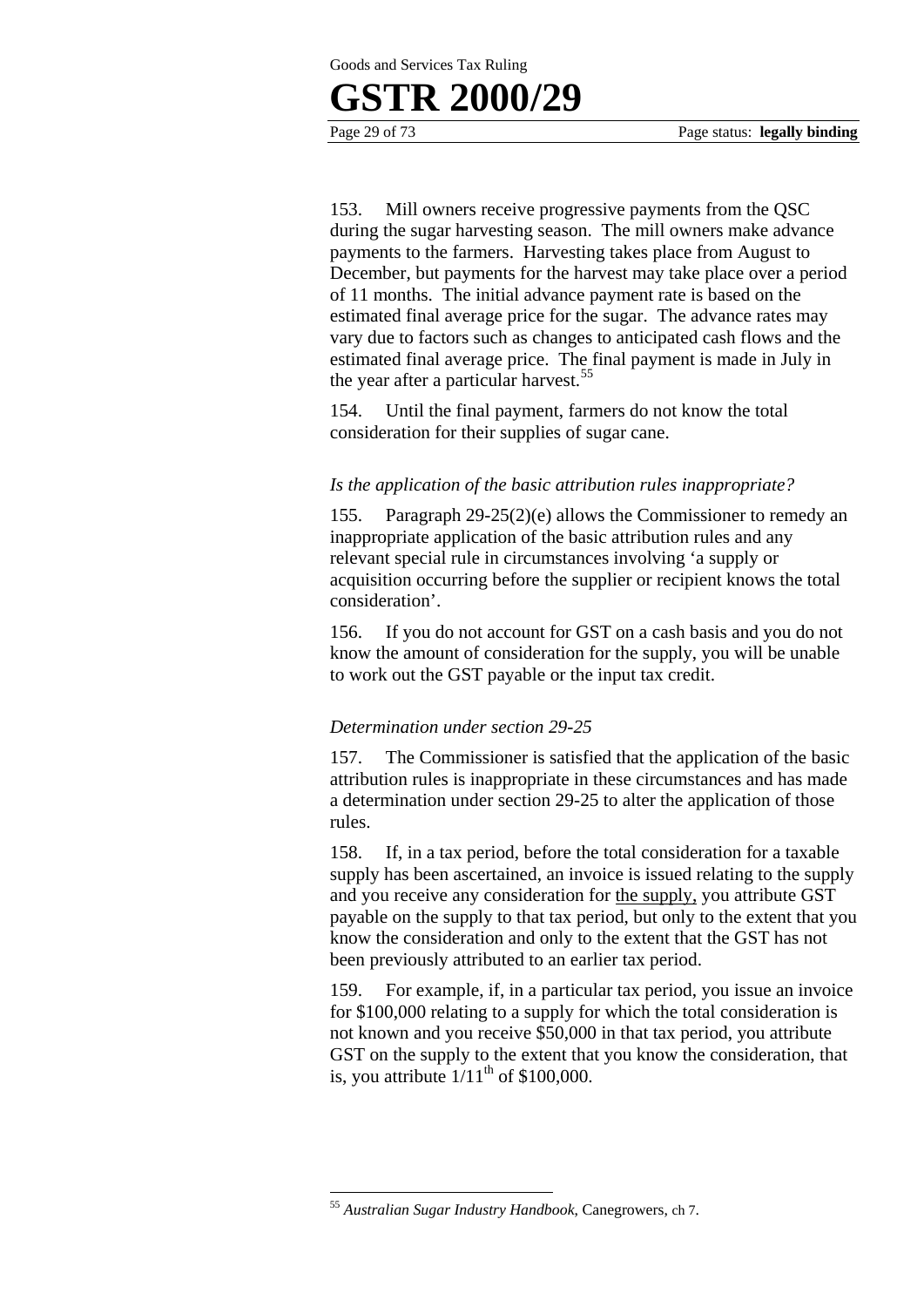153. Mill owners receive progressive payments from the QSC during the sugar harvesting season. The mill owners make advance payments to the farmers. Harvesting takes place from August to December, but payments for the harvest may take place over a period of 11 months. The initial advance payment rate is based on the estimated final average price for the sugar. The advance rates may vary due to factors such as changes to anticipated cash flows and the estimated final average price. The final payment is made in July in the year after a particular harvest.[55]

154. Until the final payment, farmers do not know the total consideration for their supplies of sugar cane.

*Is the application of the basic attribution rules inappropriate?*

155. Paragraph 29-25(2)(e) allows the Commissioner to remedy an inappropriate application of the basic attribution rules and any relevant special rule in circumstances involving 'a supply or acquisition occurring before the supplier or recipient knows the total consideration'.

156. If you do not account for GST on a cash basis and you do not know the amount of consideration for the supply, you will be unable to work out the GST payable or the input tax credit.

*Determination under section 29-25*

157. The Commissioner is satisfied that the application of the basic attribution rules is inappropriate in these circumstances and has made a determination under section 29-25 to alter the application of those rules.

158. If, in a tax period, before the total consideration for a taxable supply has been ascertained, an invoice is issued relating to the supply and you receive any consideration for the supply, you attribute GST payable on the supply to that tax period, but only to the extent that you know the consideration and only to the extent that the GST has not been previously attributed to an earlier tax period.

159. For example, if, in a particular tax period, you issue an invoice for \$100,000 relating to a supply for which the total consideration is not known and you receive \$50,000 in that tax period, you attribute GST on the supply to the extent that you know the consideration, that is, you attribute $1/11^{th}$ of \$100,000.

---

[55] *Australian Sugar Industry Handbook*, Canegrowers, ch 7.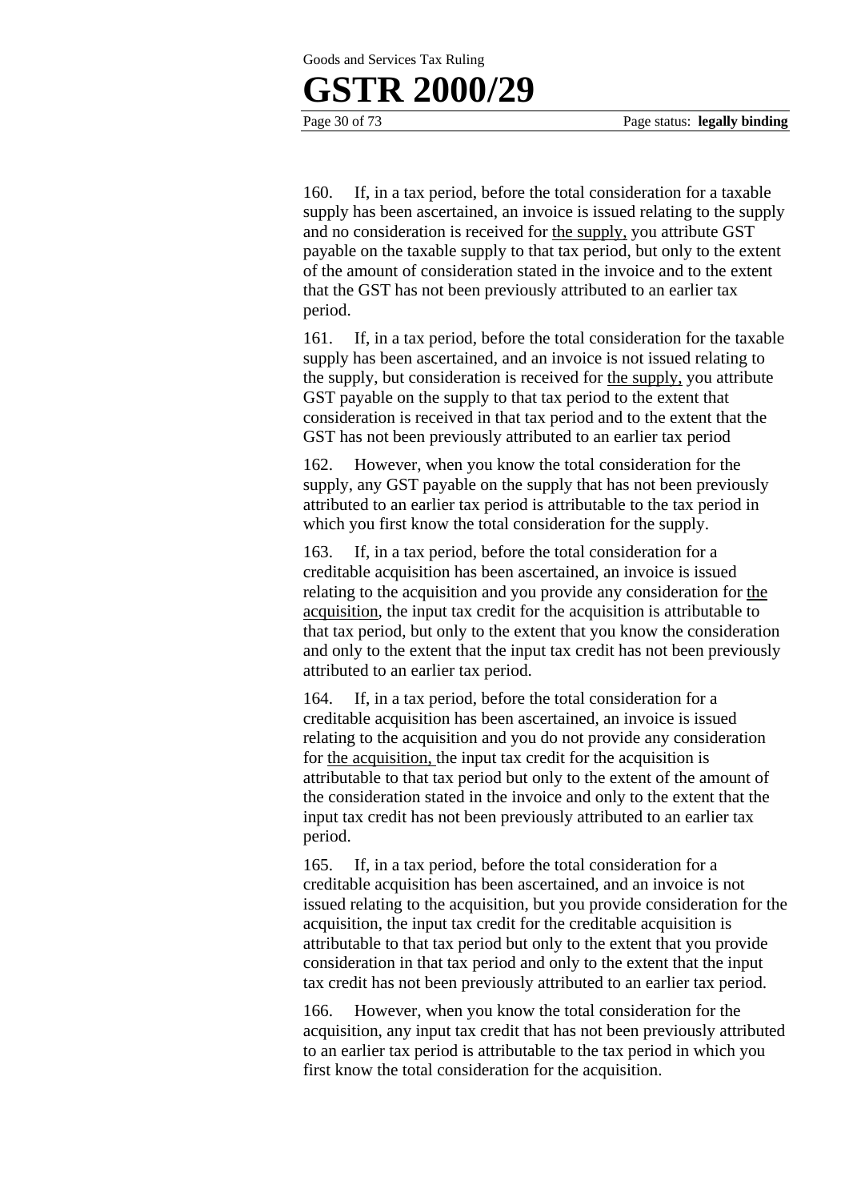160. If, in a tax period, before the total consideration for a taxable supply has been ascertained, an invoice is issued relating to the supply and no consideration is received for the supply, you attribute GST payable on the taxable supply to that tax period, but only to the extent of the amount of consideration stated in the invoice and to the extent that the GST has not been previously attributed to an earlier tax period.

161. If, in a tax period, before the total consideration for the taxable supply has been ascertained, and an invoice is not issued relating to the supply, but consideration is received for the supply, you attribute GST payable on the supply to that tax period to the extent that consideration is received in that tax period and to the extent that the GST has not been previously attributed to an earlier tax period

162. However, when you know the total consideration for the supply, any GST payable on the supply that has not been previously attributed to an earlier tax period is attributable to the tax period in which you first know the total consideration for the supply.

163. If, in a tax period, before the total consideration for a creditable acquisition has been ascertained, an invoice is issued relating to the acquisition and you provide any consideration for the acquisition, the input tax credit for the acquisition is attributable to that tax period, but only to the extent that you know the consideration and only to the extent that the input tax credit has not been previously attributed to an earlier tax period.

164. If, in a tax period, before the total consideration for a creditable acquisition has been ascertained, an invoice is issued relating to the acquisition and you do not provide any consideration for the acquisition, the input tax credit for the acquisition is attributable to that tax period but only to the extent of the amount of the consideration stated in the invoice and only to the extent that the input tax credit has not been previously attributed to an earlier tax period.

165. If, in a tax period, before the total consideration for a creditable acquisition has been ascertained, and an invoice is not issued relating to the acquisition, but you provide consideration for the acquisition, the input tax credit for the creditable acquisition is attributable to that tax period but only to the extent that you provide consideration in that tax period and only to the extent that the input tax credit has not been previously attributed to an earlier tax period.

166. However, when you know the total consideration for the acquisition, any input tax credit that has not been previously attributed to an earlier tax period is attributable to the tax period in which you first know the total consideration for the acquisition.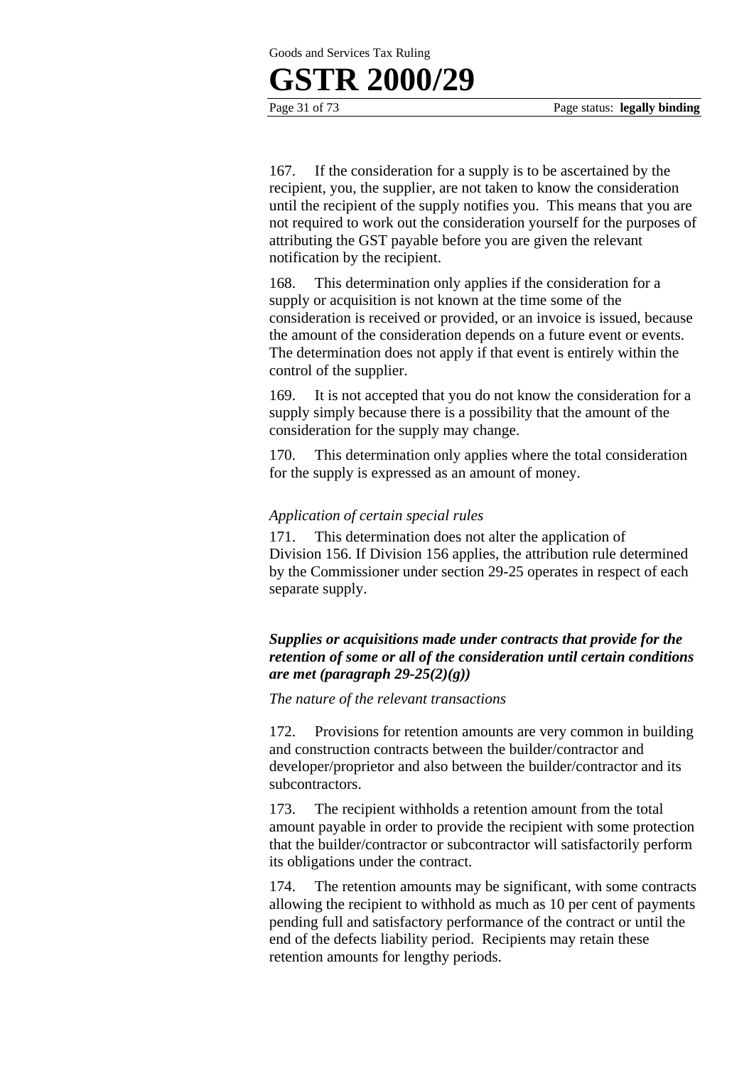167. If the consideration for a supply is to be ascertained by the recipient, you, the supplier, are not taken to know the consideration until the recipient of the supply notifies you. This means that you are not required to work out the consideration yourself for the purposes of attributing the GST payable before you are given the relevant notification by the recipient.

168. This determination only applies if the consideration for a supply or acquisition is not known at the time some of the consideration is received or provided, or an invoice is issued, because the amount of the consideration depends on a future event or events. The determination does not apply if that event is entirely within the control of the supplier.

169. It is not accepted that you do not know the consideration for a supply simply because there is a possibility that the amount of the consideration for the supply may change.

170. This determination only applies where the total consideration for the supply is expressed as an amount of money.

*Application of certain special rules*

171. This determination does not alter the application of Division 156. If Division 156 applies, the attribution rule determined by the Commissioner under section 29-25 operates in respect of each separate supply.

***Supplies or acquisitions made under contracts that provide for the retention of some or all of the consideration until certain conditions are met (paragraph 29-25(2)(g))***

*The nature of the relevant transactions*

172. Provisions for retention amounts are very common in building and construction contracts between the builder/contractor and developer/proprietor and also between the builder/contractor and its subcontractors.

173. The recipient withholds a retention amount from the total amount payable in order to provide the recipient with some protection that the builder/contractor or subcontractor will satisfactorily perform its obligations under the contract.

174. The retention amounts may be significant, with some contracts allowing the recipient to withhold as much as 10 per cent of payments pending full and satisfactory performance of the contract or until the end of the defects liability period. Recipients may retain these retention amounts for lengthy periods.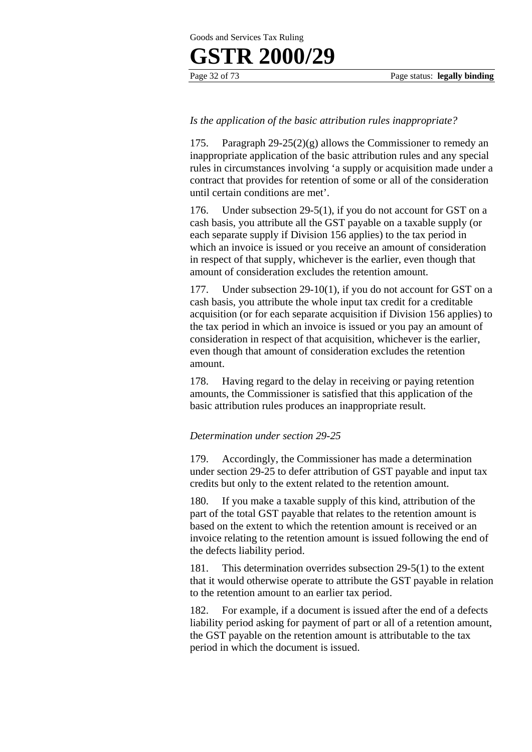*Is the application of the basic attribution rules inappropriate?*

175. Paragraph 29-25(2)(g) allows the Commissioner to remedy an inappropriate application of the basic attribution rules and any special rules in circumstances involving 'a supply or acquisition made under a contract that provides for retention of some or all of the consideration until certain conditions are met'.

176. Under subsection 29-5(1), if you do not account for GST on a cash basis, you attribute all the GST payable on a taxable supply (or each separate supply if Division 156 applies) to the tax period in which an invoice is issued or you receive an amount of consideration in respect of that supply, whichever is the earlier, even though that amount of consideration excludes the retention amount.

177. Under subsection 29-10(1), if you do not account for GST on a cash basis, you attribute the whole input tax credit for a creditable acquisition (or for each separate acquisition if Division 156 applies) to the tax period in which an invoice is issued or you pay an amount of consideration in respect of that acquisition, whichever is the earlier, even though that amount of consideration excludes the retention amount.

178. Having regard to the delay in receiving or paying retention amounts, the Commissioner is satisfied that this application of the basic attribution rules produces an inappropriate result.

*Determination under section 29-25*

179. Accordingly, the Commissioner has made a determination under section 29-25 to defer attribution of GST payable and input tax credits but only to the extent related to the retention amount.

180. If you make a taxable supply of this kind, attribution of the part of the total GST payable that relates to the retention amount is based on the extent to which the retention amount is received or an invoice relating to the retention amount is issued following the end of the defects liability period.

181. This determination overrides subsection 29-5(1) to the extent that it would otherwise operate to attribute the GST payable in relation to the retention amount to an earlier tax period.

182. For example, if a document is issued after the end of a defects liability period asking for payment of part or all of a retention amount, the GST payable on the retention amount is attributable to the tax period in which the document is issued.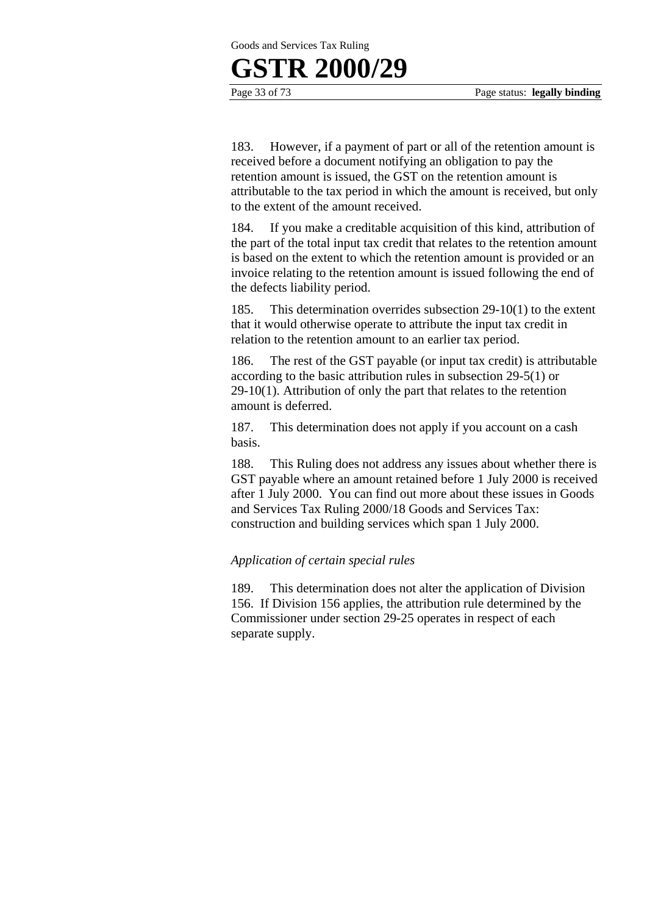183. However, if a payment of part or all of the retention amount is received before a document notifying an obligation to pay the retention amount is issued, the GST on the retention amount is attributable to the tax period in which the amount is received, but only to the extent of the amount received.

184. If you make a creditable acquisition of this kind, attribution of the part of the total input tax credit that relates to the retention amount is based on the extent to which the retention amount is provided or an invoice relating to the retention amount is issued following the end of the defects liability period.

185. This determination overrides subsection 29-10(1) to the extent that it would otherwise operate to attribute the input tax credit in relation to the retention amount to an earlier tax period.

186. The rest of the GST payable (or input tax credit) is attributable according to the basic attribution rules in subsection 29-5(1) or 29-10(1). Attribution of only the part that relates to the retention amount is deferred.

187. This determination does not apply if you account on a cash basis.

188. This Ruling does not address any issues about whether there is GST payable where an amount retained before 1 July 2000 is received after 1 July 2000. You can find out more about these issues in Goods and Services Tax Ruling 2000/18 Goods and Services Tax: construction and building services which span 1 July 2000.

*Application of certain special rules*

189. This determination does not alter the application of Division 156. If Division 156 applies, the attribution rule determined by the Commissioner under section 29-25 operates in respect of each separate supply.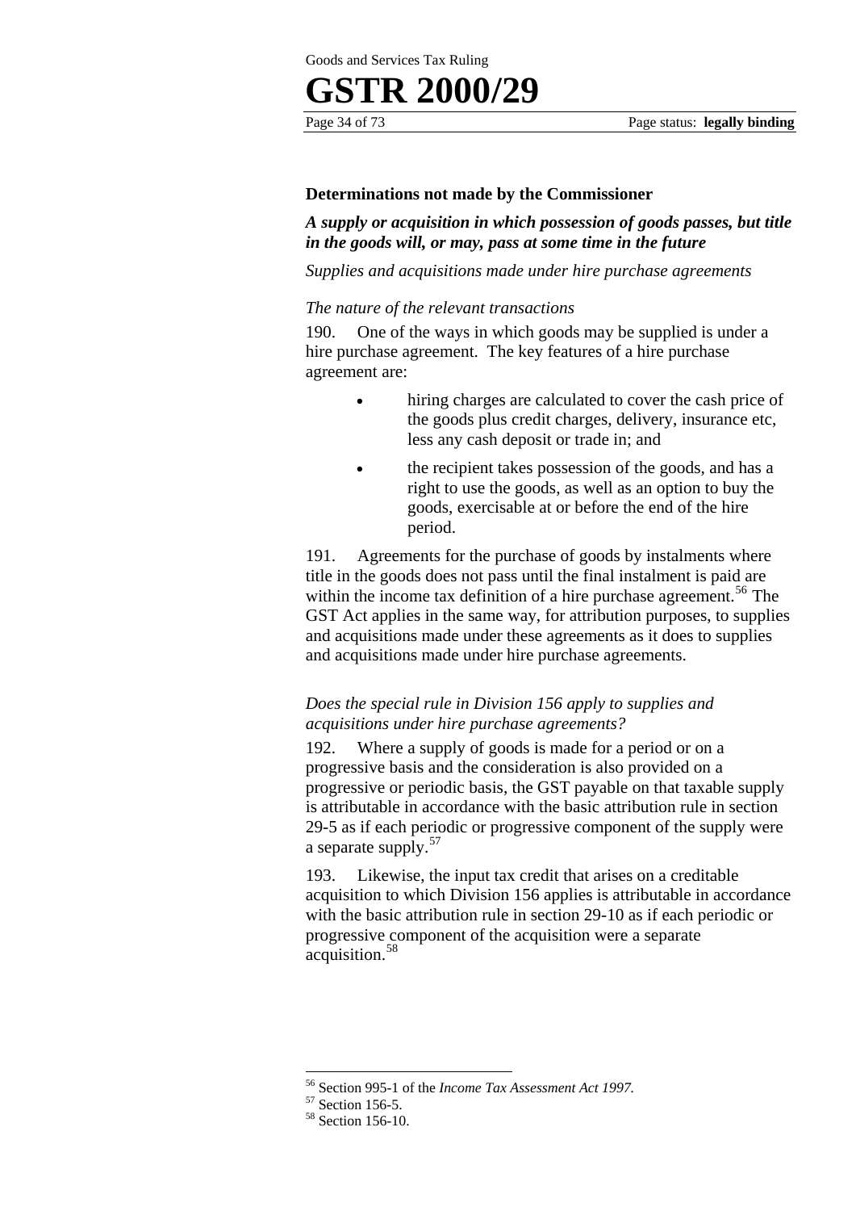### Determinations not made by the Commissioner

***A supply or acquisition in which possession of goods passes, but title in the goods will, or may, pass at some time in the future***

*Supplies and acquisitions made under hire purchase agreements*

*The nature of the relevant transactions*

190. One of the ways in which goods may be supplied is under a hire purchase agreement. The key features of a hire purchase agreement are:

- hiring charges are calculated to cover the cash price of the goods plus credit charges, delivery, insurance etc, less any cash deposit or trade in; and
- the recipient takes possession of the goods, and has a right to use the goods, as well as an option to buy the goods, exercisable at or before the end of the hire period.

191. Agreements for the purchase of goods by instalments where title in the goods does not pass until the final instalment is paid are within the income tax definition of a hire purchase agreement.[56] The GST Act applies in the same way, for attribution purposes, to supplies and acquisitions made under these agreements as it does to supplies and acquisitions made under hire purchase agreements.

*Does the special rule in Division 156 apply to supplies and acquisitions under hire purchase agreements?*

192. Where a supply of goods is made for a period or on a progressive basis and the consideration is also provided on a progressive or periodic basis, the GST payable on that taxable supply is attributable in accordance with the basic attribution rule in section 29-5 as if each periodic or progressive component of the supply were a separate supply.[57]

193. Likewise, the input tax credit that arises on a creditable acquisition to which Division 156 applies is attributable in accordance with the basic attribution rule in section 29-10 as if each periodic or progressive component of the acquisition were a separate acquisition.[58]

---

[56] Section 995-1 of the *Income Tax Assessment Act 1997*.

[57] Section 156-5.

[58] Section 156-10.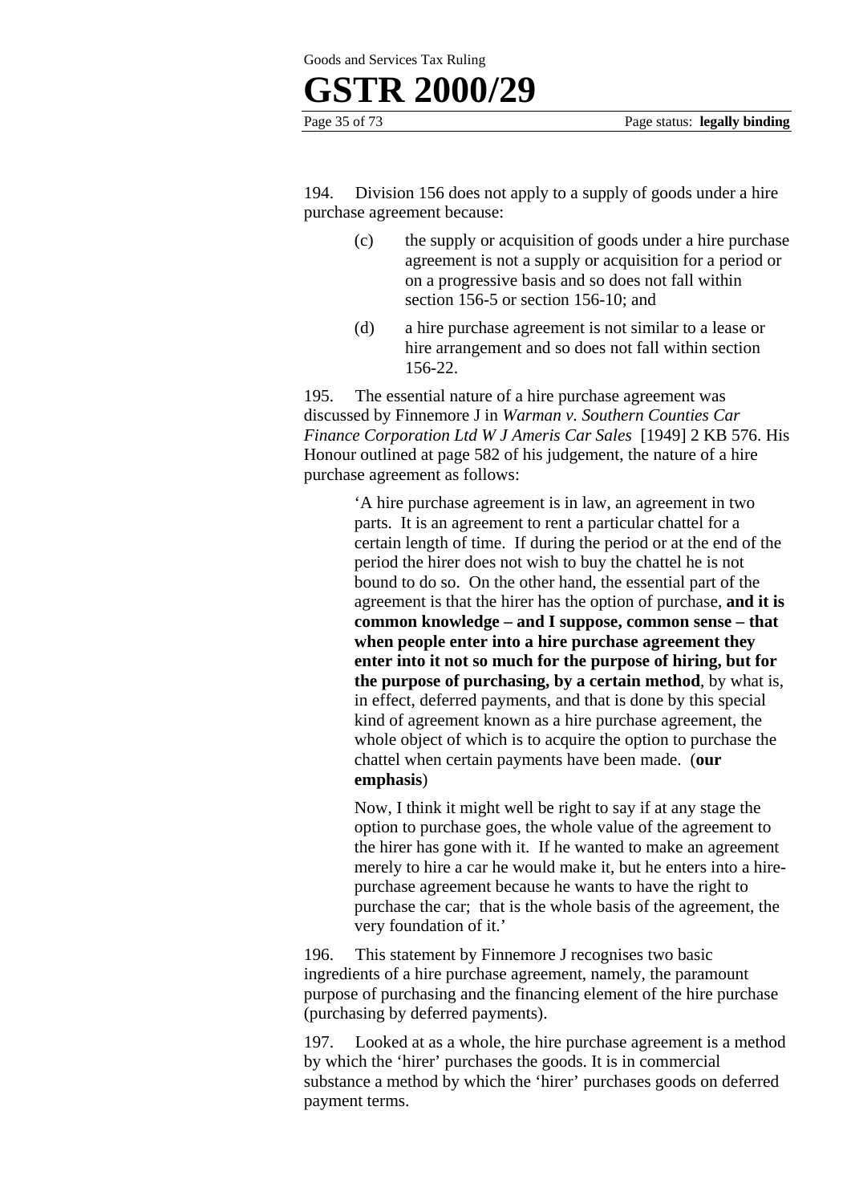194. Division 156 does not apply to a supply of goods under a hire purchase agreement because:

> (c) the supply or acquisition of goods under a hire purchase agreement is not a supply or acquisition for a period or on a progressive basis and so does not fall within section 156-5 or section 156-10; and
>
> (d) a hire purchase agreement is not similar to a lease or hire arrangement and so does not fall within section 156-22.

195. The essential nature of a hire purchase agreement was discussed by Finnemore J in *Warman v. Southern Counties Car Finance Corporation Ltd W J Ameris Car Sales* [1949] 2 KB 576. His Honour outlined at page 582 of his judgement, the nature of a hire purchase agreement as follows:

> 'A hire purchase agreement is in law, an agreement in two parts. It is an agreement to rent a particular chattel for a certain length of time. If during the period or at the end of the period the hirer does not wish to buy the chattel he is not bound to do so. On the other hand, the essential part of the agreement is that the hirer has the option of purchase, **and it is common knowledge – and I suppose, common sense – that when people enter into a hire purchase agreement they enter into it not so much for the purpose of hiring, but for the purpose of purchasing, by a certain method**, by what is, in effect, deferred payments, and that is done by this special kind of agreement known as a hire purchase agreement, the whole object of which is to acquire the option to purchase the chattel when certain payments have been made. (**our emphasis**)
>
> Now, I think it might well be right to say if at any stage the option to purchase goes, the whole value of the agreement to the hirer has gone with it. If he wanted to make an agreement merely to hire a car he would make it, but he enters into a hire-purchase agreement because he wants to have the right to purchase the car; that is the whole basis of the agreement, the very foundation of it.'

196. This statement by Finnemore J recognises two basic ingredients of a hire purchase agreement, namely, the paramount purpose of purchasing and the financing element of the hire purchase (purchasing by deferred payments).

197. Looked at as a whole, the hire purchase agreement is a method by which the 'hirer' purchases the goods. It is in commercial substance a method by which the 'hirer' purchases goods on deferred payment terms.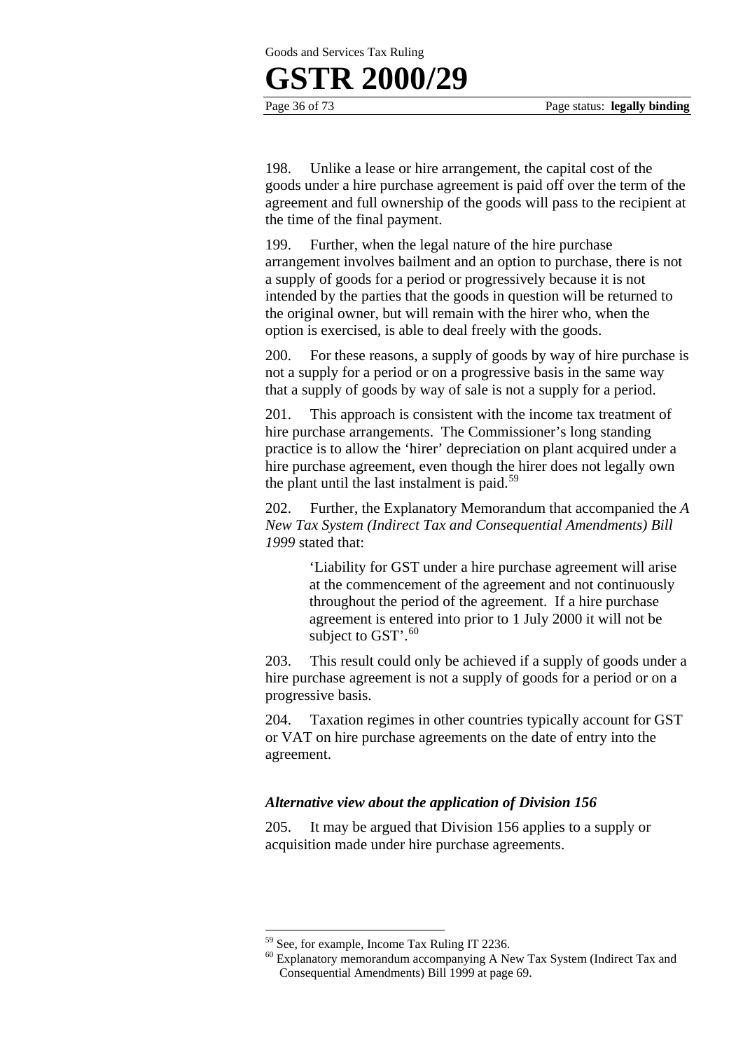198. Unlike a lease or hire arrangement, the capital cost of the goods under a hire purchase agreement is paid off over the term of the agreement and full ownership of the goods will pass to the recipient at the time of the final payment.

199. Further, when the legal nature of the hire purchase arrangement involves bailment and an option to purchase, there is not a supply of goods for a period or progressively because it is not intended by the parties that the goods in question will be returned to the original owner, but will remain with the hirer who, when the option is exercised, is able to deal freely with the goods.

200. For these reasons, a supply of goods by way of hire purchase is not a supply for a period or on a progressive basis in the same way that a supply of goods by way of sale is not a supply for a period.

201. This approach is consistent with the income tax treatment of hire purchase arrangements. The Commissioner's long standing practice is to allow the 'hirer' depreciation on plant acquired under a hire purchase agreement, even though the hirer does not legally own the plant until the last instalment is paid.[59]

202. Further, the Explanatory Memorandum that accompanied the *A New Tax System (Indirect Tax and Consequential Amendments) Bill 1999* stated that:

> 'Liability for GST under a hire purchase agreement will arise at the commencement of the agreement and not continuously throughout the period of the agreement. If a hire purchase agreement is entered into prior to 1 July 2000 it will not be subject to GST'.[60]

203. This result could only be achieved if a supply of goods under a hire purchase agreement is not a supply of goods for a period or on a progressive basis.

204. Taxation regimes in other countries typically account for GST or VAT on hire purchase agreements on the date of entry into the agreement.

### *Alternative view about the application of Division 156*

205. It may be argued that Division 156 applies to a supply or acquisition made under hire purchase agreements.

---

[59] See, for example, Income Tax Ruling IT 2236.

[60] Explanatory memorandum accompanying A New Tax System (Indirect Tax and Consequential Amendments) Bill 1999 at page 69.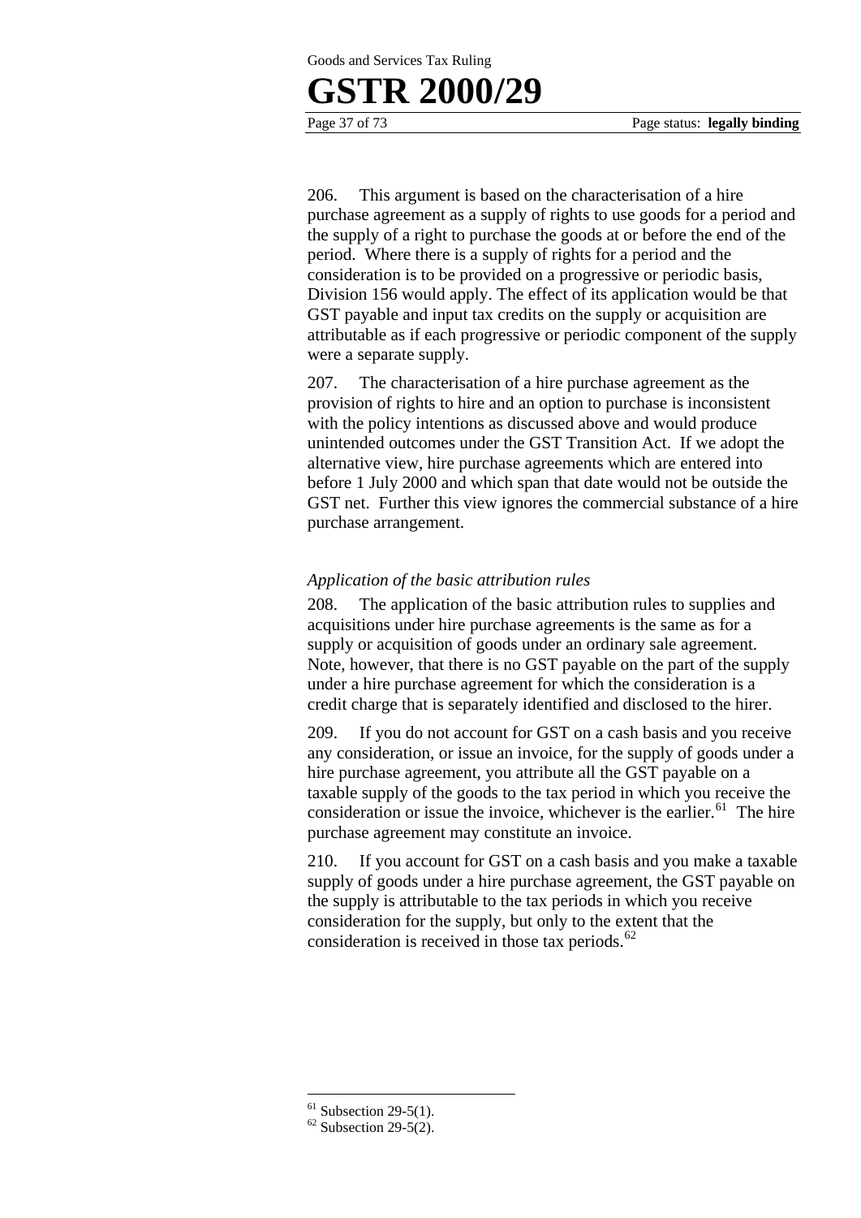206. This argument is based on the characterisation of a hire purchase agreement as a supply of rights to use goods for a period and the supply of a right to purchase the goods at or before the end of the period. Where there is a supply of rights for a period and the consideration is to be provided on a progressive or periodic basis, Division 156 would apply. The effect of its application would be that GST payable and input tax credits on the supply or acquisition are attributable as if each progressive or periodic component of the supply were a separate supply.

207. The characterisation of a hire purchase agreement as the provision of rights to hire and an option to purchase is inconsistent with the policy intentions as discussed above and would produce unintended outcomes under the GST Transition Act. If we adopt the alternative view, hire purchase agreements which are entered into before 1 July 2000 and which span that date would not be outside the GST net. Further this view ignores the commercial substance of a hire purchase arrangement.

### *Application of the basic attribution rules*

208. The application of the basic attribution rules to supplies and acquisitions under hire purchase agreements is the same as for a supply or acquisition of goods under an ordinary sale agreement. Note, however, that there is no GST payable on the part of the supply under a hire purchase agreement for which the consideration is a credit charge that is separately identified and disclosed to the hirer.

209. If you do not account for GST on a cash basis and you receive any consideration, or issue an invoice, for the supply of goods under a hire purchase agreement, you attribute all the GST payable on a taxable supply of the goods to the tax period in which you receive the consideration or issue the invoice, whichever is the earlier.[61] The hire purchase agreement may constitute an invoice.

210. If you account for GST on a cash basis and you make a taxable supply of goods under a hire purchase agreement, the GST payable on the supply is attributable to the tax periods in which you receive consideration for the supply, but only to the extent that the consideration is received in those tax periods.[62]

---

[61] Subsection 29-5(1).

[62] Subsection 29-5(2).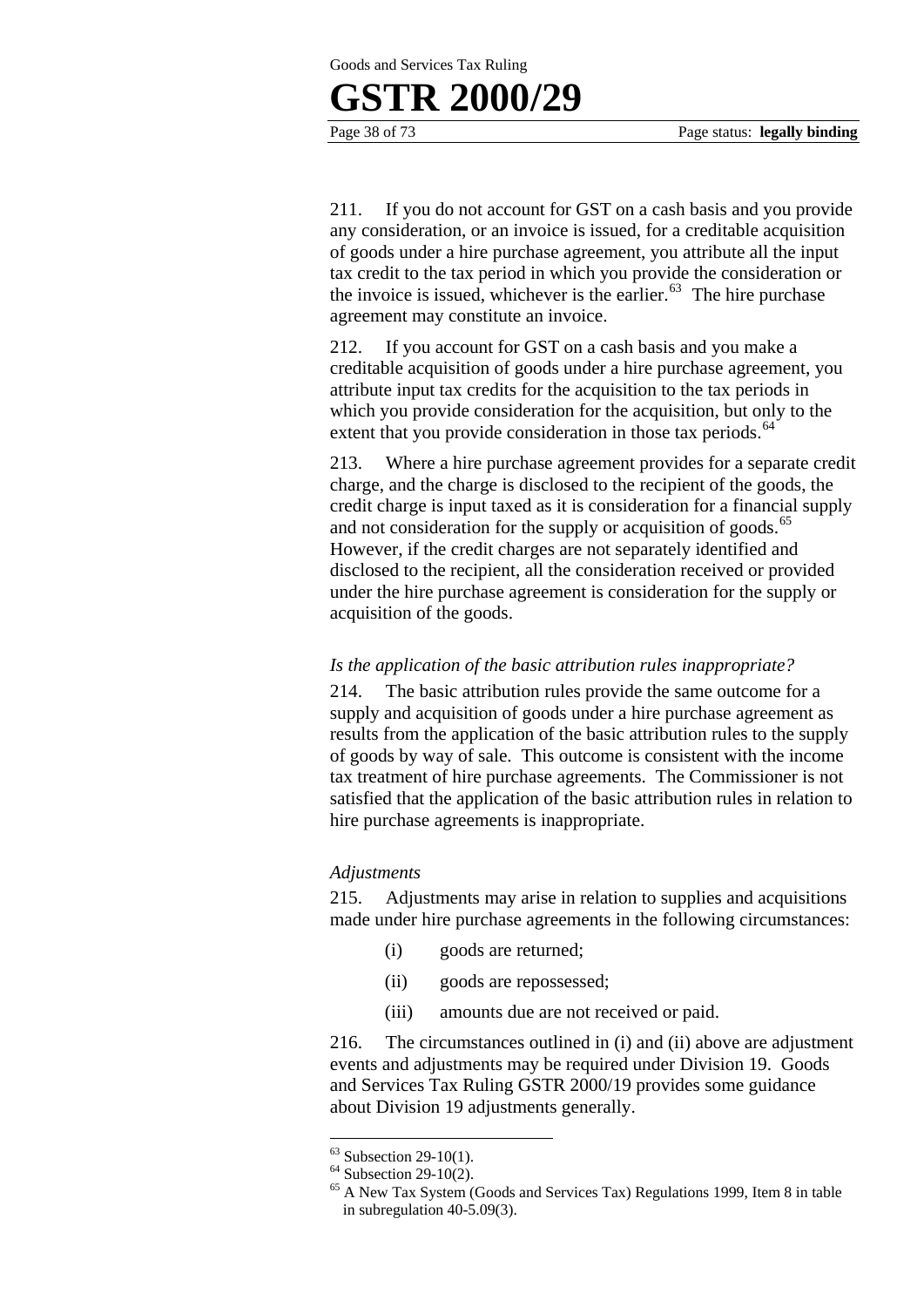211. If you do not account for GST on a cash basis and you provide any consideration, or an invoice is issued, for a creditable acquisition of goods under a hire purchase agreement, you attribute all the input tax credit to the tax period in which you provide the consideration or the invoice is issued, whichever is the earlier.[63] The hire purchase agreement may constitute an invoice.

212. If you account for GST on a cash basis and you make a creditable acquisition of goods under a hire purchase agreement, you attribute input tax credits for the acquisition to the tax periods in which you provide consideration for the acquisition, but only to the extent that you provide consideration in those tax periods.[64]

213. Where a hire purchase agreement provides for a separate credit charge, and the charge is disclosed to the recipient of the goods, the credit charge is input taxed as it is consideration for a financial supply and not consideration for the supply or acquisition of goods.[65] However, if the credit charges are not separately identified and disclosed to the recipient, all the consideration received or provided under the hire purchase agreement is consideration for the supply or acquisition of the goods.

*Is the application of the basic attribution rules inappropriate?*

214. The basic attribution rules provide the same outcome for a supply and acquisition of goods under a hire purchase agreement as results from the application of the basic attribution rules to the supply of goods by way of sale. This outcome is consistent with the income tax treatment of hire purchase agreements. The Commissioner is not satisfied that the application of the basic attribution rules in relation to hire purchase agreements is inappropriate.

*Adjustments*

215. Adjustments may arise in relation to supplies and acquisitions made under hire purchase agreements in the following circumstances:

- (i) goods are returned;
- (ii) goods are repossessed;
- (iii) amounts due are not received or paid.

216. The circumstances outlined in (i) and (ii) above are adjustment events and adjustments may be required under Division 19. Goods and Services Tax Ruling GSTR 2000/19 provides some guidance about Division 19 adjustments generally.

---

[63] Subsection 29-10(1).

[64] Subsection 29-10(2).

[65] A New Tax System (Goods and Services Tax) Regulations 1999, Item 8 in table in subregulation 40-5.09(3).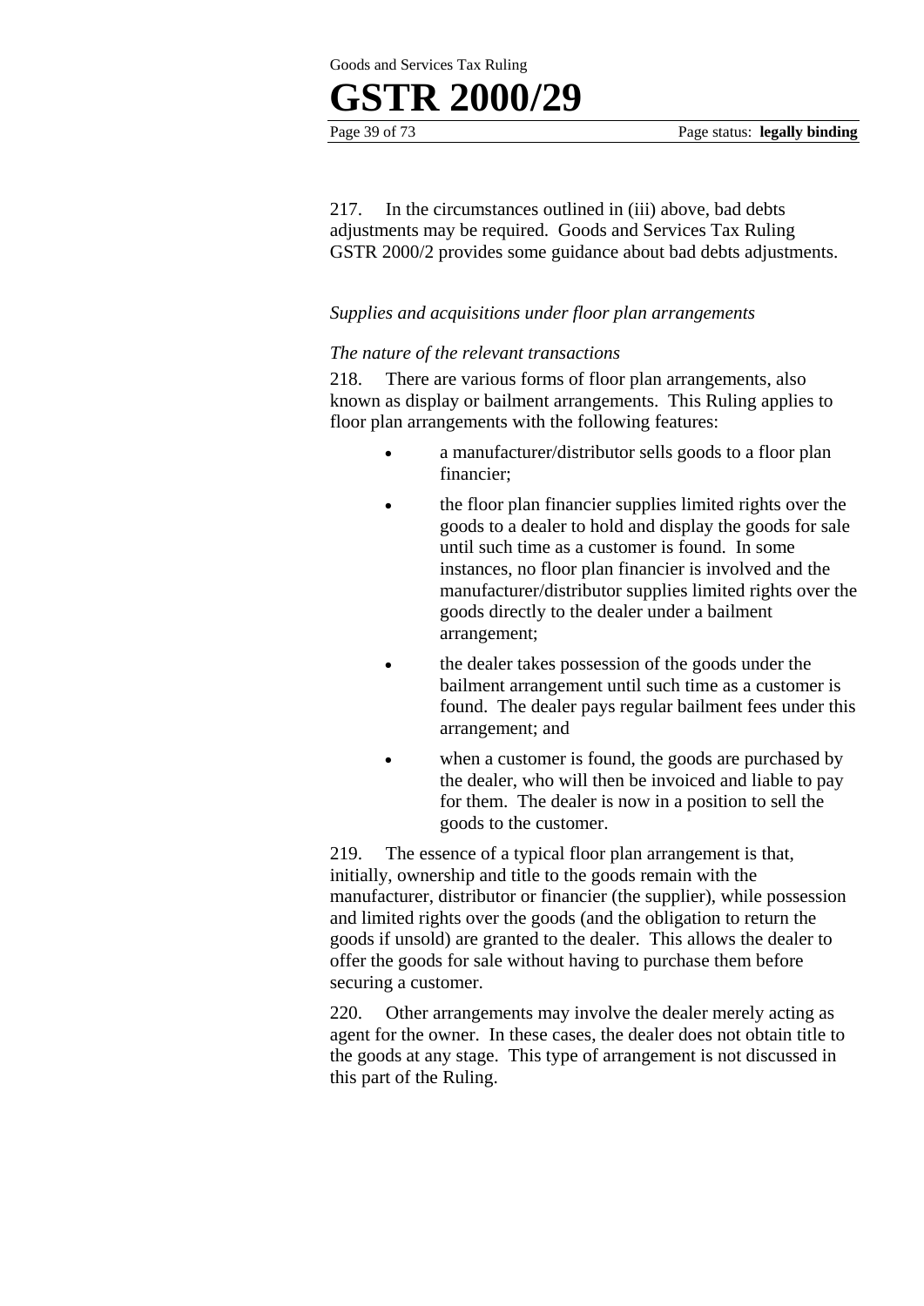217. In the circumstances outlined in (iii) above, bad debts adjustments may be required. Goods and Services Tax Ruling GSTR 2000/2 provides some guidance about bad debts adjustments.

### *Supplies and acquisitions under floor plan arrangements*

#### *The nature of the relevant transactions*

218. There are various forms of floor plan arrangements, also known as display or bailment arrangements. This Ruling applies to floor plan arrangements with the following features:

- a manufacturer/distributor sells goods to a floor plan financier;
- the floor plan financier supplies limited rights over the goods to a dealer to hold and display the goods for sale until such time as a customer is found. In some instances, no floor plan financier is involved and the manufacturer/distributor supplies limited rights over the goods directly to the dealer under a bailment arrangement;
- the dealer takes possession of the goods under the bailment arrangement until such time as a customer is found. The dealer pays regular bailment fees under this arrangement; and
- when a customer is found, the goods are purchased by the dealer, who will then be invoiced and liable to pay for them. The dealer is now in a position to sell the goods to the customer.

219. The essence of a typical floor plan arrangement is that, initially, ownership and title to the goods remain with the manufacturer, distributor or financier (the supplier), while possession and limited rights over the goods (and the obligation to return the goods if unsold) are granted to the dealer. This allows the dealer to offer the goods for sale without having to purchase them before securing a customer.

220. Other arrangements may involve the dealer merely acting as agent for the owner. In these cases, the dealer does not obtain title to the goods at any stage. This type of arrangement is not discussed in this part of the Ruling.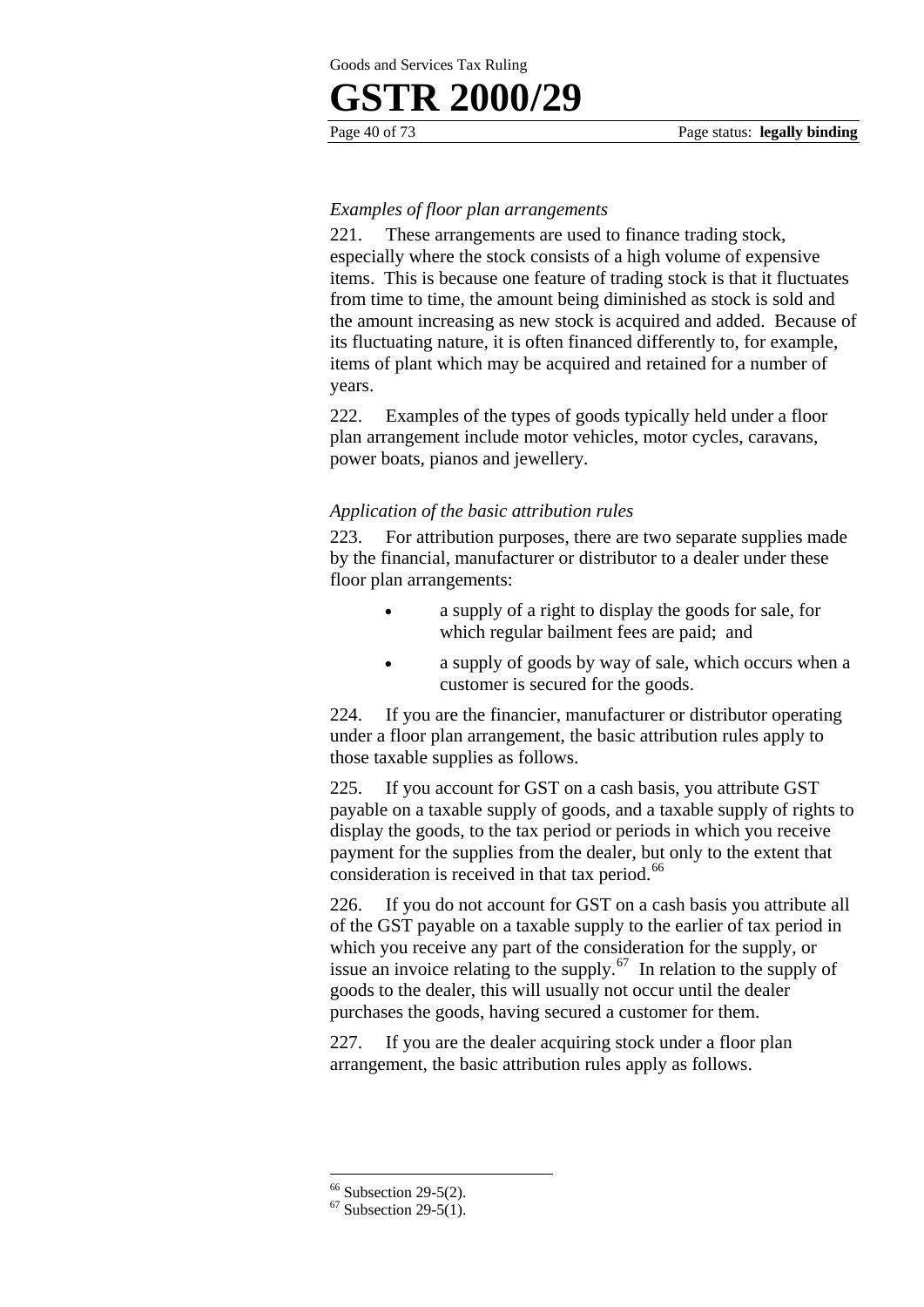*Examples of floor plan arrangements*

221. These arrangements are used to finance trading stock, especially where the stock consists of a high volume of expensive items. This is because one feature of trading stock is that it fluctuates from time to time, the amount being diminished as stock is sold and the amount increasing as new stock is acquired and added. Because of its fluctuating nature, it is often financed differently to, for example, items of plant which may be acquired and retained for a number of years.

222. Examples of the types of goods typically held under a floor plan arrangement include motor vehicles, motor cycles, caravans, power boats, pianos and jewellery.

*Application of the basic attribution rules*

223. For attribution purposes, there are two separate supplies made by the financial, manufacturer or distributor to a dealer under these floor plan arrangements:

- a supply of a right to display the goods for sale, for which regular bailment fees are paid; and
- a supply of goods by way of sale, which occurs when a customer is secured for the goods.

224. If you are the financier, manufacturer or distributor operating under a floor plan arrangement, the basic attribution rules apply to those taxable supplies as follows.

225. If you account for GST on a cash basis, you attribute GST payable on a taxable supply of goods, and a taxable supply of rights to display the goods, to the tax period or periods in which you receive payment for the supplies from the dealer, but only to the extent that consideration is received in that tax period.[66]

226. If you do not account for GST on a cash basis you attribute all of the GST payable on a taxable supply to the earlier of tax period in which you receive any part of the consideration for the supply, or issue an invoice relating to the supply.[67] In relation to the supply of goods to the dealer, this will usually not occur until the dealer purchases the goods, having secured a customer for them.

227. If you are the dealer acquiring stock under a floor plan arrangement, the basic attribution rules apply as follows.

---

[66] Subsection 29-5(2).

[67] Subsection 29-5(1).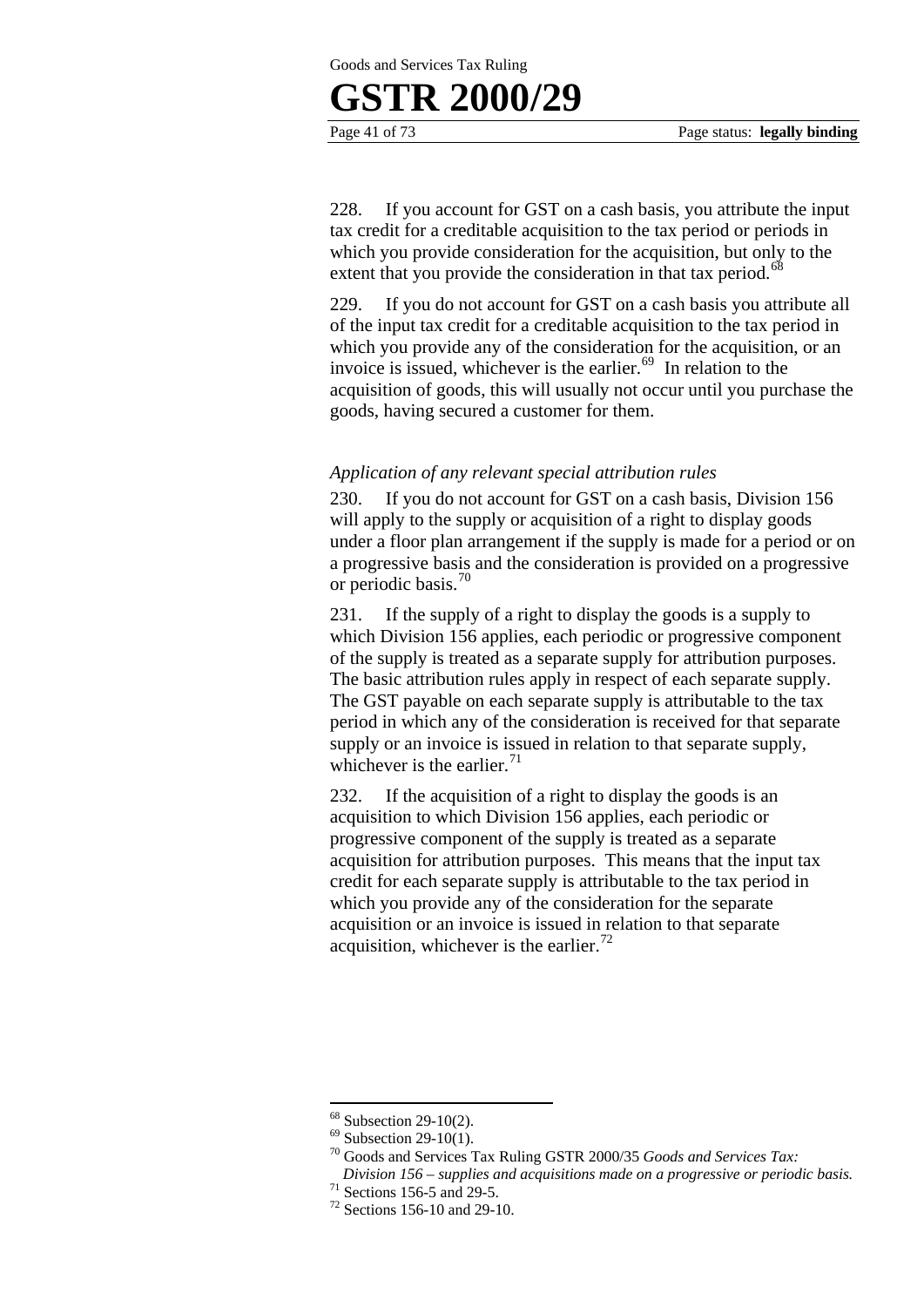228. If you account for GST on a cash basis, you attribute the input tax credit for a creditable acquisition to the tax period or periods in which you provide consideration for the acquisition, but only to the extent that you provide the consideration in that tax period.[68]

229. If you do not account for GST on a cash basis you attribute all of the input tax credit for a creditable acquisition to the tax period in which you provide any of the consideration for the acquisition, or an invoice is issued, whichever is the earlier.[69] In relation to the acquisition of goods, this will usually not occur until you purchase the goods, having secured a customer for them.

*Application of any relevant special attribution rules*

230. If you do not account for GST on a cash basis, Division 156 will apply to the supply or acquisition of a right to display goods under a floor plan arrangement if the supply is made for a period or on a progressive basis and the consideration is provided on a progressive or periodic basis.[70]

231. If the supply of a right to display the goods is a supply to which Division 156 applies, each periodic or progressive component of the supply is treated as a separate supply for attribution purposes. The basic attribution rules apply in respect of each separate supply. The GST payable on each separate supply is attributable to the tax period in which any of the consideration is received for that separate supply or an invoice is issued in relation to that separate supply, whichever is the earlier.[71]

232. If the acquisition of a right to display the goods is an acquisition to which Division 156 applies, each periodic or progressive component of the supply is treated as a separate acquisition for attribution purposes. This means that the input tax credit for each separate supply is attributable to the tax period in which you provide any of the consideration for the separate acquisition or an invoice is issued in relation to that separate acquisition, whichever is the earlier.[72]

---

[68] Subsection 29-10(2).

[69] Subsection 29-10(1).

[70] Goods and Services Tax Ruling GSTR 2000/35 *Goods and Services Tax: Division 156 – supplies and acquisitions made on a progressive or periodic basis.*

[71] Sections 156-5 and 29-5.

[72] Sections 156-10 and 29-10.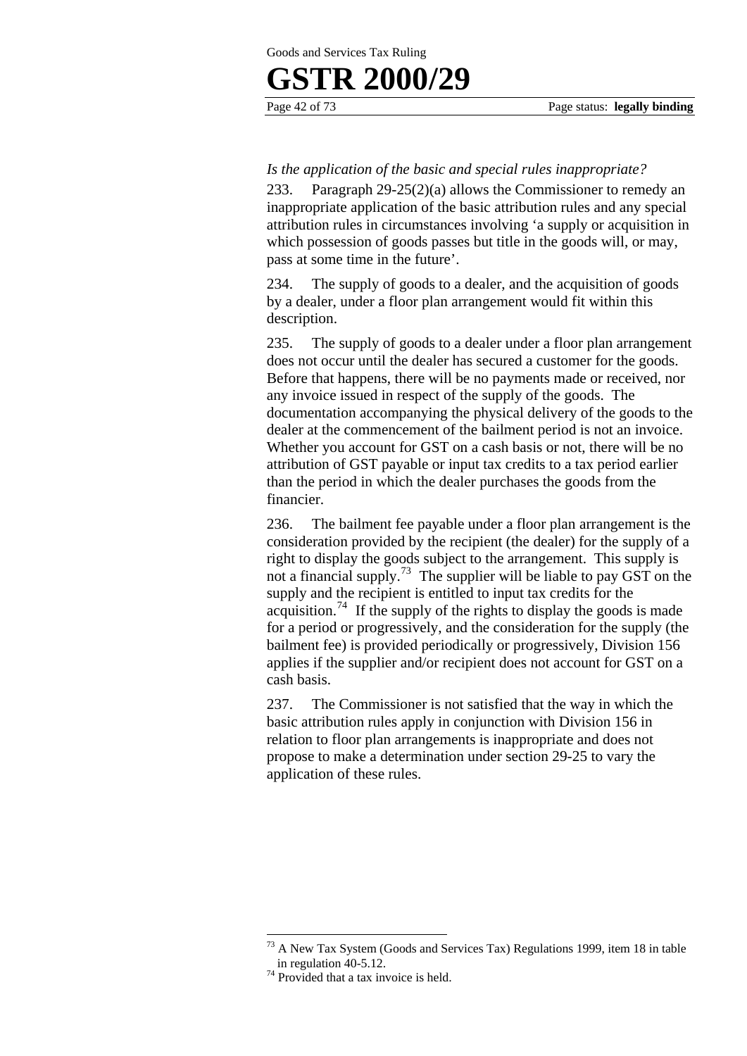*Is the application of the basic and special rules inappropriate?*

233. Paragraph 29-25(2)(a) allows the Commissioner to remedy an inappropriate application of the basic attribution rules and any special attribution rules in circumstances involving 'a supply or acquisition in which possession of goods passes but title in the goods will, or may, pass at some time in the future'.

234. The supply of goods to a dealer, and the acquisition of goods by a dealer, under a floor plan arrangement would fit within this description.

235. The supply of goods to a dealer under a floor plan arrangement does not occur until the dealer has secured a customer for the goods. Before that happens, there will be no payments made or received, nor any invoice issued in respect of the supply of the goods. The documentation accompanying the physical delivery of the goods to the dealer at the commencement of the bailment period is not an invoice. Whether you account for GST on a cash basis or not, there will be no attribution of GST payable or input tax credits to a tax period earlier than the period in which the dealer purchases the goods from the financier.

236. The bailment fee payable under a floor plan arrangement is the consideration provided by the recipient (the dealer) for the supply of a right to display the goods subject to the arrangement. This supply is not a financial supply.[73] The supplier will be liable to pay GST on the supply and the recipient is entitled to input tax credits for the acquisition.[74] If the supply of the rights to display the goods is made for a period or progressively, and the consideration for the supply (the bailment fee) is provided periodically or progressively, Division 156 applies if the supplier and/or recipient does not account for GST on a cash basis.

237. The Commissioner is not satisfied that the way in which the basic attribution rules apply in conjunction with Division 156 in relation to floor plan arrangements is inappropriate and does not propose to make a determination under section 29-25 to vary the application of these rules.

---

[73] A New Tax System (Goods and Services Tax) Regulations 1999, item 18 in table in regulation 40-5.12.

[74] Provided that a tax invoice is held.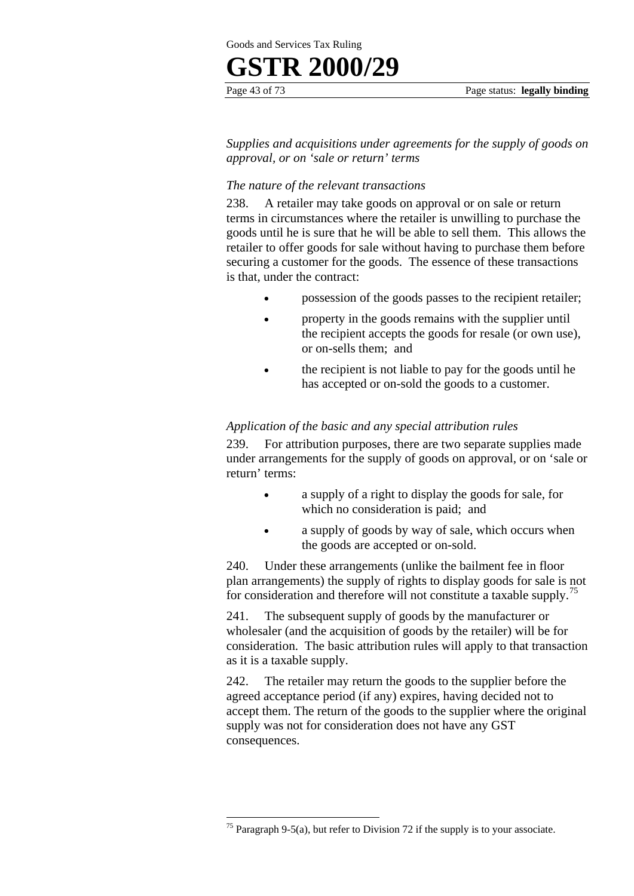*Supplies and acquisitions under agreements for the supply of goods on approval, or on 'sale or return' terms*

*The nature of the relevant transactions*

238. A retailer may take goods on approval or on sale or return terms in circumstances where the retailer is unwilling to purchase the goods until he is sure that he will be able to sell them. This allows the retailer to offer goods for sale without having to purchase them before securing a customer for the goods. The essence of these transactions is that, under the contract:

- possession of the goods passes to the recipient retailer;
- property in the goods remains with the supplier until the recipient accepts the goods for resale (or own use), or on-sells them; and
- the recipient is not liable to pay for the goods until he has accepted or on-sold the goods to a customer.

*Application of the basic and any special attribution rules*

239. For attribution purposes, there are two separate supplies made under arrangements for the supply of goods on approval, or on 'sale or return' terms:

- a supply of a right to display the goods for sale, for which no consideration is paid; and
- a supply of goods by way of sale, which occurs when the goods are accepted or on-sold.

240. Under these arrangements (unlike the bailment fee in floor plan arrangements) the supply of rights to display goods for sale is not for consideration and therefore will not constitute a taxable supply.[75]

241. The subsequent supply of goods by the manufacturer or wholesaler (and the acquisition of goods by the retailer) will be for consideration. The basic attribution rules will apply to that transaction as it is a taxable supply.

242. The retailer may return the goods to the supplier before the agreed acceptance period (if any) expires, having decided not to accept them. The return of the goods to the supplier where the original supply was not for consideration does not have any GST consequences.

---

[75] Paragraph 9-5(a), but refer to Division 72 if the supply is to your associate.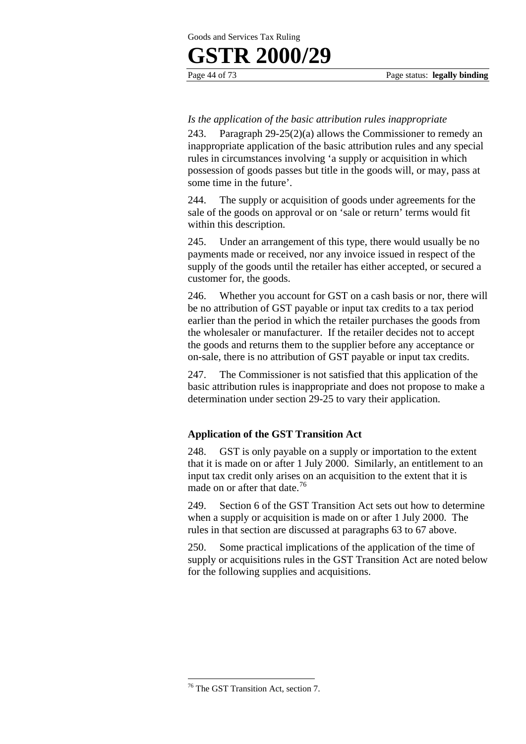*Is the application of the basic attribution rules inappropriate*

243. Paragraph 29-25(2)(a) allows the Commissioner to remedy an inappropriate application of the basic attribution rules and any special rules in circumstances involving 'a supply or acquisition in which possession of goods passes but title in the goods will, or may, pass at some time in the future'.

244. The supply or acquisition of goods under agreements for the sale of the goods on approval or on 'sale or return' terms would fit within this description.

245. Under an arrangement of this type, there would usually be no payments made or received, nor any invoice issued in respect of the supply of the goods until the retailer has either accepted, or secured a customer for, the goods.

246. Whether you account for GST on a cash basis or nor, there will be no attribution of GST payable or input tax credits to a tax period earlier than the period in which the retailer purchases the goods from the wholesaler or manufacturer. If the retailer decides not to accept the goods and returns them to the supplier before any acceptance or on-sale, there is no attribution of GST payable or input tax credits.

247. The Commissioner is not satisfied that this application of the basic attribution rules is inappropriate and does not propose to make a determination under section 29-25 to vary their application.

### Application of the GST Transition Act

248. GST is only payable on a supply or importation to the extent that it is made on or after 1 July 2000. Similarly, an entitlement to an input tax credit only arises on an acquisition to the extent that it is made on or after that date.[76]

249. Section 6 of the GST Transition Act sets out how to determine when a supply or acquisition is made on or after 1 July 2000. The rules in that section are discussed at paragraphs 63 to 67 above.

250. Some practical implications of the application of the time of supply or acquisitions rules in the GST Transition Act are noted below for the following supplies and acquisitions.

---

[76] The GST Transition Act, section 7.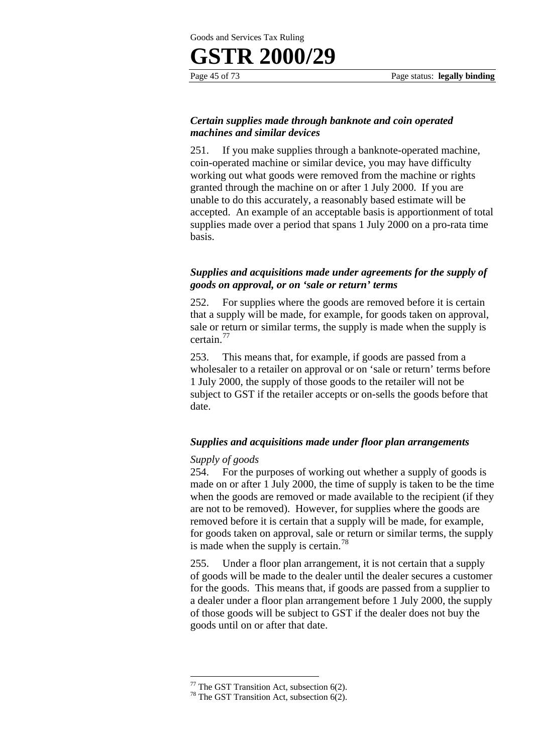### *Certain supplies made through banknote and coin operated machines and similar devices*

251. If you make supplies through a banknote-operated machine, coin-operated machine or similar device, you may have difficulty working out what goods were removed from the machine or rights granted through the machine on or after 1 July 2000. If you are unable to do this accurately, a reasonably based estimate will be accepted. An example of an acceptable basis is apportionment of total supplies made over a period that spans 1 July 2000 on a pro-rata time basis.

### *Supplies and acquisitions made under agreements for the supply of goods on approval, or on 'sale or return' terms*

252. For supplies where the goods are removed before it is certain that a supply will be made, for example, for goods taken on approval, sale or return or similar terms, the supply is made when the supply is certain.[77]

253. This means that, for example, if goods are passed from a wholesaler to a retailer on approval or on 'sale or return' terms before 1 July 2000, the supply of those goods to the retailer will not be subject to GST if the retailer accepts or on-sells the goods before that date.

### *Supplies and acquisitions made under floor plan arrangements*

*Supply of goods*

254. For the purposes of working out whether a supply of goods is made on or after 1 July 2000, the time of supply is taken to be the time when the goods are removed or made available to the recipient (if they are not to be removed). However, for supplies where the goods are removed before it is certain that a supply will be made, for example, for goods taken on approval, sale or return or similar terms, the supply is made when the supply is certain.[78]

255. Under a floor plan arrangement, it is not certain that a supply of goods will be made to the dealer until the dealer secures a customer for the goods. This means that, if goods are passed from a supplier to a dealer under a floor plan arrangement before 1 July 2000, the supply of those goods will be subject to GST if the dealer does not buy the goods until on or after that date.

---

[77] The GST Transition Act, subsection 6(2).

[78] The GST Transition Act, subsection 6(2).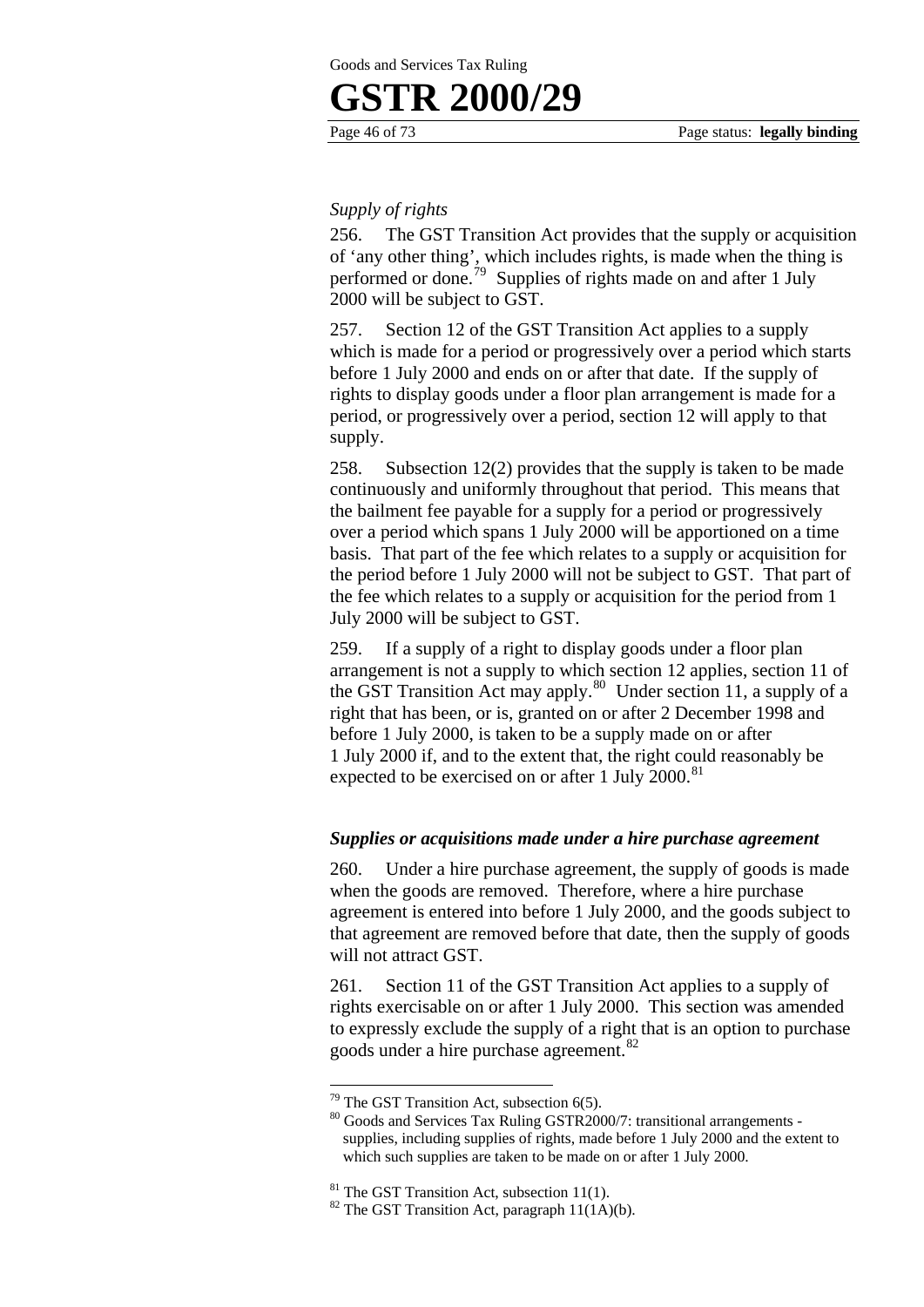*Supply of rights*

256. The GST Transition Act provides that the supply or acquisition of 'any other thing', which includes rights, is made when the thing is performed or done.[79] Supplies of rights made on and after 1 July 2000 will be subject to GST.

257. Section 12 of the GST Transition Act applies to a supply which is made for a period or progressively over a period which starts before 1 July 2000 and ends on or after that date. If the supply of rights to display goods under a floor plan arrangement is made for a period, or progressively over a period, section 12 will apply to that supply.

258. Subsection 12(2) provides that the supply is taken to be made continuously and uniformly throughout that period. This means that the bailment fee payable for a supply for a period or progressively over a period which spans 1 July 2000 will be apportioned on a time basis. That part of the fee which relates to a supply or acquisition for the period before 1 July 2000 will not be subject to GST. That part of the fee which relates to a supply or acquisition for the period from 1 July 2000 will be subject to GST.

259. If a supply of a right to display goods under a floor plan arrangement is not a supply to which section 12 applies, section 11 of the GST Transition Act may apply.[80] Under section 11, a supply of a right that has been, or is, granted on or after 2 December 1998 and before 1 July 2000, is taken to be a supply made on or after 1 July 2000 if, and to the extent that, the right could reasonably be expected to be exercised on or after 1 July 2000.[81]

### *Supplies or acquisitions made under a hire purchase agreement*

260. Under a hire purchase agreement, the supply of goods is made when the goods are removed. Therefore, where a hire purchase agreement is entered into before 1 July 2000, and the goods subject to that agreement are removed before that date, then the supply of goods will not attract GST.

261. Section 11 of the GST Transition Act applies to a supply of rights exercisable on or after 1 July 2000. This section was amended to expressly exclude the supply of a right that is an option to purchase goods under a hire purchase agreement.[82]

---

[79] The GST Transition Act, subsection 6(5).

[80] Goods and Services Tax Ruling GSTR2000/7: transitional arrangements - supplies, including supplies of rights, made before 1 July 2000 and the extent to which such supplies are taken to be made on or after 1 July 2000.

[81] The GST Transition Act, subsection 11(1).

[82] The GST Transition Act, paragraph 11(1A)(b).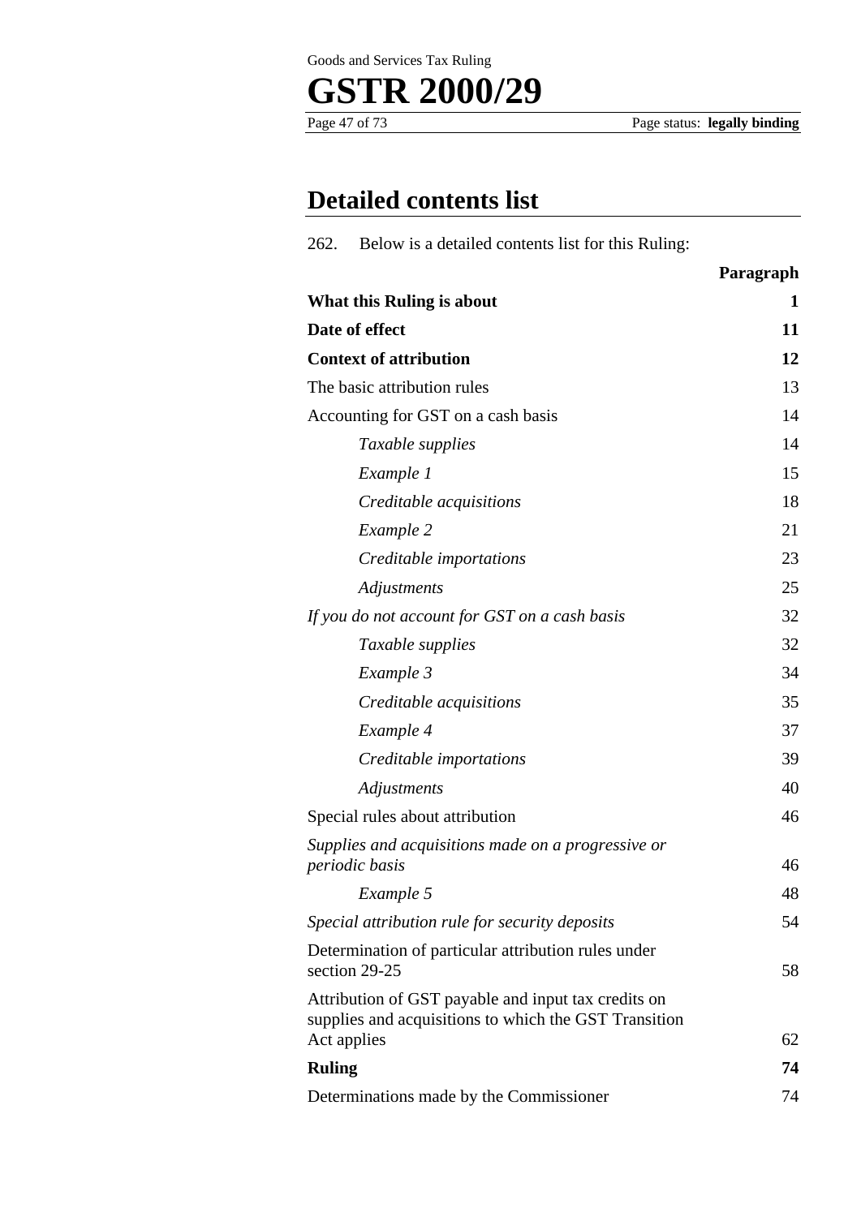## Detailed contents list

262. Below is a detailed contents list for this Ruling:

| | Paragraph |
|---|---|
| **What this Ruling is about** | **1** |
| **Date of effect** | **11** |
| **Context of attribution** | **12** |
| The basic attribution rules | 13 |
| Accounting for GST on a cash basis | 14 |
| *Taxable supplies* | 14 |
| *Example 1* | 15 |
| *Creditable acquisitions* | 18 |
| *Example 2* | 21 |
| *Creditable importations* | 23 |
| *Adjustments* | 25 |
| *If you do not account for GST on a cash basis* | 32 |
| *Taxable supplies* | 32 |
| *Example 3* | 34 |
| *Creditable acquisitions* | 35 |
| *Example 4* | 37 |
| *Creditable importations* | 39 |
| *Adjustments* | 40 |
| Special rules about attribution | 46 |
| *Supplies and acquisitions made on a progressive or periodic basis* | 46 |
| *Example 5* | 48 |
| *Special attribution rule for security deposits* | 54 |
| Determination of particular attribution rules under section 29-25 | 58 |
| Attribution of GST payable and input tax credits on supplies and acquisitions to which the GST Transition Act applies | 62 |
| **Ruling** | **74** |
| Determinations made by the Commissioner | 74 |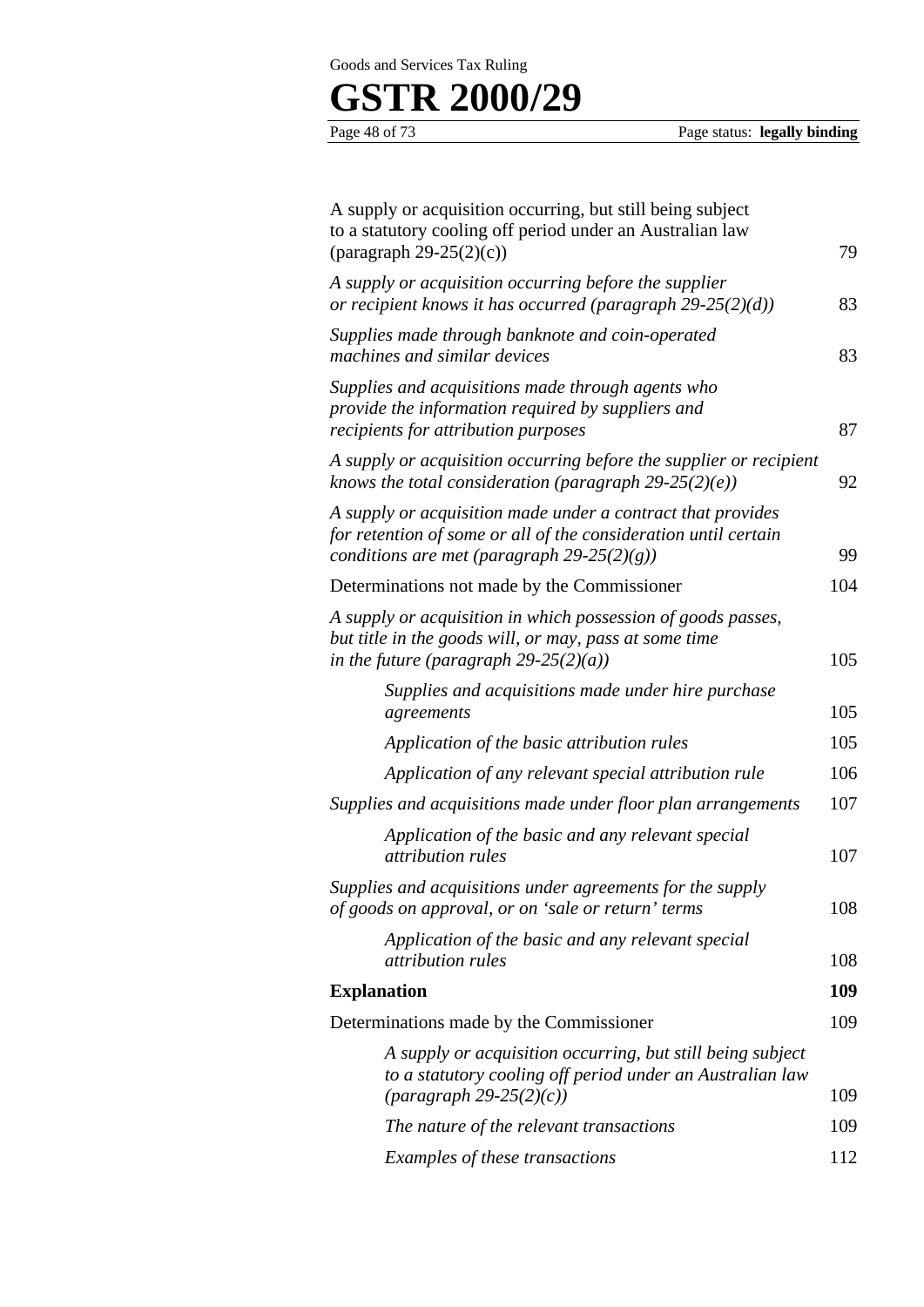| | |
|---|---|
| A supply or acquisition occurring, but still being subject to a statutory cooling off period under an Australian law (paragraph 29-25(2)(c)) | 79 |
| *A supply or acquisition occurring before the supplier or recipient knows it has occurred (paragraph 29-25(2)(d))* | 83 |
| *Supplies made through banknote and coin-operated machines and similar devices* | 83 |
| *Supplies and acquisitions made through agents who provide the information required by suppliers and recipients for attribution purposes* | 87 |
| *A supply or acquisition occurring before the supplier or recipient knows the total consideration (paragraph 29-25(2)(e))* | 92 |
| *A supply or acquisition made under a contract that provides for retention of some or all of the consideration until certain conditions are met (paragraph 29-25(2)(g))* | 99 |
| Determinations not made by the Commissioner | 104 |
| *A supply or acquisition in which possession of goods passes, but title in the goods will, or may, pass at some time in the future (paragraph 29-25(2)(a))* | 105 |
| *Supplies and acquisitions made under hire purchase agreements* | 105 |
| *Application of the basic attribution rules* | 105 |
| *Application of any relevant special attribution rule* | 106 |
| *Supplies and acquisitions made under floor plan arrangements* | 107 |
| *Application of the basic and any relevant special attribution rules* | 107 |
| *Supplies and acquisitions under agreements for the supply of goods on approval, or on 'sale or return' terms* | 108 |
| *Application of the basic and any relevant special attribution rules* | 108 |
| **Explanation** | **109** |
| Determinations made by the Commissioner | 109 |
| *A supply or acquisition occurring, but still being subject to a statutory cooling off period under an Australian law (paragraph 29-25(2)(c))* | 109 |
| *The nature of the relevant transactions* | 109 |
| *Examples of these transactions* | 112 |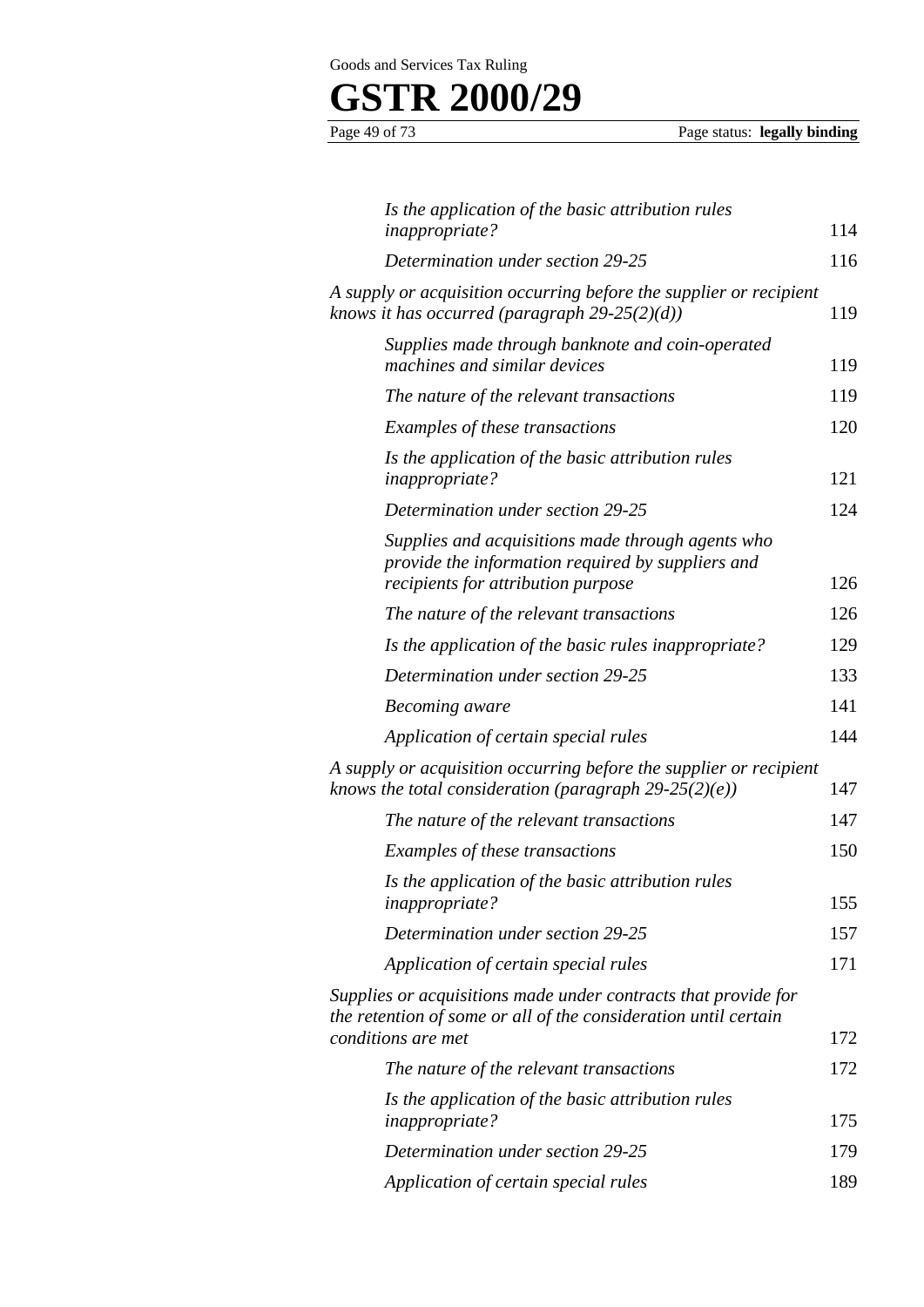| | |
|---|---|
| *Is the application of the basic attribution rules inappropriate?* | 114 |
| *Determination under section 29-25* | 116 |
| *A supply or acquisition occurring before the supplier or recipient knows it has occurred (paragraph 29-25(2)(d))* | 119 |
| *Supplies made through banknote and coin-operated machines and similar devices* | 119 |
| *The nature of the relevant transactions* | 119 |
| *Examples of these transactions* | 120 |
| *Is the application of the basic attribution rules inappropriate?* | 121 |
| *Determination under section 29-25* | 124 |
| *Supplies and acquisitions made through agents who provide the information required by suppliers and recipients for attribution purpose* | 126 |
| *The nature of the relevant transactions* | 126 |
| *Is the application of the basic rules inappropriate?* | 129 |
| *Determination under section 29-25* | 133 |
| *Becoming aware* | 141 |
| *Application of certain special rules* | 144 |
| *A supply or acquisition occurring before the supplier or recipient knows the total consideration (paragraph 29-25(2)(e))* | 147 |
| *The nature of the relevant transactions* | 147 |
| *Examples of these transactions* | 150 |
| *Is the application of the basic attribution rules inappropriate?* | 155 |
| *Determination under section 29-25* | 157 |
| *Application of certain special rules* | 171 |
| *Supplies or acquisitions made under contracts that provide for the retention of some or all of the consideration until certain conditions are met* | 172 |
| *The nature of the relevant transactions* | 172 |
| *Is the application of the basic attribution rules inappropriate?* | 175 |
| *Determination under section 29-25* | 179 |
| *Application of certain special rules* | 189 |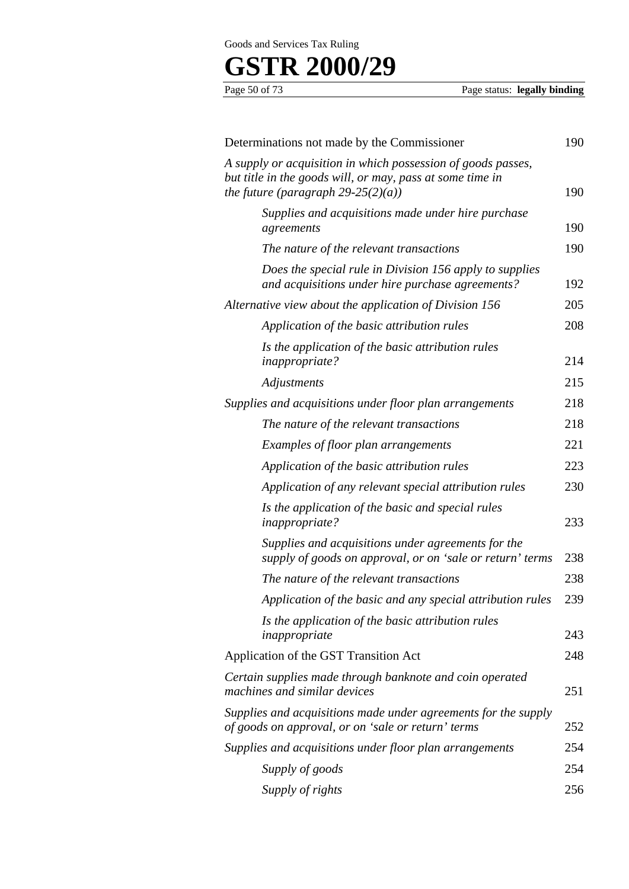| | |
|---|---|
| Determinations not made by the Commissioner | 190 |
| *A supply or acquisition in which possession of goods passes, but title in the goods will, or may, pass at some time in the future (paragraph 29-25(2)(a))* | 190 |
| *Supplies and acquisitions made under hire purchase agreements* | 190 |
| *The nature of the relevant transactions* | 190 |
| *Does the special rule in Division 156 apply to supplies and acquisitions under hire purchase agreements?* | 192 |
| *Alternative view about the application of Division 156* | 205 |
| *Application of the basic attribution rules* | 208 |
| *Is the application of the basic attribution rules inappropriate?* | 214 |
| *Adjustments* | 215 |
| *Supplies and acquisitions under floor plan arrangements* | 218 |
| *The nature of the relevant transactions* | 218 |
| *Examples of floor plan arrangements* | 221 |
| *Application of the basic attribution rules* | 223 |
| *Application of any relevant special attribution rules* | 230 |
| *Is the application of the basic and special rules inappropriate?* | 233 |
| *Supplies and acquisitions under agreements for the supply of goods on approval, or on 'sale or return' terms* | 238 |
| *The nature of the relevant transactions* | 238 |
| *Application of the basic and any special attribution rules* | 239 |
| *Is the application of the basic attribution rules inappropriate* | 243 |
| Application of the GST Transition Act | 248 |
| *Certain supplies made through banknote and coin operated machines and similar devices* | 251 |
| *Supplies and acquisitions made under agreements for the supply of goods on approval, or on 'sale or return' terms* | 252 |
| *Supplies and acquisitions under floor plan arrangements* | 254 |
| *Supply of goods* | 254 |
| *Supply of rights* | 256 |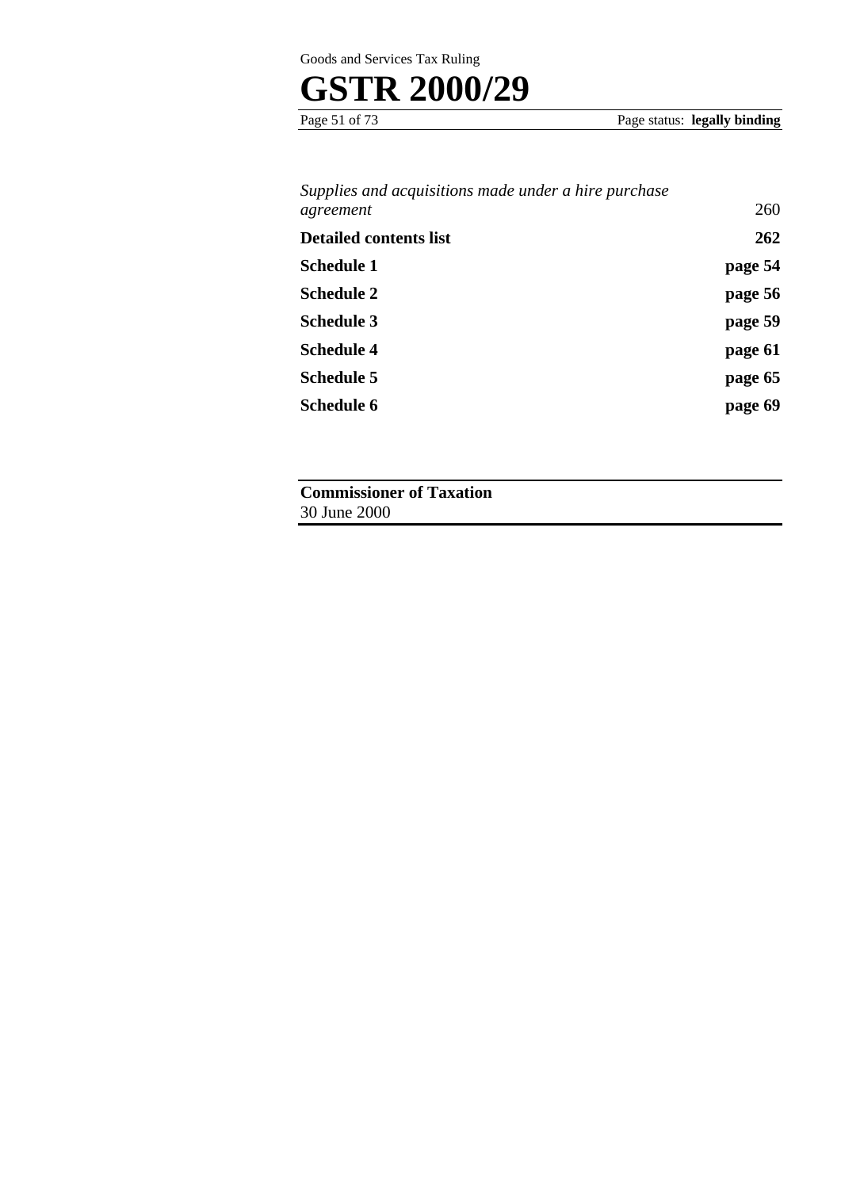| | |
|---|---|
| *Supplies and acquisitions made under a hire purchase agreement* | 260 |
| **Detailed contents list** | **262** |
| **Schedule 1** | **page 54** |
| **Schedule 2** | **page 56** |
| **Schedule 3** | **page 59** |
| **Schedule 4** | **page 61** |
| **Schedule 5** | **page 65** |
| **Schedule 6** | **page 69** |

**Commissioner of Taxation**
30 June 2000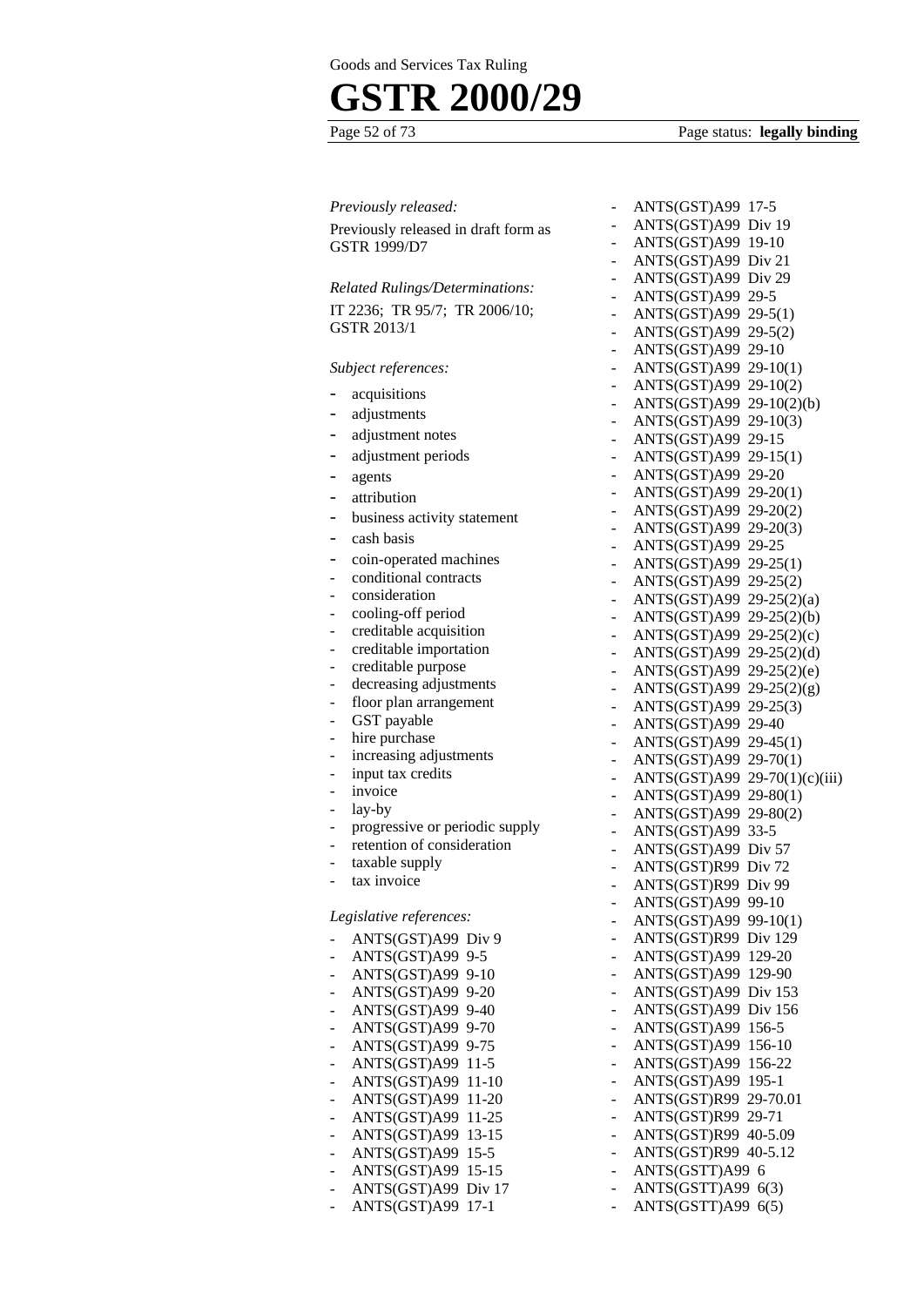*Previously released:*

Previously released in draft form as GSTR 1999/D7

*Related Rulings/Determinations:*

IT 2236; TR 95/7; TR 2006/10; GSTR 2013/1

*Subject references:*

- acquisitions
- adjustments
- adjustment notes
- adjustment periods
- agents
- attribution
- business activity statement
- cash basis
- coin-operated machines
- conditional contracts
- consideration
- cooling-off period
- creditable acquisition
- creditable importation
- creditable purpose
- decreasing adjustments
- floor plan arrangement
- GST payable
- hire purchase
- increasing adjustments
- input tax credits
- invoice
- lay-by
- progressive or periodic supply
- retention of consideration
- taxable supply
- tax invoice

*Legislative references:*

- ANTS(GST)A99 Div 9
- ANTS(GST)A99 9-5
- ANTS(GST)A99 9-10
- ANTS(GST)A99 9-20
- ANTS(GST)A99 9-40
- ANTS(GST)A99 9-70
- ANTS(GST)A99 9-75
- ANTS(GST)A99 11-5
- ANTS(GST)A99 11-10
- ANTS(GST)A99 11-20
- ANTS(GST)A99 11-25
- ANTS(GST)A99 13-15
- ANTS(GST)A99 15-5
- ANTS(GST)A99 15-15
- ANTS(GST)A99 Div 17
- ANTS(GST)A99 17-1
- ANTS(GST)A99 17-5
- ANTS(GST)A99 Div 19
- ANTS(GST)A99 19-10
- ANTS(GST)A99 Div 21
- ANTS(GST)A99 Div 29
- ANTS(GST)A99 29-5
- ANTS(GST)A99 29-5(1)
- ANTS(GST)A99 29-5(2)
- ANTS(GST)A99 29-10
- ANTS(GST)A99 29-10(1)
- ANTS(GST)A99 29-10(2)
- ANTS(GST)A99 29-10(2)(b)
- ANTS(GST)A99 29-10(3)
- ANTS(GST)A99 29-15
- ANTS(GST)A99 29-15(1)
- ANTS(GST)A99 29-20
- ANTS(GST)A99 29-20(1)
- ANTS(GST)A99 29-20(2)
- ANTS(GST)A99 29-20(3)
- ANTS(GST)A99 29-25
- ANTS(GST)A99 29-25(1)
- ANTS(GST)A99 29-25(2)
- ANTS(GST)A99 29-25(2)(a)
- ANTS(GST)A99 29-25(2)(b)
- ANTS(GST)A99 29-25(2)(c)
- ANTS(GST)A99 29-25(2)(d)
- ANTS(GST)A99 29-25(2)(e)
- ANTS(GST)A99 29-25(2)(g)
- ANTS(GST)A99 29-25(3)
- ANTS(GST)A99 29-40
- ANTS(GST)A99 29-45(1)
- ANTS(GST)A99 29-70(1)
- ANTS(GST)A99 29-70(1)(c)(iii)
- ANTS(GST)A99 29-80(1)
- ANTS(GST)A99 29-80(2)
- ANTS(GST)A99 33-5
- ANTS(GST)A99 Div 57
- ANTS(GST)R99 Div 72
- ANTS(GST)R99 Div 99
- ANTS(GST)A99 99-10
- ANTS(GST)A99 99-10(1)
- ANTS(GST)R99 Div 129
- ANTS(GST)A99 129-20
- ANTS(GST)A99 129-90
- ANTS(GST)A99 Div 153
- ANTS(GST)A99 Div 156
- ANTS(GST)A99 156-5
- ANTS(GST)A99 156-10
- ANTS(GST)A99 156-22
- ANTS(GST)A99 195-1
- ANTS(GST)R99 29-70.01
- ANTS(GST)R99 29-71
- ANTS(GST)R99 40-5.09
- ANTS(GST)R99 40-5.12
- ANTS(GSTT)A99 6
- ANTS(GSTT)A99 6(3)
- ANTS(GSTT)A99 6(5)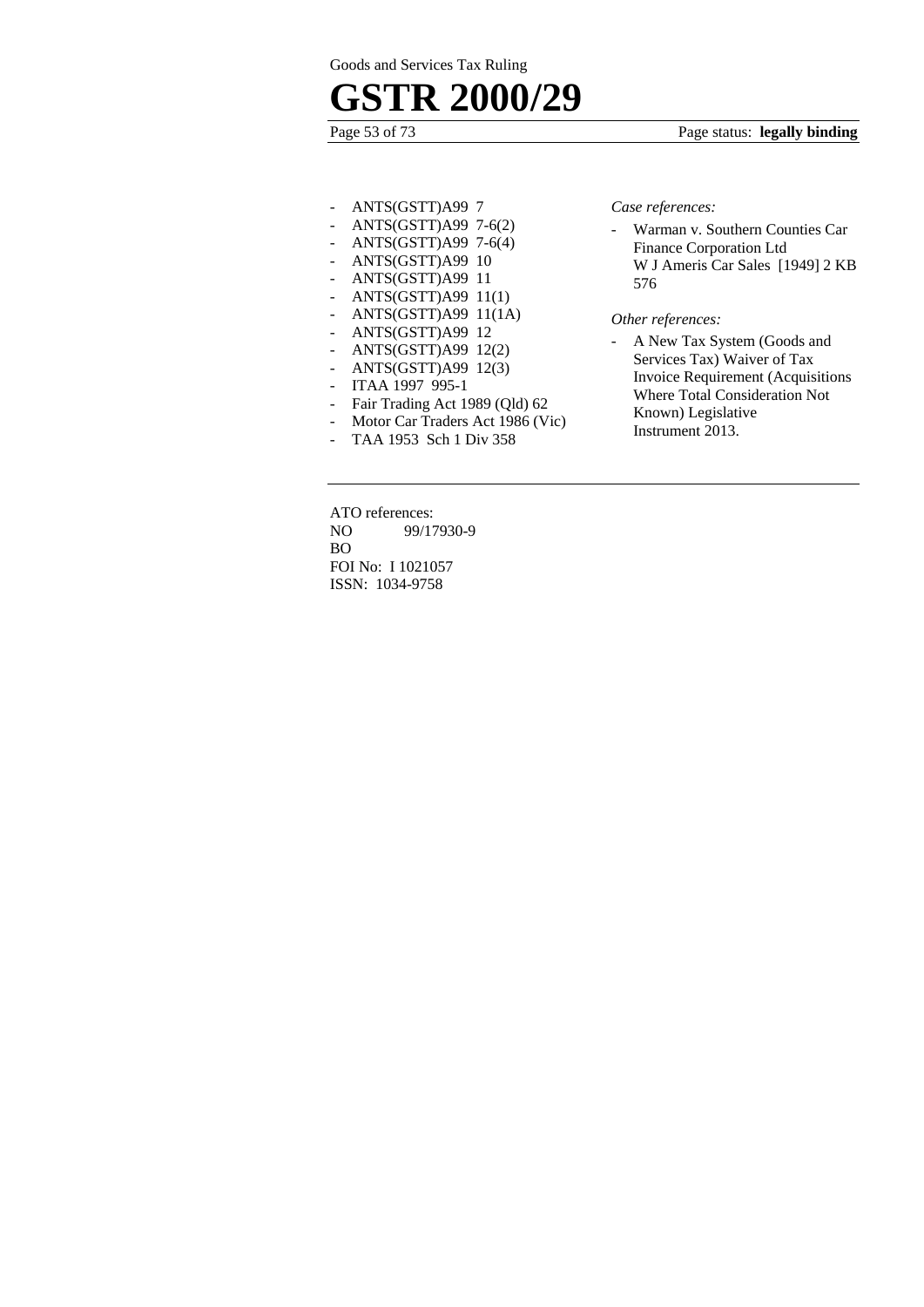- ANTS(GSTT)A99 7
- ANTS(GSTT)A99 7-6(2)
- ANTS(GSTT)A99 7-6(4)
- ANTS(GSTT)A99 10
- ANTS(GSTT)A99 11
- ANTS(GSTT)A99 11(1)
- ANTS(GSTT)A99 11(1A)
- ANTS(GSTT)A99 12
- ANTS(GSTT)A99 12(2)
- ANTS(GSTT)A99 12(3)
- ITAA 1997 995-1
- Fair Trading Act 1989 (Qld) 62
- Motor Car Traders Act 1986 (Vic)
- TAA 1953 Sch 1 Div 358

*Case references:*

- Warman v. Southern Counties Car Finance Corporation Ltd W J Ameris Car Sales [1949] 2 KB 576

*Other references:*

- A New Tax System (Goods and Services Tax) Waiver of Tax Invoice Requirement (Acquisitions Where Total Consideration Not Known) Legislative Instrument 2013.

---

ATO references:
NO 99/17930-9
BO
FOI No: I 1021057
ISSN: 1034-9758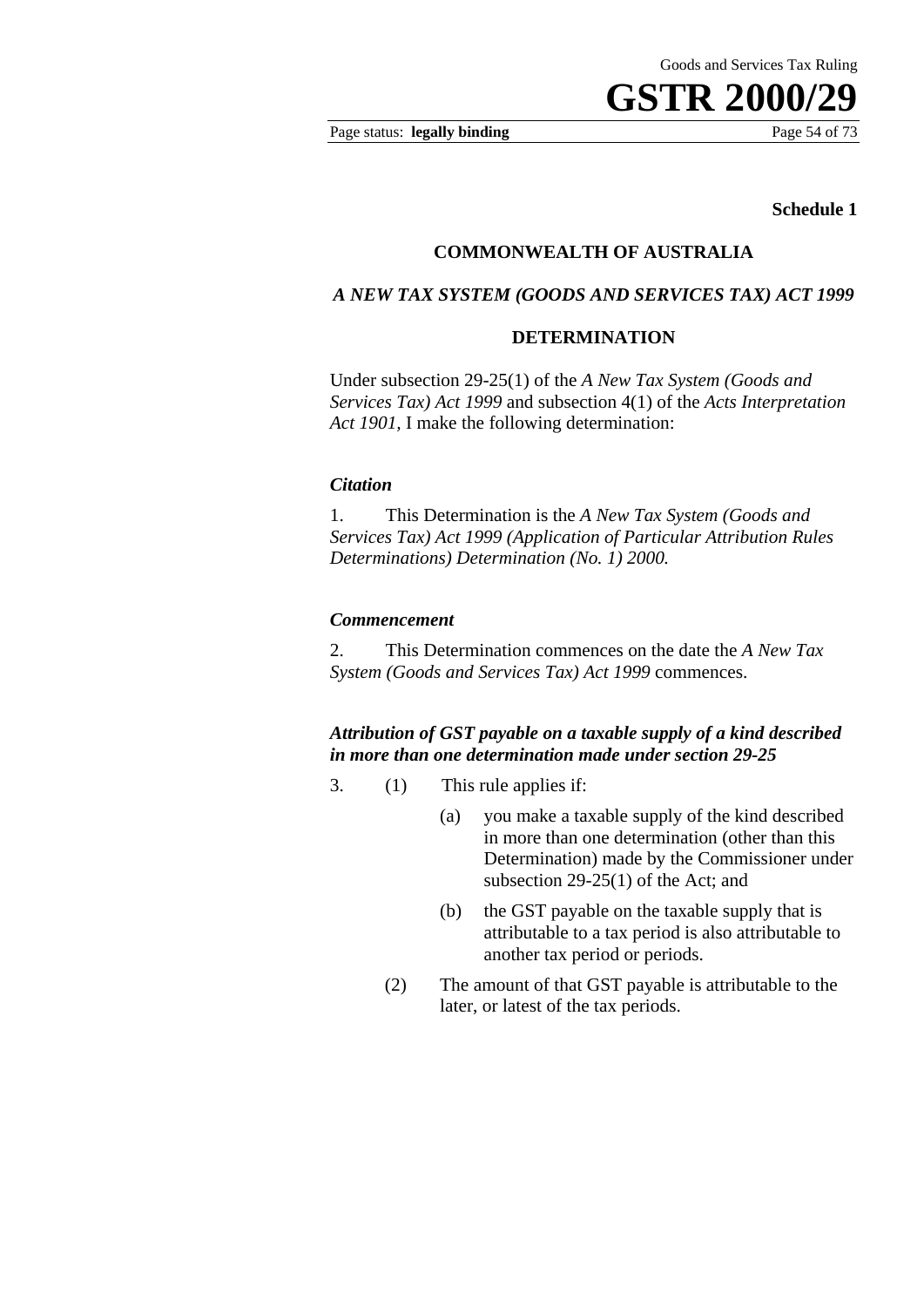**Schedule 1**

**COMMONWEALTH OF AUSTRALIA**

***A NEW TAX SYSTEM (GOODS AND SERVICES TAX) ACT 1999***

**DETERMINATION**

Under subsection 29-25(1) of the *A New Tax System (Goods and Services Tax) Act 1999* and subsection 4(1) of the *Acts Interpretation Act 1901,* I make the following determination:

***Citation***

1. This Determination is the *A New Tax System (Goods and Services Tax) Act 1999 (Application of Particular Attribution Rules Determinations) Determination (No. 1) 2000.*

***Commencement***

2. This Determination commences on the date the *A New Tax System (Goods and Services Tax) Act 1999* commences.

***Attribution of GST payable on a taxable supply of a kind described in more than one determination made under section 29-25***

3. (1) This rule applies if:

(a) you make a taxable supply of the kind described in more than one determination (other than this Determination) made by the Commissioner under subsection 29-25(1) of the Act; and

(b) the GST payable on the taxable supply that is attributable to a tax period is also attributable to another tax period or periods.

(2) The amount of that GST payable is attributable to the later, or latest of the tax periods.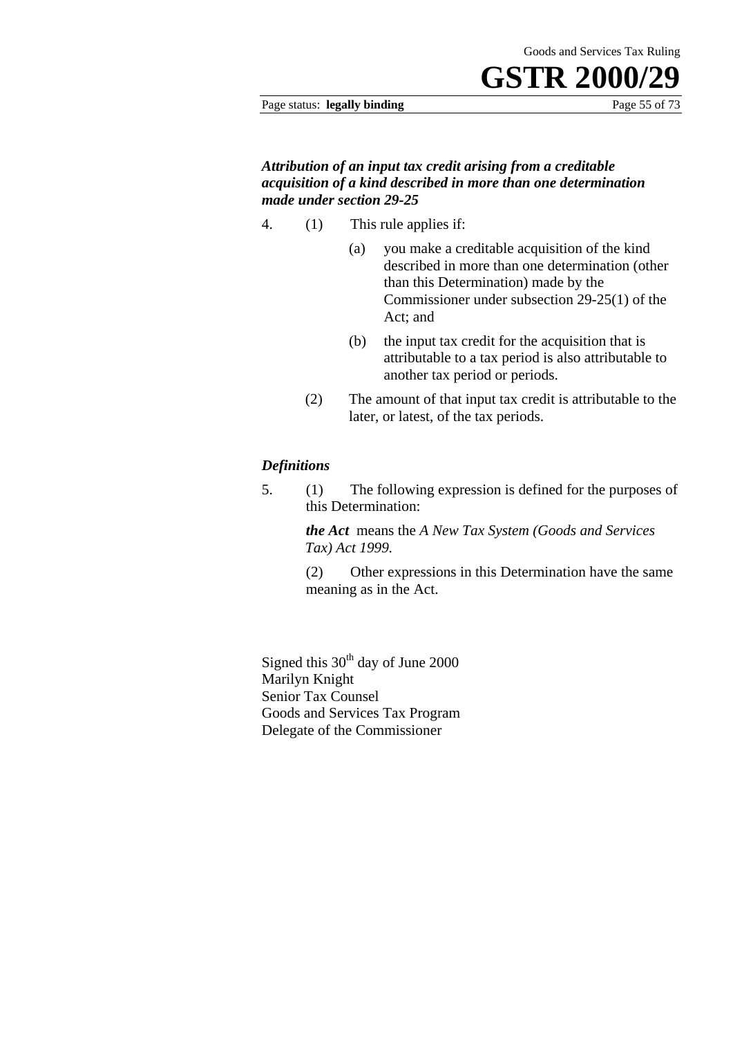***Attribution of an input tax credit arising from a creditable acquisition of a kind described in more than one determination made under section 29-25***

4. (1) This rule applies if:

   (a) you make a creditable acquisition of the kind described in more than one determination (other than this Determination) made by the Commissioner under subsection 29-25(1) of the Act; and

   (b) the input tax credit for the acquisition that is attributable to a tax period is also attributable to another tax period or periods.

   (2) The amount of that input tax credit is attributable to the later, or latest, of the tax periods.

***Definitions***

5. (1) The following expression is defined for the purposes of this Determination:

   ***the Act*** means the *A New Tax System (Goods and Services Tax) Act 1999.*

   (2) Other expressions in this Determination have the same meaning as in the Act.

Signed this 30th day of June 2000
Marilyn Knight
Senior Tax Counsel
Goods and Services Tax Program
Delegate of the Commissioner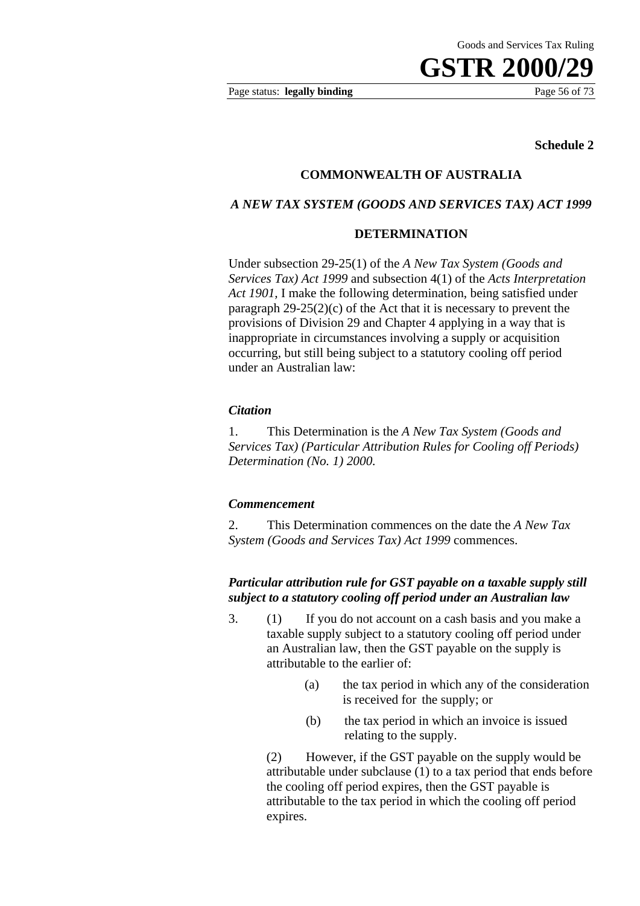**Schedule 2**

**COMMONWEALTH OF AUSTRALIA**

***A NEW TAX SYSTEM (GOODS AND SERVICES TAX) ACT 1999***

**DETERMINATION**

Under subsection 29-25(1) of the *A New Tax System (Goods and Services Tax) Act 1999* and subsection 4(1) of the *Acts Interpretation Act 1901,* I make the following determination, being satisfied under paragraph 29-25(2)(c) of the Act that it is necessary to prevent the provisions of Division 29 and Chapter 4 applying in a way that is inappropriate in circumstances involving a supply or acquisition occurring, but still being subject to a statutory cooling off period under an Australian law:

***Citation***

1. This Determination is the *A New Tax System (Goods and Services Tax) (Particular Attribution Rules for Cooling off Periods) Determination (No. 1) 2000.*

***Commencement***

2. This Determination commences on the date the *A New Tax System (Goods and Services Tax) Act 1999* commences.

***Particular attribution rule for GST payable on a taxable supply still subject to a statutory cooling off period under an Australian law***

3. (1) If you do not account on a cash basis and you make a taxable supply subject to a statutory cooling off period under an Australian law, then the GST payable on the supply is attributable to the earlier of:

   (a) the tax period in which any of the consideration is received for the supply; or

   (b) the tax period in which an invoice is issued relating to the supply.

   (2) However, if the GST payable on the supply would be attributable under subclause (1) to a tax period that ends before the cooling off period expires, then the GST payable is attributable to the tax period in which the cooling off period expires.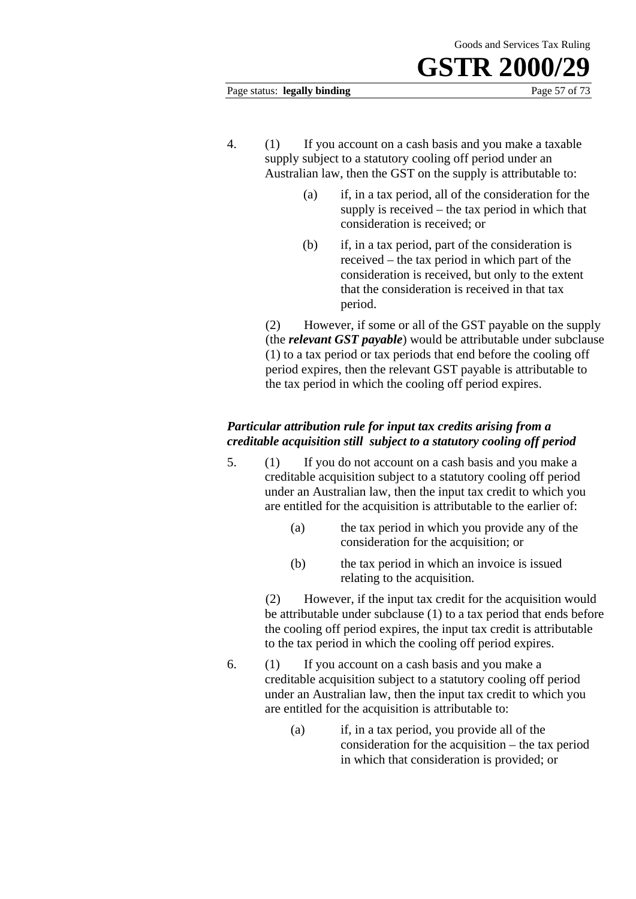4. (1) If you account on a cash basis and you make a taxable supply subject to a statutory cooling off period under an Australian law, then the GST on the supply is attributable to:

   (a) if, in a tax period, all of the consideration for the supply is received – the tax period in which that consideration is received; or

   (b) if, in a tax period, part of the consideration is received – the tax period in which part of the consideration is received, but only to the extent that the consideration is received in that tax period.

   (2) However, if some or all of the GST payable on the supply (the ***relevant GST payable***) would be attributable under subclause (1) to a tax period or tax periods that end before the cooling off period expires, then the relevant GST payable is attributable to the tax period in which the cooling off period expires.

***Particular attribution rule for input tax credits arising from a creditable acquisition still subject to a statutory cooling off period***

5. (1) If you do not account on a cash basis and you make a creditable acquisition subject to a statutory cooling off period under an Australian law, then the input tax credit to which you are entitled for the acquisition is attributable to the earlier of:

   (a) the tax period in which you provide any of the consideration for the acquisition; or

   (b) the tax period in which an invoice is issued relating to the acquisition.

   (2) However, if the input tax credit for the acquisition would be attributable under subclause (1) to a tax period that ends before the cooling off period expires, the input tax credit is attributable to the tax period in which the cooling off period expires.

6. (1) If you account on a cash basis and you make a creditable acquisition subject to a statutory cooling off period under an Australian law, then the input tax credit to which you are entitled for the acquisition is attributable to:

   (a) if, in a tax period, you provide all of the consideration for the acquisition – the tax period in which that consideration is provided; or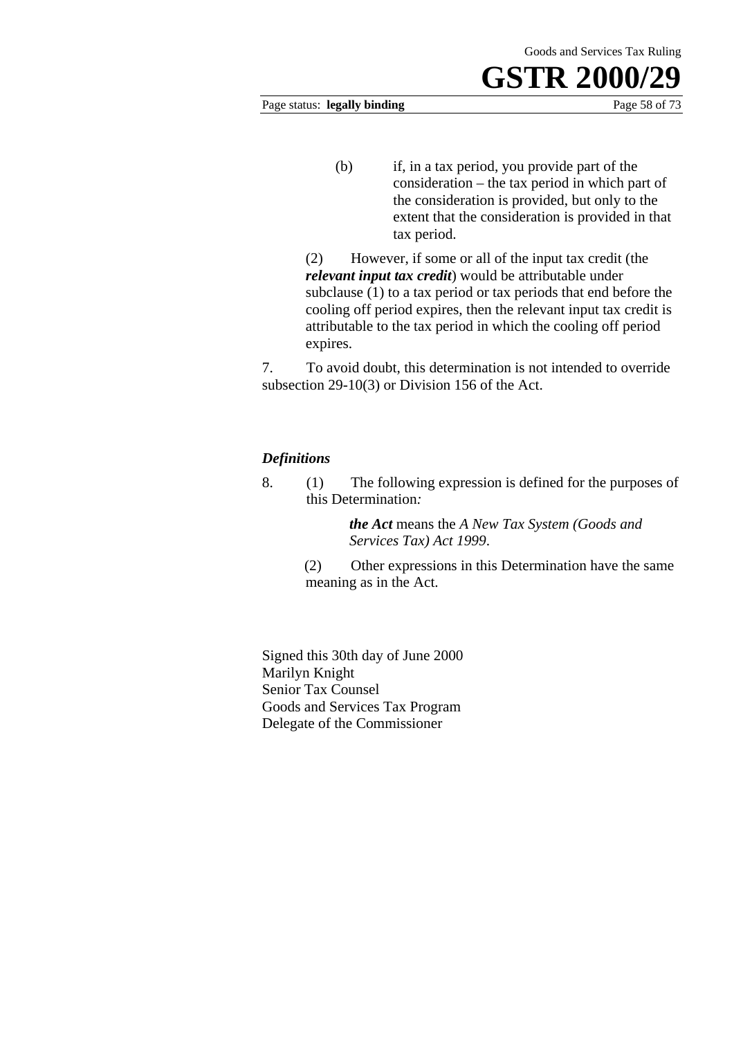(b) if, in a tax period, you provide part of the consideration – the tax period in which part of the consideration is provided, but only to the extent that the consideration is provided in that tax period.

(2) However, if some or all of the input tax credit (the ***relevant input tax credit***) would be attributable under subclause (1) to a tax period or tax periods that end before the cooling off period expires, then the relevant input tax credit is attributable to the tax period in which the cooling off period expires.

7. To avoid doubt, this determination is not intended to override subsection 29-10(3) or Division 156 of the Act.

### *Definitions*

8. (1) The following expression is defined for the purposes of this Determination*:*

***the Act*** means the *A New Tax System (Goods and Services Tax) Act 1999*.

(2) Other expressions in this Determination have the same meaning as in the Act.

Signed this 30th day of June 2000
Marilyn Knight
Senior Tax Counsel
Goods and Services Tax Program
Delegate of the Commissioner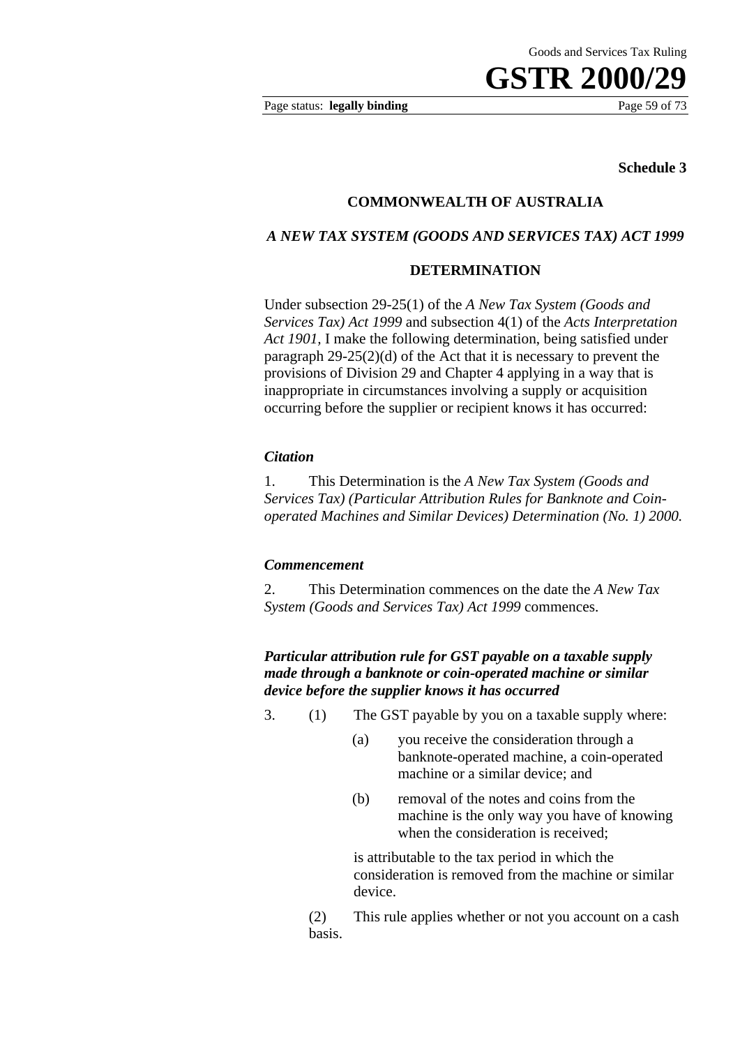**Schedule 3**

**COMMONWEALTH OF AUSTRALIA**

***A NEW TAX SYSTEM (GOODS AND SERVICES TAX) ACT 1999***

**DETERMINATION**

Under subsection 29-25(1) of the *A New Tax System (Goods and Services Tax) Act 1999* and subsection 4(1) of the *Acts Interpretation Act 1901,* I make the following determination, being satisfied under paragraph 29-25(2)(d) of the Act that it is necessary to prevent the provisions of Division 29 and Chapter 4 applying in a way that is inappropriate in circumstances involving a supply or acquisition occurring before the supplier or recipient knows it has occurred:

***Citation***

1. This Determination is the *A New Tax System (Goods and Services Tax) (Particular Attribution Rules for Banknote and Coin-operated Machines and Similar Devices) Determination (No. 1) 2000.*

***Commencement***

2. This Determination commences on the date the *A New Tax System (Goods and Services Tax) Act 1999* commences.

***Particular attribution rule for GST payable on a taxable supply made through a banknote or coin-operated machine or similar device before the supplier knows it has occurred***

3. (1) The GST payable by you on a taxable supply where:

(a) you receive the consideration through a banknote-operated machine, a coin-operated machine or a similar device; and

(b) removal of the notes and coins from the machine is the only way you have of knowing when the consideration is received;

is attributable to the tax period in which the consideration is removed from the machine or similar device.

(2) This rule applies whether or not you account on a cash basis.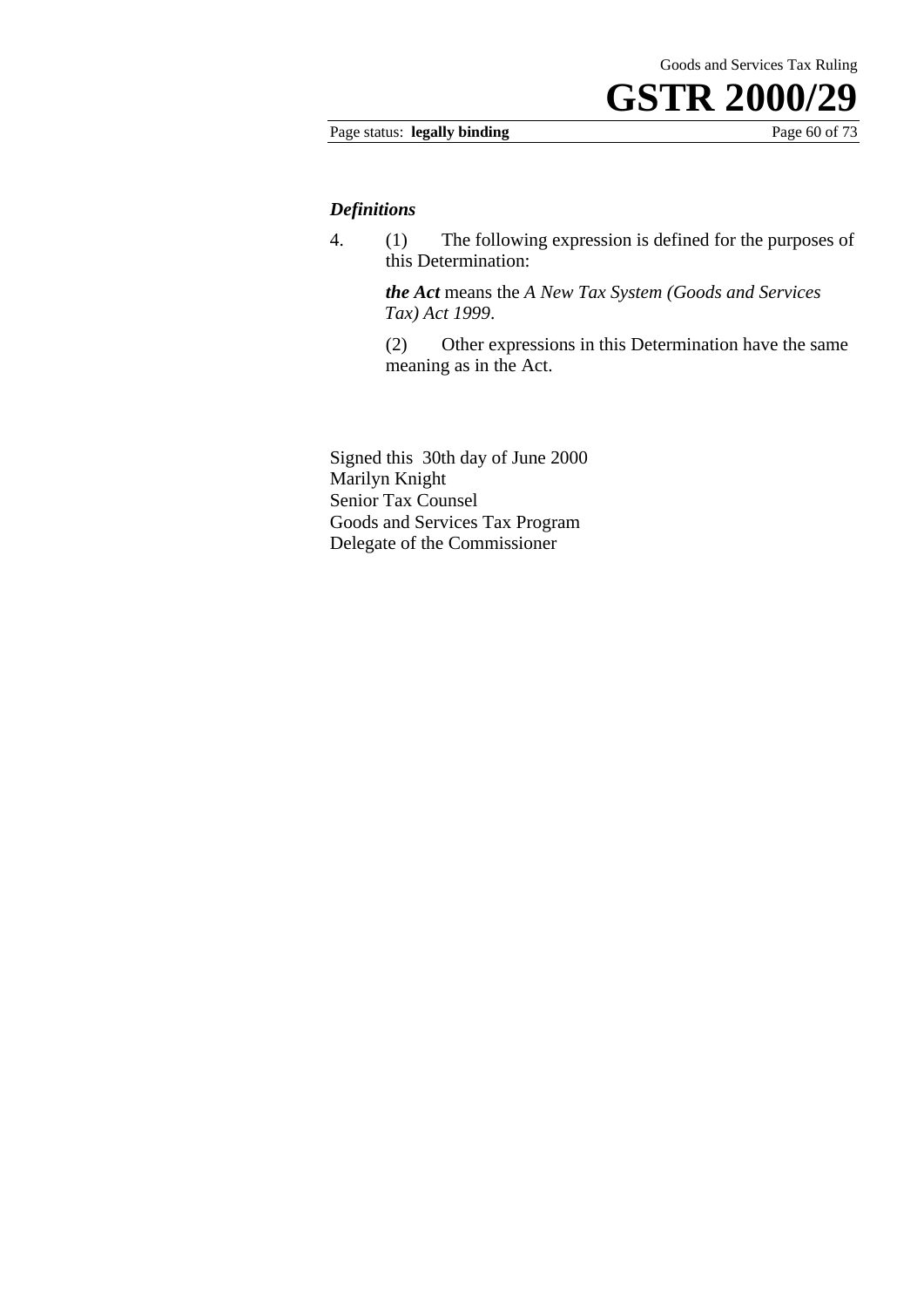### *Definitions*

4. (1) The following expression is defined for the purposes of this Determination:

***the Act*** means the *A New Tax System (Goods and Services Tax) Act 1999*.

(2) Other expressions in this Determination have the same meaning as in the Act.

Signed this 30th day of June 2000
Marilyn Knight
Senior Tax Counsel
Goods and Services Tax Program
Delegate of the Commissioner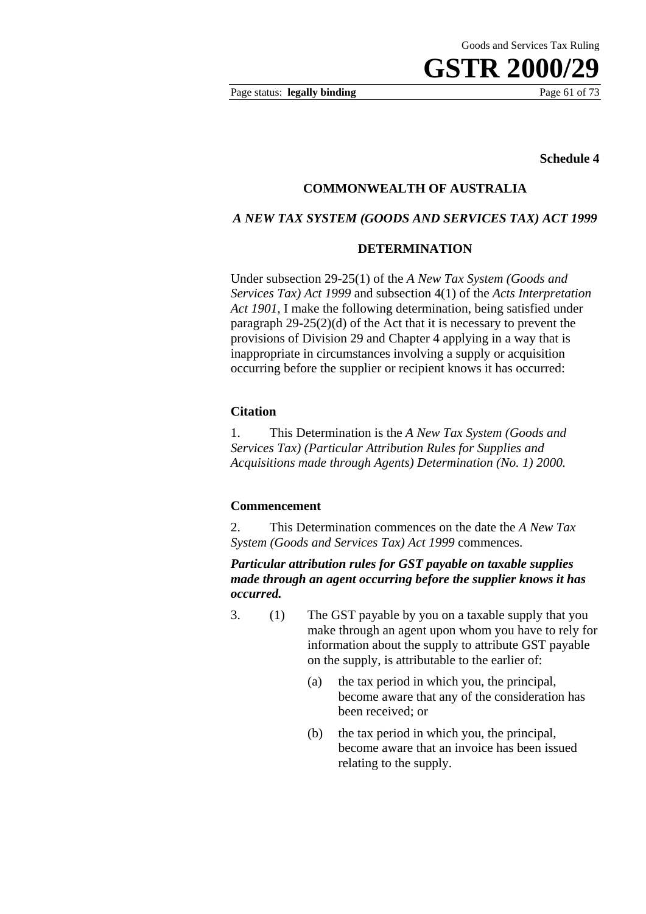**Schedule 4**

**COMMONWEALTH OF AUSTRALIA**

***A NEW TAX SYSTEM (GOODS AND SERVICES TAX) ACT 1999***

**DETERMINATION**

Under subsection 29-25(1) of the *A New Tax System (Goods and Services Tax) Act 1999* and subsection 4(1) of the *Acts Interpretation Act 1901*, I make the following determination, being satisfied under paragraph 29-25(2)(d) of the Act that it is necessary to prevent the provisions of Division 29 and Chapter 4 applying in a way that is inappropriate in circumstances involving a supply or acquisition occurring before the supplier or recipient knows it has occurred:

**Citation**

1. This Determination is the *A New Tax System (Goods and Services Tax) (Particular Attribution Rules for Supplies and Acquisitions made through Agents) Determination (No. 1) 2000.*

**Commencement**

2. This Determination commences on the date the *A New Tax System (Goods and Services Tax) Act 1999* commences.

***Particular attribution rules for GST payable on taxable supplies made through an agent occurring before the supplier knows it has occurred.***

3. (1) The GST payable by you on a taxable supply that you make through an agent upon whom you have to rely for information about the supply to attribute GST payable on the supply, is attributable to the earlier of:

   (a) the tax period in which you, the principal, become aware that any of the consideration has been received; or

   (b) the tax period in which you, the principal, become aware that an invoice has been issued relating to the supply.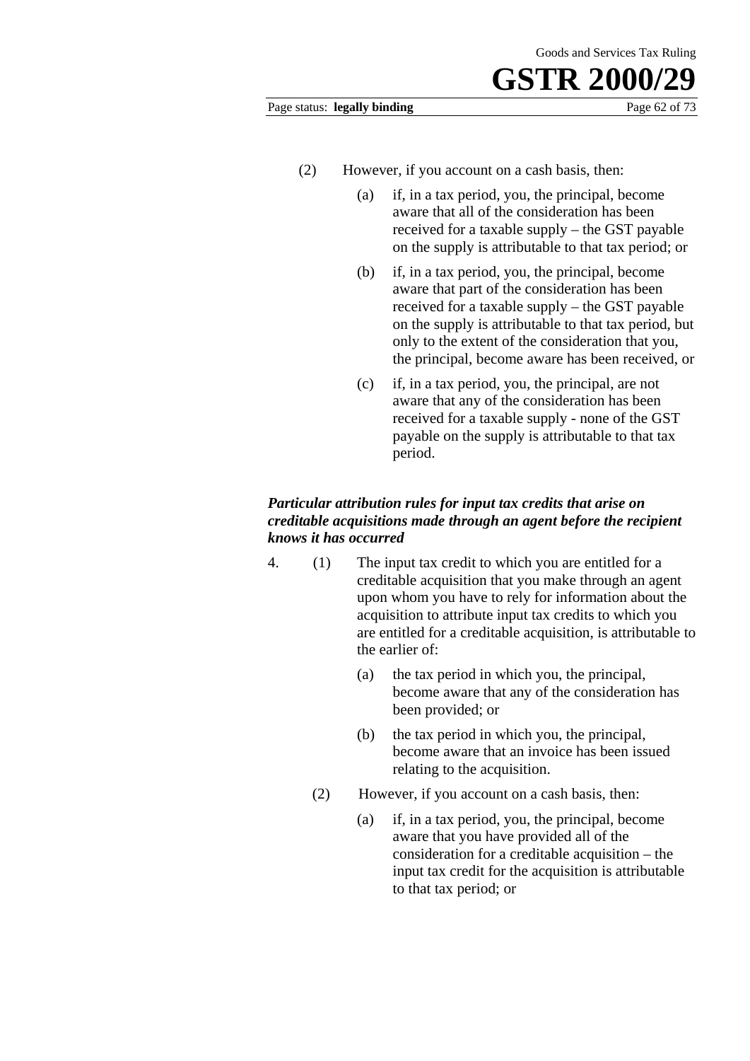(2) However, if you account on a cash basis, then:

(a) if, in a tax period, you, the principal, become aware that all of the consideration has been received for a taxable supply – the GST payable on the supply is attributable to that tax period; or

(b) if, in a tax period, you, the principal, become aware that part of the consideration has been received for a taxable supply – the GST payable on the supply is attributable to that tax period, but only to the extent of the consideration that you, the principal, become aware has been received, or

(c) if, in a tax period, you, the principal, are not aware that any of the consideration has been received for a taxable supply - none of the GST payable on the supply is attributable to that tax period.

***Particular attribution rules for input tax credits that arise on creditable acquisitions made through an agent before the recipient knows it has occurred***

4. (1) The input tax credit to which you are entitled for a creditable acquisition that you make through an agent upon whom you have to rely for information about the acquisition to attribute input tax credits to which you are entitled for a creditable acquisition, is attributable to the earlier of:

(a) the tax period in which you, the principal, become aware that any of the consideration has been provided; or

(b) the tax period in which you, the principal, become aware that an invoice has been issued relating to the acquisition.

(2) However, if you account on a cash basis, then:

(a) if, in a tax period, you, the principal, become aware that you have provided all of the consideration for a creditable acquisition – the input tax credit for the acquisition is attributable to that tax period; or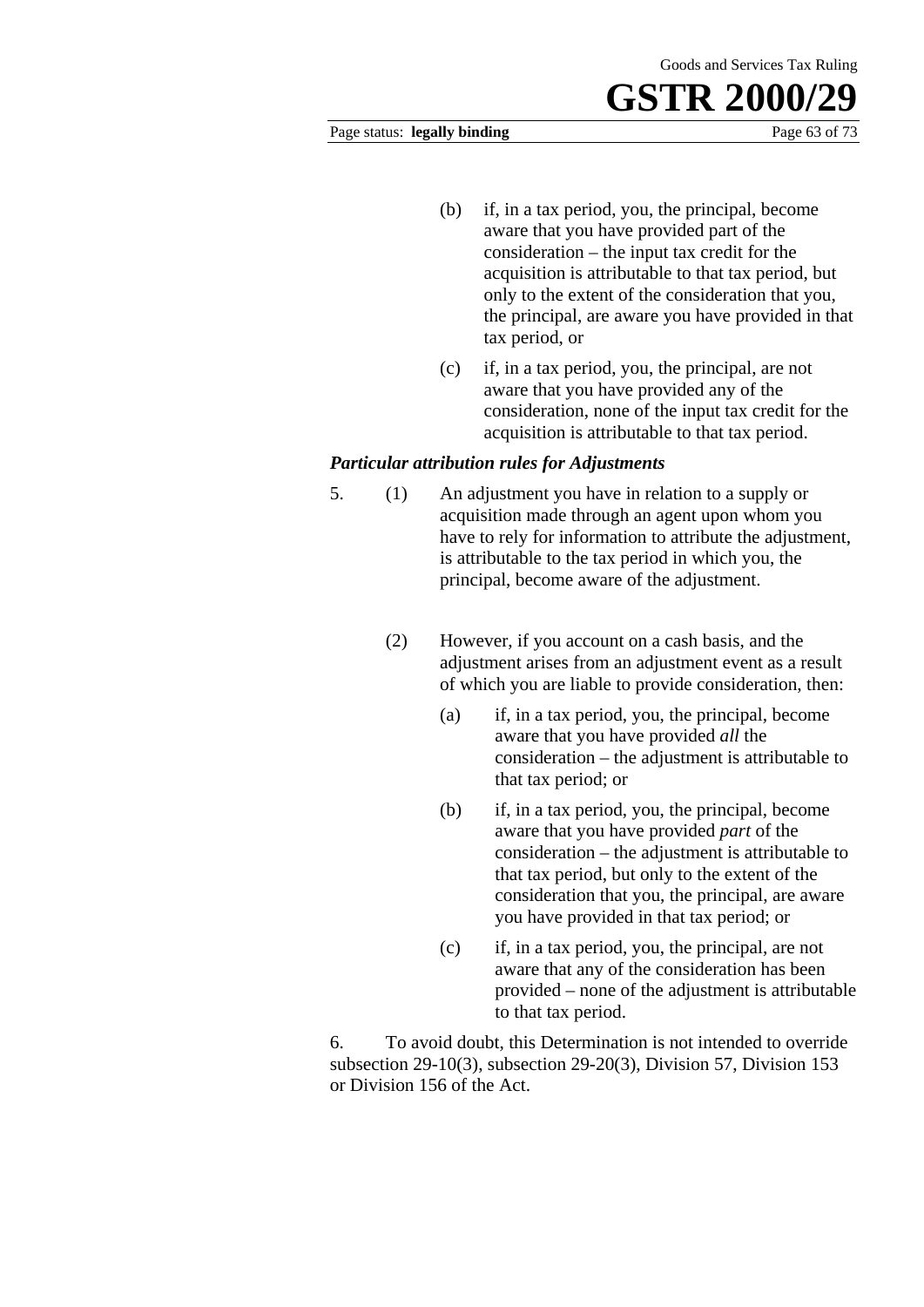(b) if, in a tax period, you, the principal, become aware that you have provided part of the consideration – the input tax credit for the acquisition is attributable to that tax period, but only to the extent of the consideration that you, the principal, are aware you have provided in that tax period, or

(c) if, in a tax period, you, the principal, are not aware that you have provided any of the consideration, none of the input tax credit for the acquisition is attributable to that tax period.

### *Particular attribution rules for Adjustments*

5. (1) An adjustment you have in relation to a supply or acquisition made through an agent upon whom you have to rely for information to attribute the adjustment, is attributable to the tax period in which you, the principal, become aware of the adjustment.

(2) However, if you account on a cash basis, and the adjustment arises from an adjustment event as a result of which you are liable to provide consideration, then:

(a) if, in a tax period, you, the principal, become aware that you have provided *all* the consideration – the adjustment is attributable to that tax period; or

(b) if, in a tax period, you, the principal, become aware that you have provided *part* of the consideration – the adjustment is attributable to that tax period, but only to the extent of the consideration that you, the principal, are aware you have provided in that tax period; or

(c) if, in a tax period, you, the principal, are not aware that any of the consideration has been provided – none of the adjustment is attributable to that tax period.

6. To avoid doubt, this Determination is not intended to override subsection 29-10(3), subsection 29-20(3), Division 57, Division 153 or Division 156 of the Act.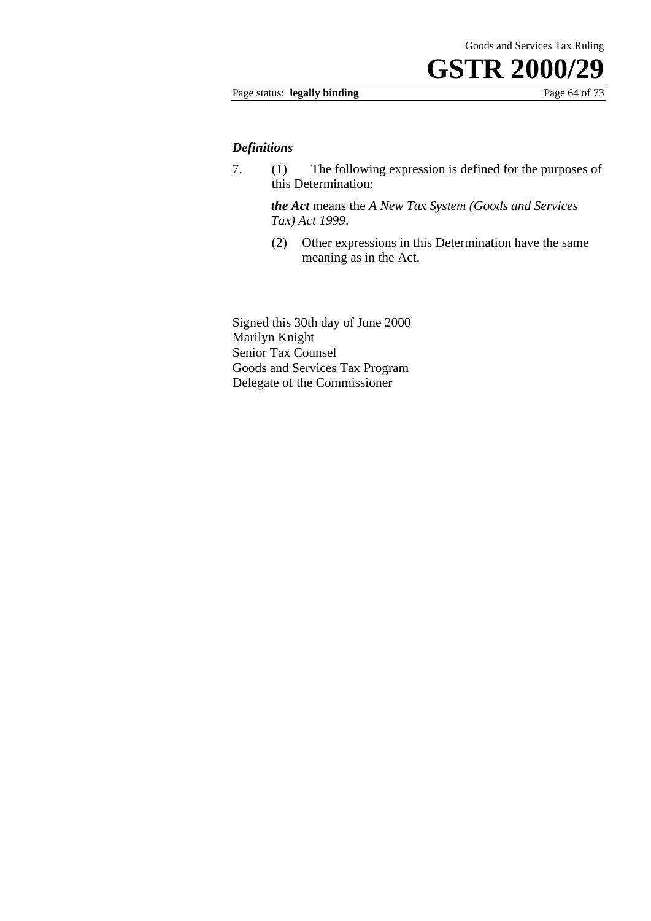### *Definitions*

7. (1) The following expression is defined for the purposes of this Determination:

   ***the Act*** means the *A New Tax System (Goods and Services Tax) Act 1999*.

   (2) Other expressions in this Determination have the same meaning as in the Act.

Signed this 30th day of June 2000
Marilyn Knight
Senior Tax Counsel
Goods and Services Tax Program
Delegate of the Commissioner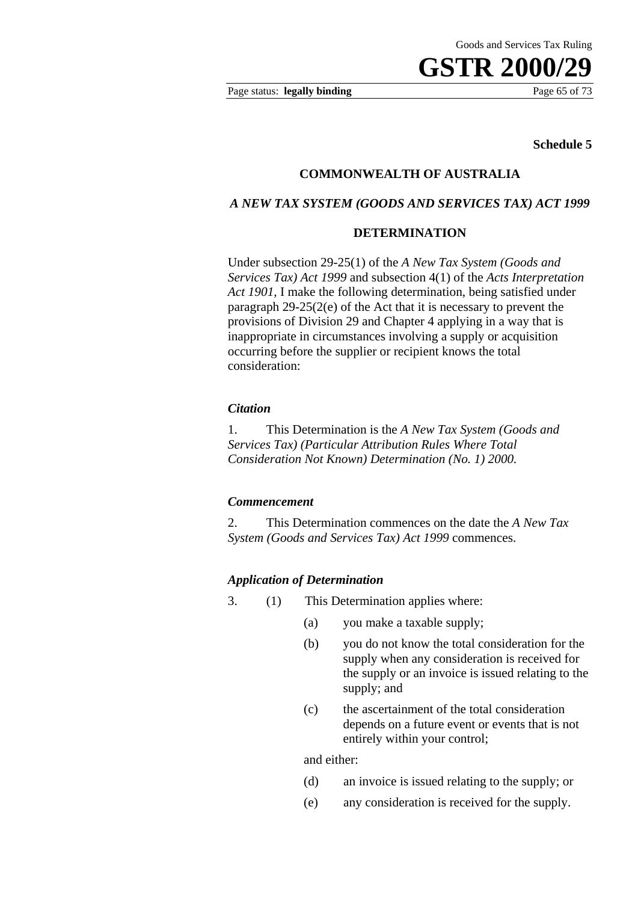**Schedule 5**

**COMMONWEALTH OF AUSTRALIA**

***A NEW TAX SYSTEM (GOODS AND SERVICES TAX) ACT 1999***

**DETERMINATION**

Under subsection 29-25(1) of the *A New Tax System (Goods and Services Tax) Act 1999* and subsection 4(1) of the *Acts Interpretation Act 1901,* I make the following determination, being satisfied under paragraph 29-25(2(e) of the Act that it is necessary to prevent the provisions of Division 29 and Chapter 4 applying in a way that is inappropriate in circumstances involving a supply or acquisition occurring before the supplier or recipient knows the total consideration:

***Citation***

1. This Determination is the *A New Tax System (Goods and Services Tax) (Particular Attribution Rules Where Total Consideration Not Known) Determination (No. 1) 2000.*

***Commencement***

2. This Determination commences on the date the *A New Tax System (Goods and Services Tax) Act 1999* commences.

***Application of Determination***

3. (1) This Determination applies where:

   (a) you make a taxable supply;

   (b) you do not know the total consideration for the supply when any consideration is received for the supply or an invoice is issued relating to the supply; and

   (c) the ascertainment of the total consideration depends on a future event or events that is not entirely within your control;

   and either:

   (d) an invoice is issued relating to the supply; or

   (e) any consideration is received for the supply.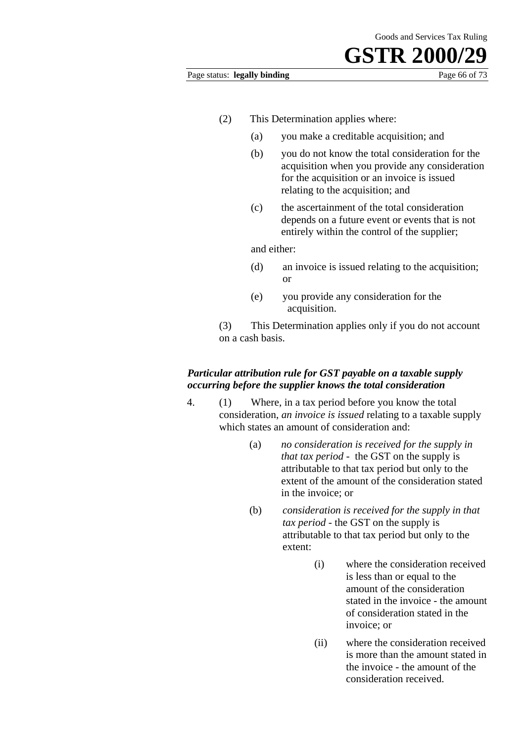(2) This Determination applies where:

(a) you make a creditable acquisition; and

(b) you do not know the total consideration for the acquisition when you provide any consideration for the acquisition or an invoice is issued relating to the acquisition; and

(c) the ascertainment of the total consideration depends on a future event or events that is not entirely within the control of the supplier;

and either:

(d) an invoice is issued relating to the acquisition; or

(e) you provide any consideration for the acquisition.

(3) This Determination applies only if you do not account on a cash basis.

***Particular attribution rule for GST payable on a taxable supply occurring before the supplier knows the total consideration***

4. (1) Where, in a tax period before you know the total consideration, *an invoice is issued* relating to a taxable supply which states an amount of consideration and:

(a) *no consideration is received for the supply in that tax period* - the GST on the supply is attributable to that tax period but only to the extent of the amount of the consideration stated in the invoice; or

(b) *consideration is received for the supply in that tax period* - the GST on the supply is attributable to that tax period but only to the extent:

(i) where the consideration received is less than or equal to the amount of the consideration stated in the invoice - the amount of consideration stated in the invoice; or

(ii) where the consideration received is more than the amount stated in the invoice - the amount of the consideration received.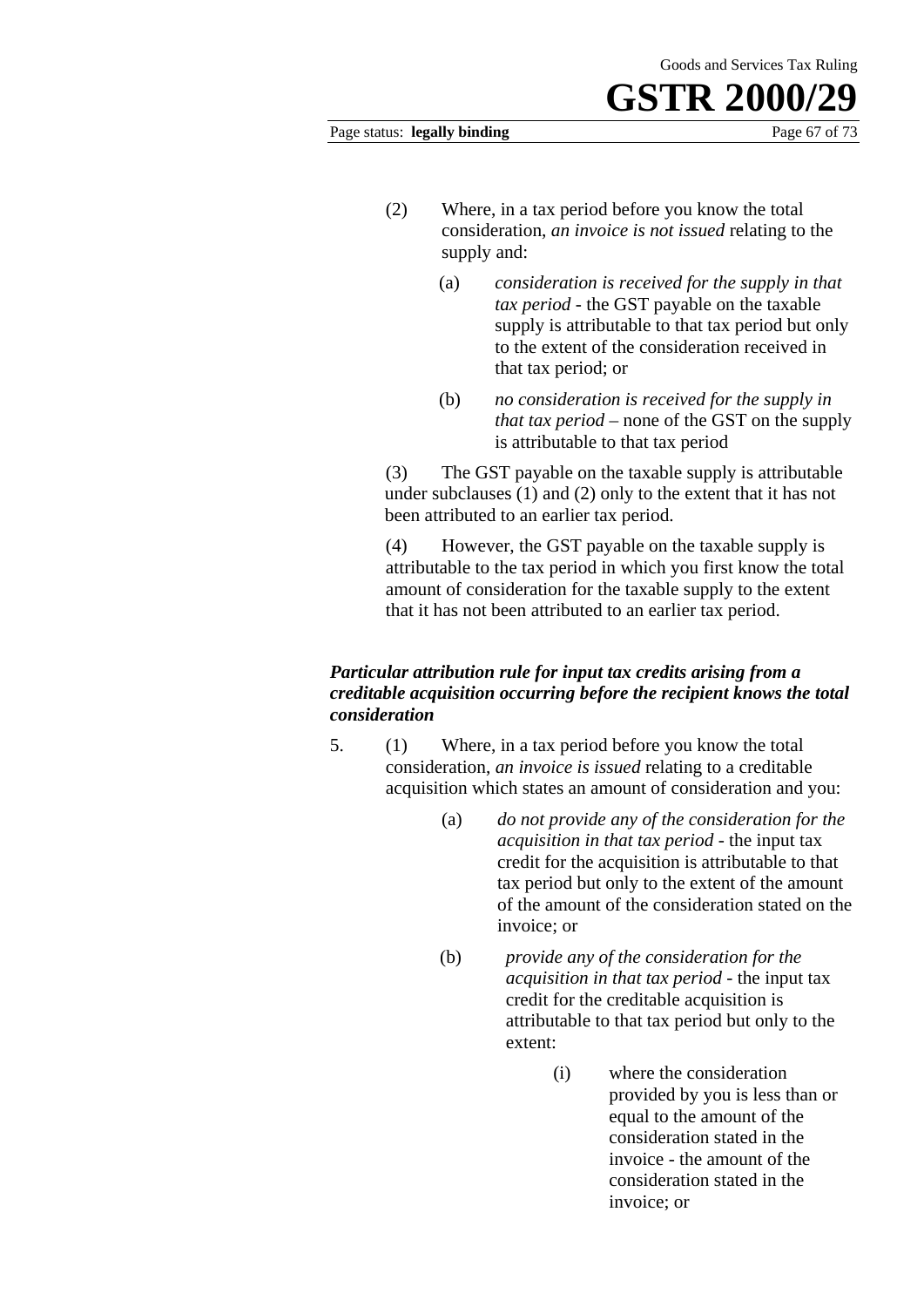(2) Where, in a tax period before you know the total consideration, *an invoice is not issued* relating to the supply and:

(a) *consideration is received for the supply in that tax period* - the GST payable on the taxable supply is attributable to that tax period but only to the extent of the consideration received in that tax period; or

(b) *no consideration is received for the supply in that tax period* – none of the GST on the supply is attributable to that tax period

(3) The GST payable on the taxable supply is attributable under subclauses (1) and (2) only to the extent that it has not been attributed to an earlier tax period.

(4) However, the GST payable on the taxable supply is attributable to the tax period in which you first know the total amount of consideration for the taxable supply to the extent that it has not been attributed to an earlier tax period.

***Particular attribution rule for input tax credits arising from a creditable acquisition occurring before the recipient knows the total consideration***

5. (1) Where, in a tax period before you know the total consideration, *an invoice is issued* relating to a creditable acquisition which states an amount of consideration and you:

(a) *do not provide any of the consideration for the acquisition in that tax period* - the input tax credit for the acquisition is attributable to that tax period but only to the extent of the amount of the amount of the consideration stated on the invoice; or

(b) *provide any of the consideration for the acquisition in that tax period* - the input tax credit for the creditable acquisition is attributable to that tax period but only to the extent:

(i) where the consideration provided by you is less than or equal to the amount of the consideration stated in the invoice - the amount of the consideration stated in the invoice; or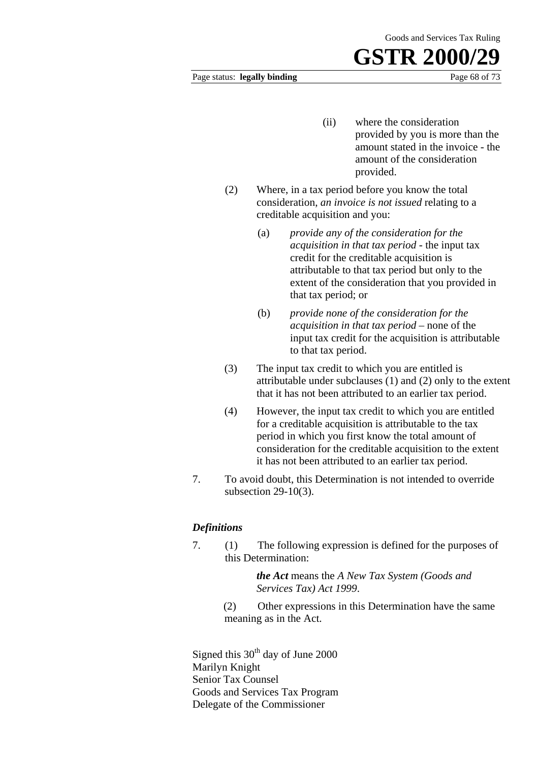(ii) where the consideration provided by you is more than the amount stated in the invoice - the amount of the consideration provided.

(2) Where, in a tax period before you know the total consideration, *an invoice is not issued* relating to a creditable acquisition and you:

(a) *provide any of the consideration for the acquisition in that tax period* - the input tax credit for the creditable acquisition is attributable to that tax period but only to the extent of the consideration that you provided in that tax period; or

(b) *provide none of the consideration for the acquisition in that tax period* – none of the input tax credit for the acquisition is attributable to that tax period.

(3) The input tax credit to which you are entitled is attributable under subclauses (1) and (2) only to the extent that it has not been attributed to an earlier tax period.

(4) However, the input tax credit to which you are entitled for a creditable acquisition is attributable to the tax period in which you first know the total amount of consideration for the creditable acquisition to the extent it has not been attributed to an earlier tax period.

7. To avoid doubt, this Determination is not intended to override subsection 29-10(3).

### *Definitions*

7. (1) The following expression is defined for the purposes of this Determination:

***the Act*** means the *A New Tax System (Goods and Services Tax) Act 1999*.

(2) Other expressions in this Determination have the same meaning as in the Act.

Signed this 30th day of June 2000
Marilyn Knight
Senior Tax Counsel
Goods and Services Tax Program
Delegate of the Commissioner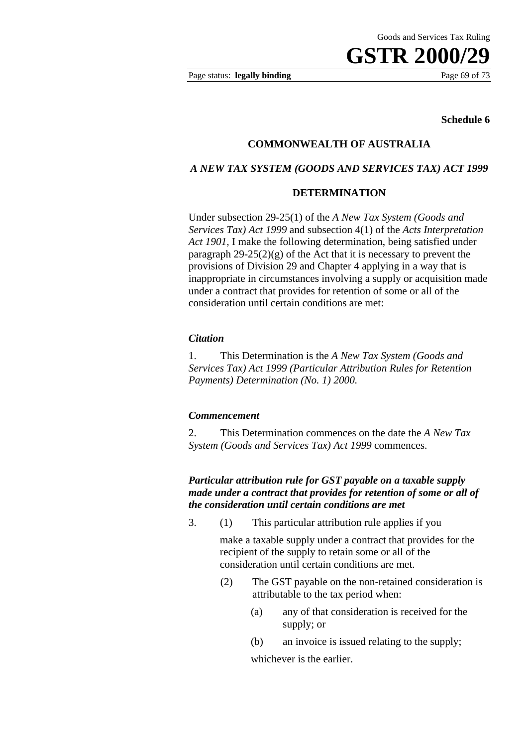**Schedule 6**

**COMMONWEALTH OF AUSTRALIA**

***A NEW TAX SYSTEM (GOODS AND SERVICES TAX) ACT 1999***

**DETERMINATION**

Under subsection 29-25(1) of the *A New Tax System (Goods and Services Tax) Act 1999* and subsection 4(1) of the *Acts Interpretation Act 1901,* I make the following determination, being satisfied under paragraph 29-25(2)(g) of the Act that it is necessary to prevent the provisions of Division 29 and Chapter 4 applying in a way that is inappropriate in circumstances involving a supply or acquisition made under a contract that provides for retention of some or all of the consideration until certain conditions are met:

***Citation***

1. This Determination is the *A New Tax System (Goods and Services Tax) Act 1999 (Particular Attribution Rules for Retention Payments) Determination (No. 1) 2000.*

***Commencement***

2. This Determination commences on the date the *A New Tax System (Goods and Services Tax) Act 1999* commences.

***Particular attribution rule for GST payable on a taxable supply made under a contract that provides for retention of some or all of the consideration until certain conditions are met***

3. (1) This particular attribution rule applies if you

make a taxable supply under a contract that provides for the recipient of the supply to retain some or all of the consideration until certain conditions are met.

(2) The GST payable on the non-retained consideration is attributable to the tax period when:

(a) any of that consideration is received for the supply; or

(b) an invoice is issued relating to the supply;

whichever is the earlier.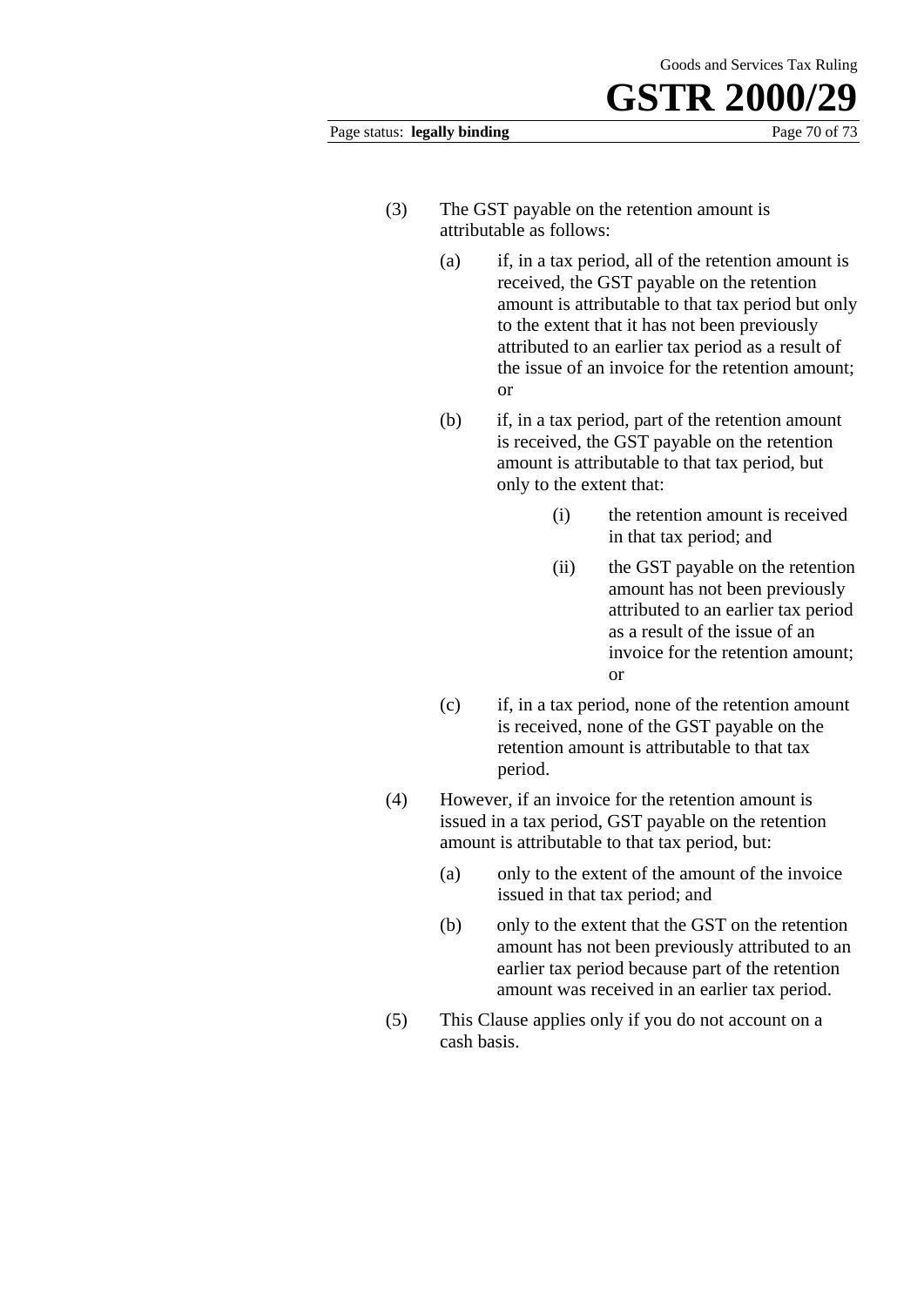(3) The GST payable on the retention amount is attributable as follows:

- (a) if, in a tax period, all of the retention amount is received, the GST payable on the retention amount is attributable to that tax period but only to the extent that it has not been previously attributed to an earlier tax period as a result of the issue of an invoice for the retention amount; or
- (b) if, in a tax period, part of the retention amount is received, the GST payable on the retention amount is attributable to that tax period, but only to the extent that:
  - (i) the retention amount is received in that tax period; and
  - (ii) the GST payable on the retention amount has not been previously attributed to an earlier tax period as a result of the issue of an invoice for the retention amount; or
- (c) if, in a tax period, none of the retention amount is received, none of the GST payable on the retention amount is attributable to that tax period.

(4) However, if an invoice for the retention amount is issued in a tax period, GST payable on the retention amount is attributable to that tax period, but:

- (a) only to the extent of the amount of the invoice issued in that tax period; and
- (b) only to the extent that the GST on the retention amount has not been previously attributed to an earlier tax period because part of the retention amount was received in an earlier tax period.

(5) This Clause applies only if you do not account on a cash basis.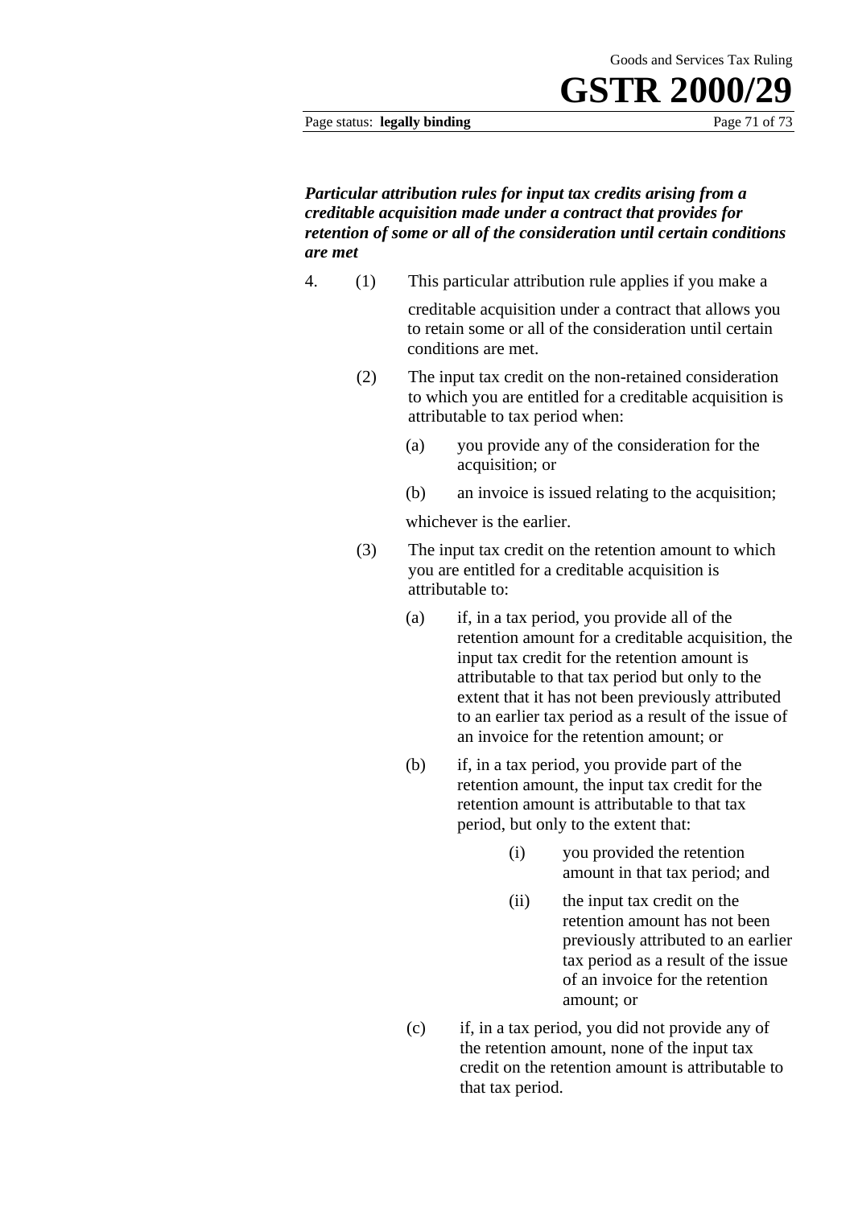***Particular attribution rules for input tax credits arising from a creditable acquisition made under a contract that provides for retention of some or all of the consideration until certain conditions are met***

4. (1) This particular attribution rule applies if you make a creditable acquisition under a contract that allows you to retain some or all of the consideration until certain conditions are met.

(2) The input tax credit on the non-retained consideration to which you are entitled for a creditable acquisition is attributable to tax period when:

- (a) you provide any of the consideration for the acquisition; or
- (b) an invoice is issued relating to the acquisition;

whichever is the earlier.

(3) The input tax credit on the retention amount to which you are entitled for a creditable acquisition is attributable to:

- (a) if, in a tax period, you provide all of the retention amount for a creditable acquisition, the input tax credit for the retention amount is attributable to that tax period but only to the extent that it has not been previously attributed to an earlier tax period as a result of the issue of an invoice for the retention amount; or
- (b) if, in a tax period, you provide part of the retention amount, the input tax credit for the retention amount is attributable to that tax period, but only to the extent that:
  - (i) you provided the retention amount in that tax period; and
  - (ii) the input tax credit on the retention amount has not been previously attributed to an earlier tax period as a result of the issue of an invoice for the retention amount; or
- (c) if, in a tax period, you did not provide any of the retention amount, none of the input tax credit on the retention amount is attributable to that tax period.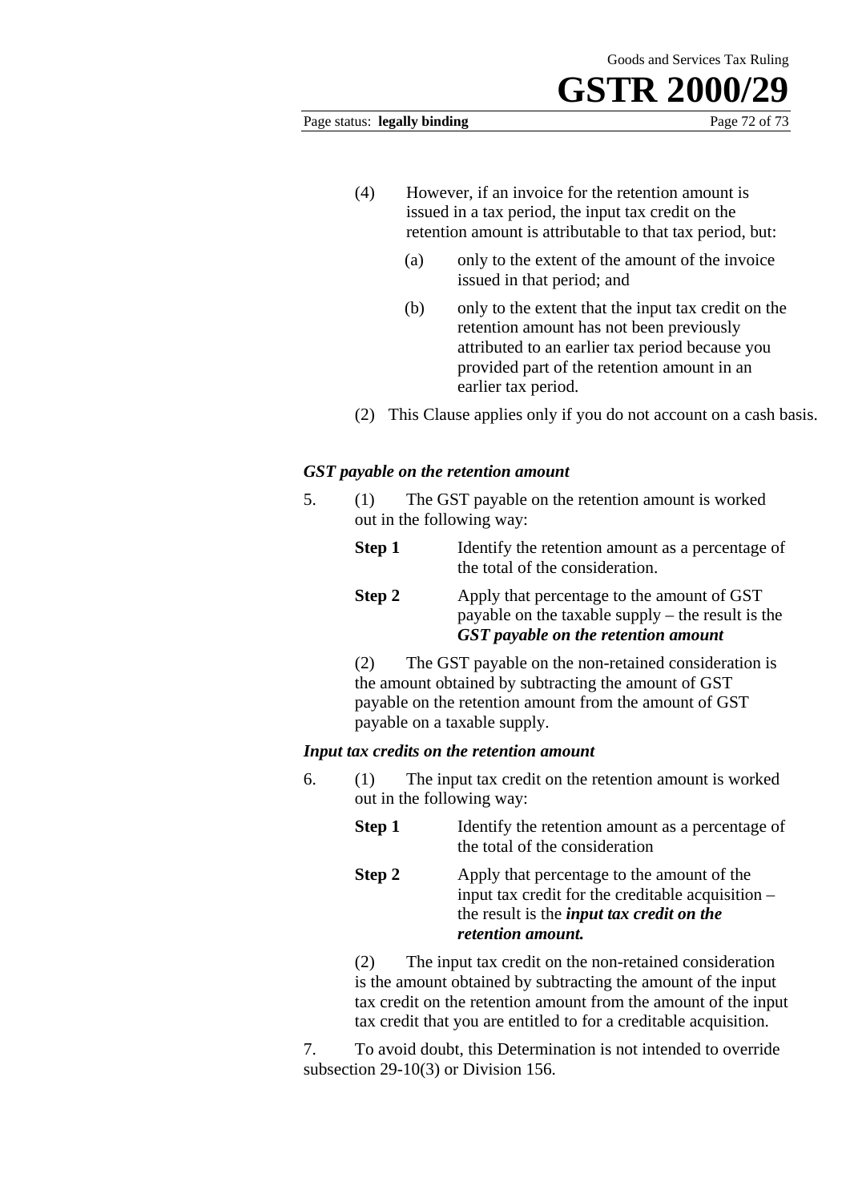(4) However, if an invoice for the retention amount is issued in a tax period, the input tax credit on the retention amount is attributable to that tax period, but:

(a) only to the extent of the amount of the invoice issued in that period; and

(b) only to the extent that the input tax credit on the retention amount has not been previously attributed to an earlier tax period because you provided part of the retention amount in an earlier tax period.

(2) This Clause applies only if you do not account on a cash basis.

### *GST payable on the retention amount*

5. (1) The GST payable on the retention amount is worked out in the following way:

**Step 1** Identify the retention amount as a percentage of the total of the consideration.

**Step 2** Apply that percentage to the amount of GST payable on the taxable supply – the result is the ***GST payable on the retention amount***

(2) The GST payable on the non-retained consideration is the amount obtained by subtracting the amount of GST payable on the retention amount from the amount of GST payable on a taxable supply.

### *Input tax credits on the retention amount*

6. (1) The input tax credit on the retention amount is worked out in the following way:

**Step 1** Identify the retention amount as a percentage of the total of the consideration

**Step 2** Apply that percentage to the amount of the input tax credit for the creditable acquisition – the result is the ***input tax credit on the retention amount.***

(2) The input tax credit on the non-retained consideration is the amount obtained by subtracting the amount of the input tax credit on the retention amount from the amount of the input tax credit that you are entitled to for a creditable acquisition.

7. To avoid doubt, this Determination is not intended to override subsection 29-10(3) or Division 156.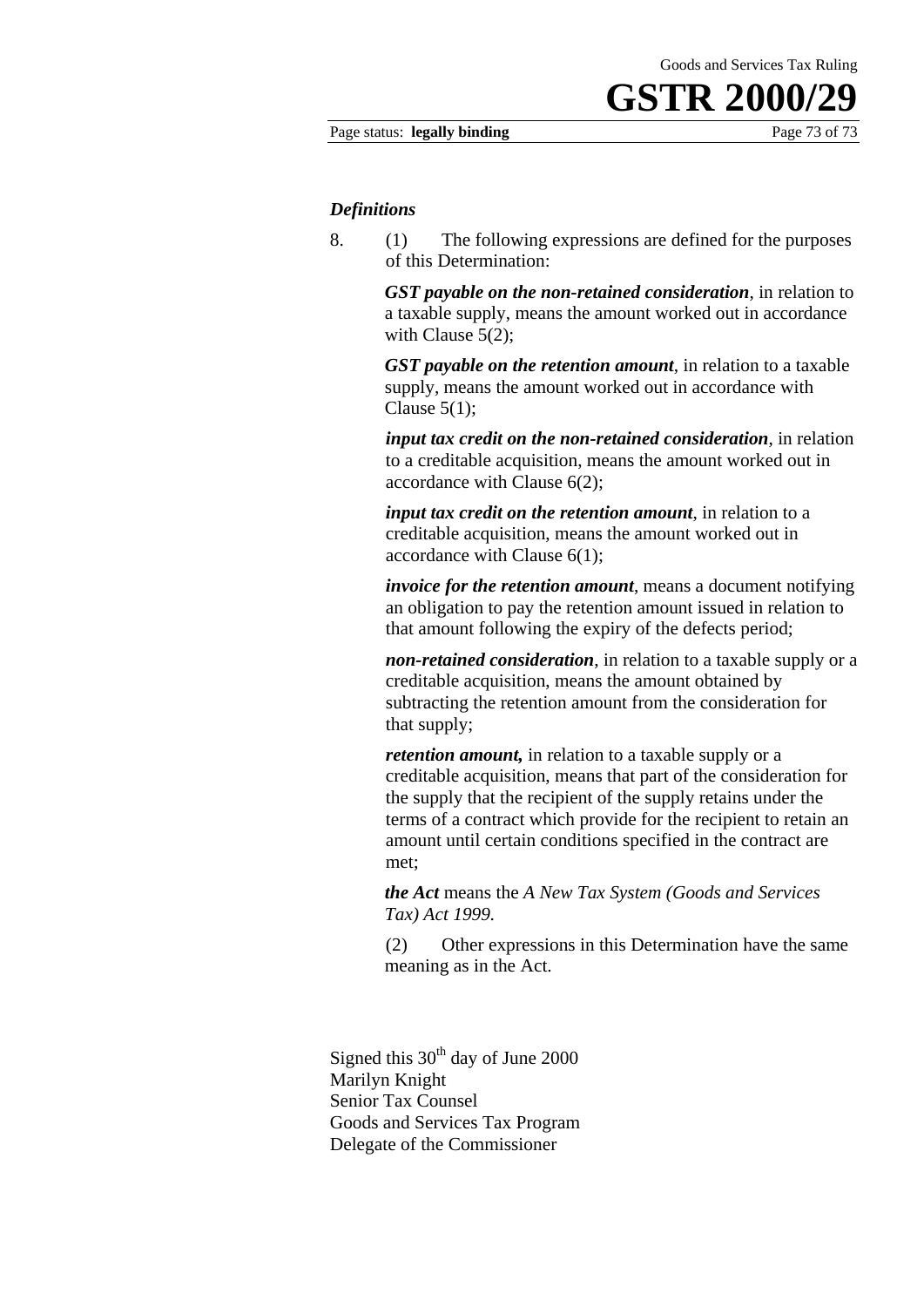### *Definitions*

8. (1) The following expressions are defined for the purposes of this Determination:

***GST payable on the non-retained consideration***, in relation to a taxable supply, means the amount worked out in accordance with Clause 5(2);

***GST payable on the retention amount***, in relation to a taxable supply, means the amount worked out in accordance with Clause 5(1);

***input tax credit on the non-retained consideration***, in relation to a creditable acquisition, means the amount worked out in accordance with Clause 6(2);

***input tax credit on the retention amount***, in relation to a creditable acquisition, means the amount worked out in accordance with Clause 6(1);

***invoice for the retention amount***, means a document notifying an obligation to pay the retention amount issued in relation to that amount following the expiry of the defects period;

***non-retained consideration***, in relation to a taxable supply or a creditable acquisition, means the amount obtained by subtracting the retention amount from the consideration for that supply;

***retention amount,*** in relation to a taxable supply or a creditable acquisition, means that part of the consideration for the supply that the recipient of the supply retains under the terms of a contract which provide for the recipient to retain an amount until certain conditions specified in the contract are met;

***the Act*** means the *A New Tax System (Goods and Services Tax) Act 1999.*

(2) Other expressions in this Determination have the same meaning as in the Act.

Signed this 30th day of June 2000
Marilyn Knight
Senior Tax Counsel
Goods and Services Tax Program
Delegate of the Commissioner